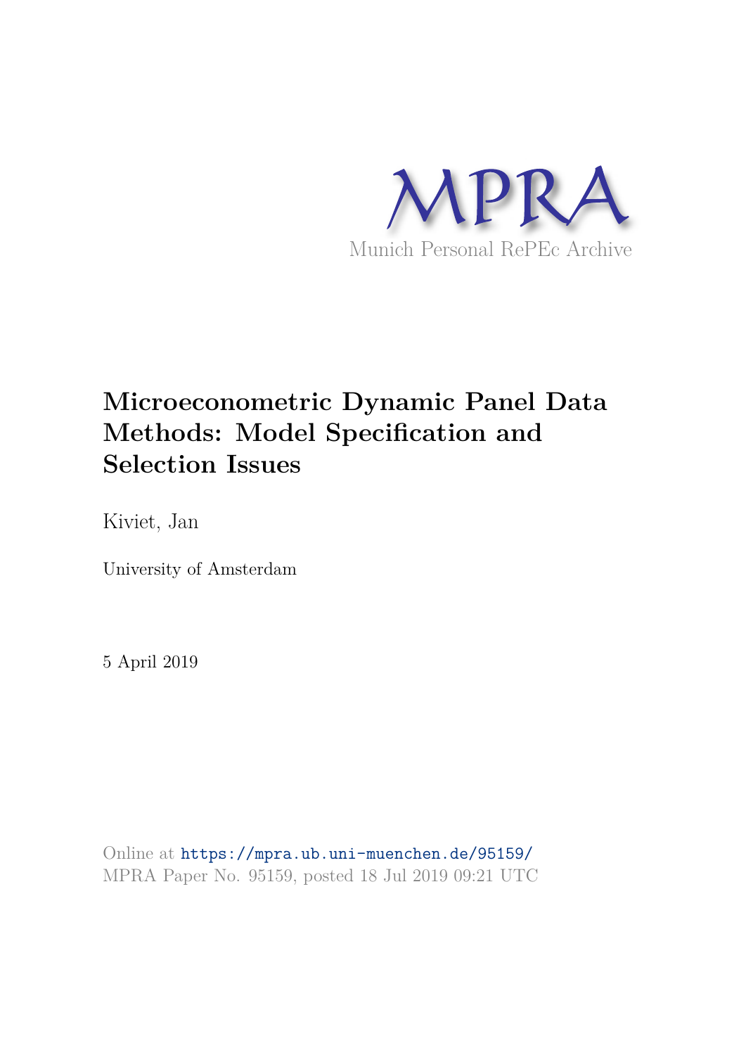MPRA

Munich Personal RePEc Archive

# Microeconometric Dynamic Panel Data Methods: Model Specification and Selection Issues

Kiviet, Jan

University of Amsterdam

5 April 2019

Online at https://mpra.ub.uni-muenchen.de/95159/
MPRA Paper No. 95159, posted 18 Jul 2019 09:21 UTC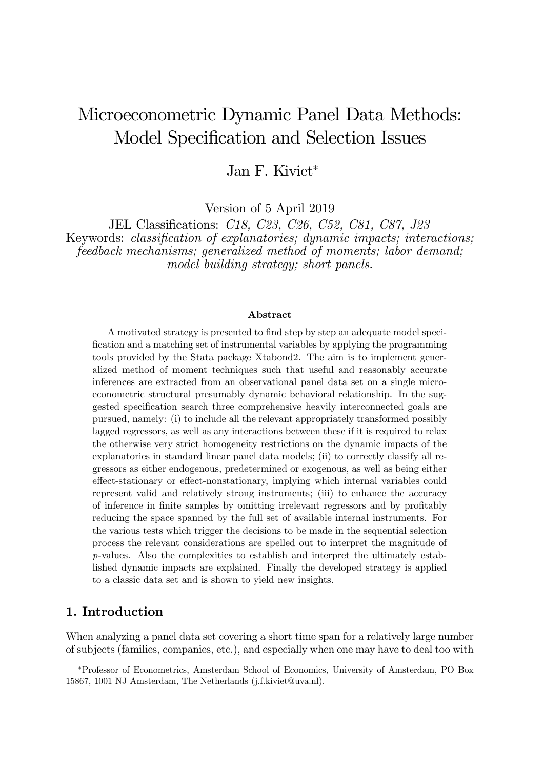# Microeconometric Dynamic Panel Data Methods: Model Specification and Selection Issues

Jan F. Kiviet*

Version of 5 April 2019

JEL Classifications: *C18, C23, C26, C52, C81, C87, J23*
Keywords: *classification of explanatories; dynamic impacts; interactions; feedback mechanisms; generalized method of moments; labor demand; model building strategy; short panels.*

#### Abstract

A motivated strategy is presented to find step by step an adequate model specification and a matching set of instrumental variables by applying the programming tools provided by the Stata package Xtabond2. The aim is to implement generalized method of moment techniques such that useful and reasonably accurate inferences are extracted from an observational panel data set on a single microeconometric structural presumably dynamic behavioral relationship. In the suggested specification search three comprehensive heavily interconnected goals are pursued, namely: (i) to include all the relevant appropriately transformed possibly lagged regressors, as well as any interactions between these if it is required to relax the otherwise very strict homogeneity restrictions on the dynamic impacts of the explanatories in standard linear panel data models; (ii) to correctly classify all regressors as either endogenous, predetermined or exogenous, as well as being either effect-stationary or effect-nonstationary, implying which internal variables could represent valid and relatively strong instruments; (iii) to enhance the accuracy of inference in finite samples by omitting irrelevant regressors and by profitably reducing the space spanned by the full set of available internal instruments. For the various tests which trigger the decisions to be made in the sequential selection process the relevant considerations are spelled out to interpret the magnitude of $p$-values. Also the complexities to establish and interpret the ultimately established dynamic impacts are explained. Finally the developed strategy is applied to a classic data set and is shown to yield new insights.

## 1. Introduction

When analyzing a panel data set covering a short time span for a relatively large number of subjects (families, companies, etc.), and especially when one may have to deal too with

---

*Professor of Econometrics, Amsterdam School of Economics, University of Amsterdam, PO Box 15867, 1001 NJ Amsterdam, The Netherlands (j.f.kiviet@uva.nl).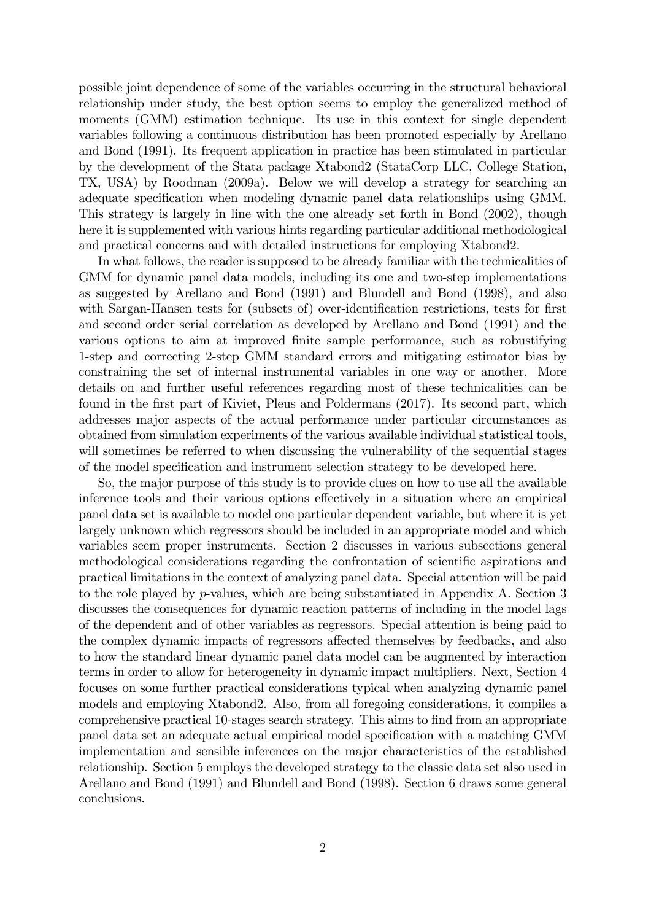possible joint dependence of some of the variables occurring in the structural behavioral relationship under study, the best option seems to employ the generalized method of moments (GMM) estimation technique. Its use in this context for single dependent variables following a continuous distribution has been promoted especially by Arellano and Bond (1991). Its frequent application in practice has been stimulated in particular by the development of the Stata package Xtabond2 (StataCorp LLC, College Station, TX, USA) by Roodman (2009a). Below we will develop a strategy for searching an adequate specification when modeling dynamic panel data relationships using GMM. This strategy is largely in line with the one already set forth in Bond (2002), though here it is supplemented with various hints regarding particular additional methodological and practical concerns and with detailed instructions for employing Xtabond2.

In what follows, the reader is supposed to be already familiar with the technicalities of GMM for dynamic panel data models, including its one and two-step implementations as suggested by Arellano and Bond (1991) and Blundell and Bond (1998), and also with Sargan-Hansen tests for (subsets of) over-identification restrictions, tests for first and second order serial correlation as developed by Arellano and Bond (1991) and the various options to aim at improved finite sample performance, such as robustifying 1-step and correcting 2-step GMM standard errors and mitigating estimator bias by constraining the set of internal instrumental variables in one way or another. More details on and further useful references regarding most of these technicalities can be found in the first part of Kiviet, Pleus and Poldermans (2017). Its second part, which addresses major aspects of the actual performance under particular circumstances as obtained from simulation experiments of the various available individual statistical tools, will sometimes be referred to when discussing the vulnerability of the sequential stages of the model specification and instrument selection strategy to be developed here.

So, the major purpose of this study is to provide clues on how to use all the available inference tools and their various options effectively in a situation where an empirical panel data set is available to model one particular dependent variable, but where it is yet largely unknown which regressors should be included in an appropriate model and which variables seem proper instruments. Section 2 discusses in various subsections general methodological considerations regarding the confrontation of scientific aspirations and practical limitations in the context of analyzing panel data. Special attention will be paid to the role played by $p$-values, which are being substantiated in Appendix A. Section 3 discusses the consequences for dynamic reaction patterns of including in the model lags of the dependent and of other variables as regressors. Special attention is being paid to the complex dynamic impacts of regressors affected themselves by feedbacks, and also to how the standard linear dynamic panel data model can be augmented by interaction terms in order to allow for heterogeneity in dynamic impact multipliers. Next, Section 4 focuses on some further practical considerations typical when analyzing dynamic panel models and employing Xtabond2. Also, from all foregoing considerations, it compiles a comprehensive practical 10-stages search strategy. This aims to find from an appropriate panel data set an adequate actual empirical model specification with a matching GMM implementation and sensible inferences on the major characteristics of the established relationship. Section 5 employs the developed strategy to the classic data set also used in Arellano and Bond (1991) and Blundell and Bond (1998). Section 6 draws some general conclusions.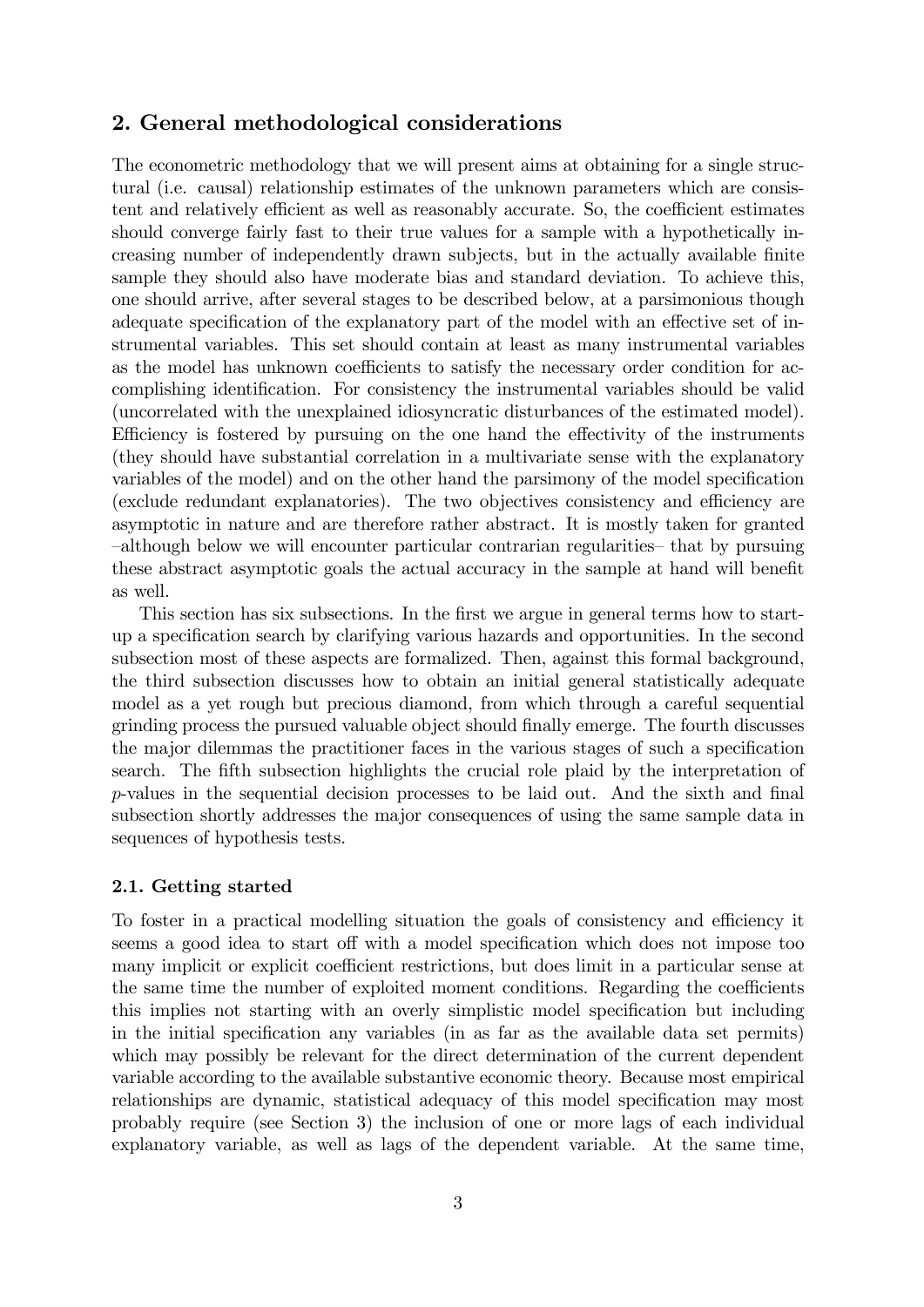## 2. General methodological considerations

The econometric methodology that we will present aims at obtaining for a single structural (i.e. causal) relationship estimates of the unknown parameters which are consistent and relatively efficient as well as reasonably accurate. So, the coefficient estimates should converge fairly fast to their true values for a sample with a hypothetically increasing number of independently drawn subjects, but in the actually available finite sample they should also have moderate bias and standard deviation. To achieve this, one should arrive, after several stages to be described below, at a parsimonious though adequate specification of the explanatory part of the model with an effective set of instrumental variables. This set should contain at least as many instrumental variables as the model has unknown coefficients to satisfy the necessary order condition for accomplishing identification. For consistency the instrumental variables should be valid (uncorrelated with the unexplained idiosyncratic disturbances of the estimated model). Efficiency is fostered by pursuing on the one hand the effectivity of the instruments (they should have substantial correlation in a multivariate sense with the explanatory variables of the model) and on the other hand the parsimony of the model specification (exclude redundant explanatories). The two objectives consistency and efficiency are asymptotic in nature and are therefore rather abstract. It is mostly taken for granted –although below we will encounter particular contrarian regularities– that by pursuing these abstract asymptotic goals the actual accuracy in the sample at hand will benefit as well.

This section has six subsections. In the first we argue in general terms how to start-up a specification search by clarifying various hazards and opportunities. In the second subsection most of these aspects are formalized. Then, against this formal background, the third subsection discusses how to obtain an initial general statistically adequate model as a yet rough but precious diamond, from which through a careful sequential grinding process the pursued valuable object should finally emerge. The fourth discusses the major dilemmas the practitioner faces in the various stages of such a specification search. The fifth subsection highlights the crucial role plaid by the interpretation of $p$-values in the sequential decision processes to be laid out. And the sixth and final subsection shortly addresses the major consequences of using the same sample data in sequences of hypothesis tests.

### 2.1. Getting started

To foster in a practical modelling situation the goals of consistency and efficiency it seems a good idea to start off with a model specification which does not impose too many implicit or explicit coefficient restrictions, but does limit in a particular sense at the same time the number of exploited moment conditions. Regarding the coefficients this implies not starting with an overly simplistic model specification but including in the initial specification any variables (in as far as the available data set permits) which may possibly be relevant for the direct determination of the current dependent variable according to the available substantive economic theory. Because most empirical relationships are dynamic, statistical adequacy of this model specification may most probably require (see Section 3) the inclusion of one or more lags of each individual explanatory variable, as well as lags of the dependent variable. At the same time,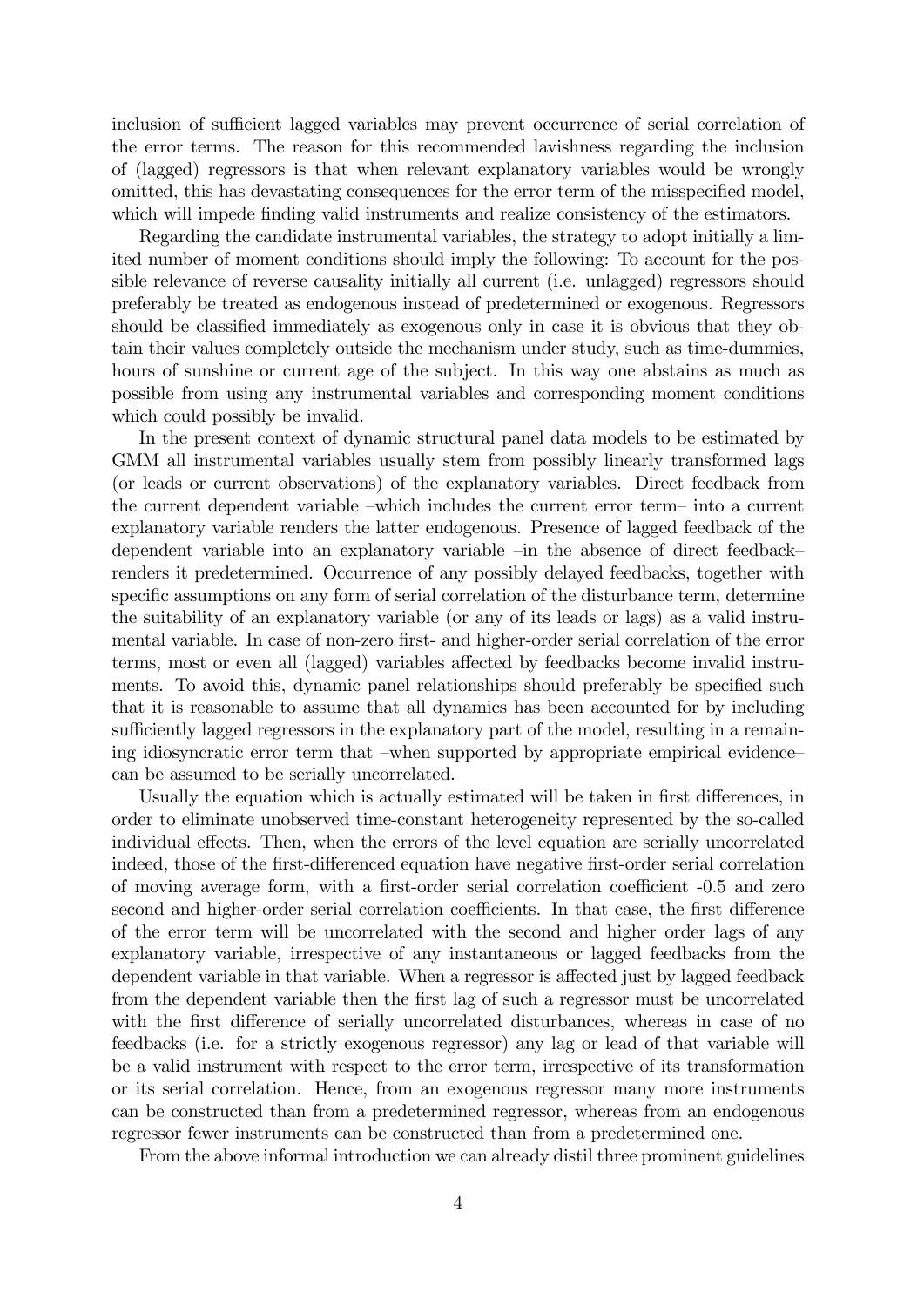inclusion of sufficient lagged variables may prevent occurrence of serial correlation of the error terms. The reason for this recommended lavishness regarding the inclusion of (lagged) regressors is that when relevant explanatory variables would be wrongly omitted, this has devastating consequences for the error term of the misspecified model, which will impede finding valid instruments and realize consistency of the estimators.

Regarding the candidate instrumental variables, the strategy to adopt initially a limited number of moment conditions should imply the following: To account for the possible relevance of reverse causality initially all current (i.e. unlagged) regressors should preferably be treated as endogenous instead of predetermined or exogenous. Regressors should be classified immediately as exogenous only in case it is obvious that they obtain their values completely outside the mechanism under study, such as time-dummies, hours of sunshine or current age of the subject. In this way one abstains as much as possible from using any instrumental variables and corresponding moment conditions which could possibly be invalid.

In the present context of dynamic structural panel data models to be estimated by GMM all instrumental variables usually stem from possibly linearly transformed lags (or leads or current observations) of the explanatory variables. Direct feedback from the current dependent variable –which includes the current error term– into a current explanatory variable renders the latter endogenous. Presence of lagged feedback of the dependent variable into an explanatory variable –in the absence of direct feedback– renders it predetermined. Occurrence of any possibly delayed feedbacks, together with specific assumptions on any form of serial correlation of the disturbance term, determine the suitability of an explanatory variable (or any of its leads or lags) as a valid instrumental variable. In case of non-zero first- and higher-order serial correlation of the error terms, most or even all (lagged) variables affected by feedbacks become invalid instruments. To avoid this, dynamic panel relationships should preferably be specified such that it is reasonable to assume that all dynamics has been accounted for by including sufficiently lagged regressors in the explanatory part of the model, resulting in a remaining idiosyncratic error term that –when supported by appropriate empirical evidence– can be assumed to be serially uncorrelated.

Usually the equation which is actually estimated will be taken in first differences, in order to eliminate unobserved time-constant heterogeneity represented by the so-called individual effects. Then, when the errors of the level equation are serially uncorrelated indeed, those of the first-differenced equation have negative first-order serial correlation of moving average form, with a first-order serial correlation coefficient -0.5 and zero second and higher-order serial correlation coefficients. In that case, the first difference of the error term will be uncorrelated with the second and higher order lags of any explanatory variable, irrespective of any instantaneous or lagged feedbacks from the dependent variable in that variable. When a regressor is affected just by lagged feedback from the dependent variable then the first lag of such a regressor must be uncorrelated with the first difference of serially uncorrelated disturbances, whereas in case of no feedbacks (i.e. for a strictly exogenous regressor) any lag or lead of that variable will be a valid instrument with respect to the error term, irrespective of its transformation or its serial correlation. Hence, from an exogenous regressor many more instruments can be constructed than from a predetermined regressor, whereas from an endogenous regressor fewer instruments can be constructed than from a predetermined one.

From the above informal introduction we can already distil three prominent guidelines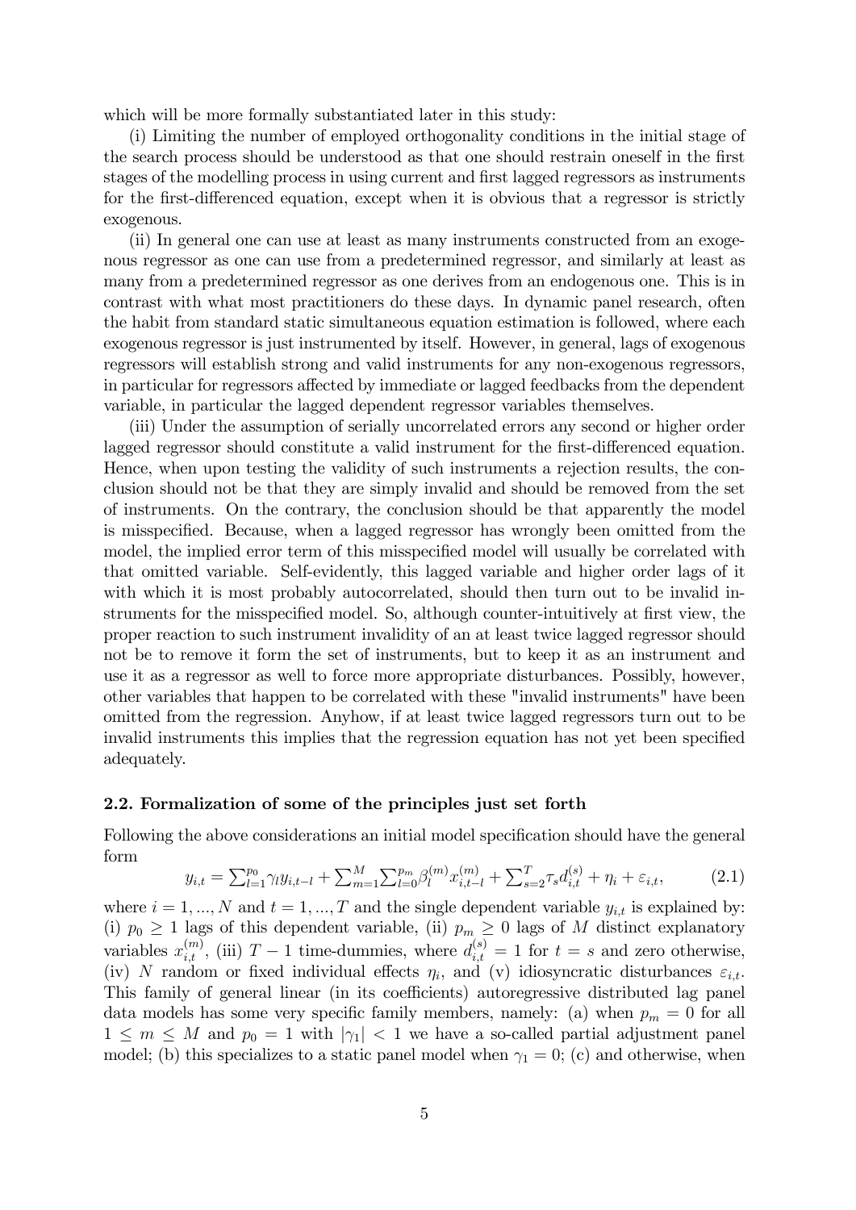which will be more formally substantiated later in this study:

(i) Limiting the number of employed orthogonality conditions in the initial stage of the search process should be understood as that one should restrain oneself in the first stages of the modelling process in using current and first lagged regressors as instruments for the first-differenced equation, except when it is obvious that a regressor is strictly exogenous.

(ii) In general one can use at least as many instruments constructed from an exogenous regressor as one can use from a predetermined regressor, and similarly at least as many from a predetermined regressor as one derives from an endogenous one. This is in contrast with what most practitioners do these days. In dynamic panel research, often the habit from standard static simultaneous equation estimation is followed, where each exogenous regressor is just instrumented by itself. However, in general, lags of exogenous regressors will establish strong and valid instruments for any non-exogenous regressors, in particular for regressors affected by immediate or lagged feedbacks from the dependent variable, in particular the lagged dependent regressor variables themselves.

(iii) Under the assumption of serially uncorrelated errors any second or higher order lagged regressor should constitute a valid instrument for the first-differenced equation. Hence, when upon testing the validity of such instruments a rejection results, the conclusion should not be that they are simply invalid and should be removed from the set of instruments. On the contrary, the conclusion should be that apparently the model is misspecified. Because, when a lagged regressor has wrongly been omitted from the model, the implied error term of this misspecified model will usually be correlated with that omitted variable. Self-evidently, this lagged variable and higher order lags of it with which it is most probably autocorrelated, should then turn out to be invalid instruments for the misspecified model. So, although counter-intuitively at first view, the proper reaction to such instrument invalidity of an at least twice lagged regressor should not be to remove it form the set of instruments, but to keep it as an instrument and use it as a regressor as well to force more appropriate disturbances. Possibly, however, other variables that happen to be correlated with these "invalid instruments" have been omitted from the regression. Anyhow, if at least twice lagged regressors turn out to be invalid instruments this implies that the regression equation has not yet been specified adequately.

## 2.2. Formalization of some of the principles just set forth

Following the above considerations an initial model specification should have the general form

$$y_{i,t} = \sum_{l=1}^{p_0} \gamma_l y_{i,t-l} + \sum_{m=1}^{M} \sum_{l=0}^{p_m} \beta_l^{(m)} x_{i,t-l}^{(m)} + \sum_{s=2}^{T} \tau_s d_{i,t}^{(s)} + \eta_i + \varepsilon_{i,t}, \tag{2.1}$$

where $i = 1, ..., N$ and $t = 1, ..., T$ and the single dependent variable $y_{i,t}$ is explained by: (i) $p_0 \geq 1$ lags of this dependent variable, (ii) $p_m \geq 0$ lags of $M$ distinct explanatory variables $x_{i,t}^{(m)}$, (iii) $T - 1$ time-dummies, where $d_{i,t}^{(s)} = 1$ for $t = s$ and zero otherwise, (iv) $N$ random or fixed individual effects $\eta_i$, and (v) idiosyncratic disturbances $\varepsilon_{i,t}$. This family of general linear (in its coefficients) autoregressive distributed lag panel data models has some very specific family members, namely: (a) when $p_m = 0$ for all $1 \leq m \leq M$ and $p_0 = 1$ with $|\gamma_1| < 1$ we have a so-called partial adjustment panel model; (b) this specializes to a static panel model when $\gamma_1 = 0$; (c) and otherwise, when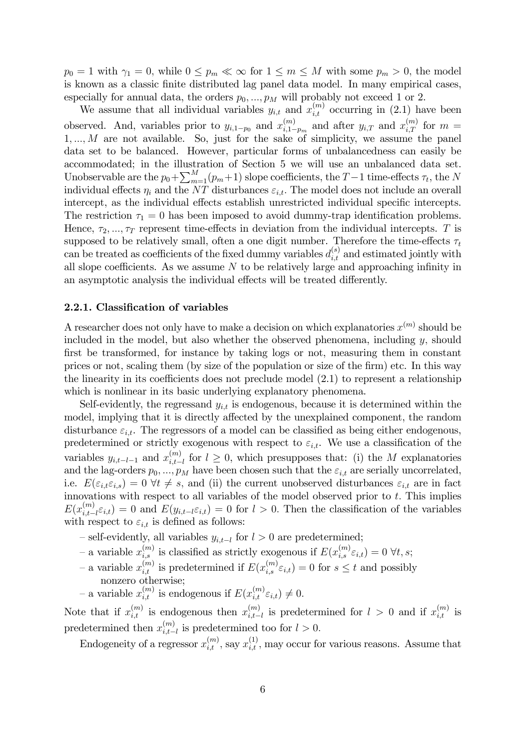$p_0 = 1$ with $\gamma_1 = 0$, while $0 \leq p_m \ll \infty$ for $1 \leq m \leq M$ with some $p_m > 0$, the model is known as a classic finite distributed lag panel data model. In many empirical cases, especially for annual data, the orders $p_0, ..., p_M$ will probably not exceed 1 or 2.

We assume that all individual variables $y_{i,t}$ and $x_{i,t}^{(m)}$ occurring in (2.1) have been observed. And, variables prior to $y_{i,1-p_0}$ and $x_{i,1-p_m}^{(m)}$ and after $y_{i,T}$ and $x_{i,T}^{(m)}$ for $m = 1, ..., M$ are not available. So, just for the sake of simplicity, we assume the panel data set to be balanced. However, particular forms of unbalancedness can easily be accommodated; in the illustration of Section 5 we will use an unbalanced data set. Unobservable are the $p_0 + \sum_{m=1}^{M}(p_m+1)$ slope coefficients, the $T-1$ time-effects $\tau_t$, the $N$ individual effects $\eta_i$ and the $NT$ disturbances $\varepsilon_{i,t}$. The model does not include an overall intercept, as the individual effects establish unrestricted individual specific intercepts. The restriction $\tau_1 = 0$ has been imposed to avoid dummy-trap identification problems. Hence, $\tau_2, ..., \tau_T$ represent time-effects in deviation from the individual intercepts. $T$ is supposed to be relatively small, often a one digit number. Therefore the time-effects $\tau_t$ can be treated as coefficients of the fixed dummy variables $d_{i,t}^{(s)}$ and estimated jointly with all slope coefficients. As we assume $N$ to be relatively large and approaching infinity in an asymptotic analysis the individual effects will be treated differently.

### 2.2.1. Classification of variables

A researcher does not only have to make a decision on which explanatories $x^{(m)}$ should be included in the model, but also whether the observed phenomena, including $y$, should first be transformed, for instance by taking logs or not, measuring them in constant prices or not, scaling them (by size of the population or size of the firm) etc. In this way the linearity in its coefficients does not preclude model (2.1) to represent a relationship which is nonlinear in its basic underlying explanatory phenomena.

Self-evidently, the regressand $y_{i,t}$ is endogenous, because it is determined within the model, implying that it is directly affected by the unexplained component, the random disturbance $\varepsilon_{i,t}$. The regressors of a model can be classified as being either endogenous, predetermined or strictly exogenous with respect to $\varepsilon_{i,t}$. We use a classification of the variables $y_{i,t-l-1}$ and $x_{i,t-l}^{(m)}$ for $l \geq 0$, which presupposes that: (i) the $M$ explanatories and the lag-orders $p_0, ..., p_M$ have been chosen such that the $\varepsilon_{i,t}$ are serially uncorrelated, i.e. $E(\varepsilon_{i,t}\varepsilon_{i,s}) = 0 \; \forall t \neq s$, and (ii) the current unobserved disturbances $\varepsilon_{i,t}$ are in fact innovations with respect to all variables of the model observed prior to $t$. This implies $E(x_{i,t-l}^{(m)}\varepsilon_{i,t}) = 0$ and $E(y_{i,t-l}\varepsilon_{i,t}) = 0$ for $l > 0$. Then the classification of the variables with respect to $\varepsilon_{i,t}$ is defined as follows:

- self-evidently, all variables $y_{i,t-l}$ for $l > 0$ are predetermined;
- a variable $x_{i,s}^{(m)}$ is classified as strictly exogenous if $E(x_{i,s}^{(m)}\varepsilon_{i,t}) = 0 \; \forall t, s$;
- a variable $x_{i,t}^{(m)}$ is predetermined if $E(x_{i,s}^{(m)}\varepsilon_{i,t}) = 0$ for $s \leq t$ and possibly nonzero otherwise;
- a variable $x_{i,t}^{(m)}$ is endogenous if $E(x_{i,t}^{(m)}\varepsilon_{i,t}) \neq 0$.

Note that if $x_{i,t}^{(m)}$ is endogenous then $x_{i,t-l}^{(m)}$ is predetermined for $l > 0$ and if $x_{i,t}^{(m)}$ is predetermined then $x_{i,t-l}^{(m)}$ is predetermined too for $l > 0$.

Endogeneity of a regressor $x_{i,t}^{(m)}$, say $x_{i,t}^{(1)}$, may occur for various reasons. Assume that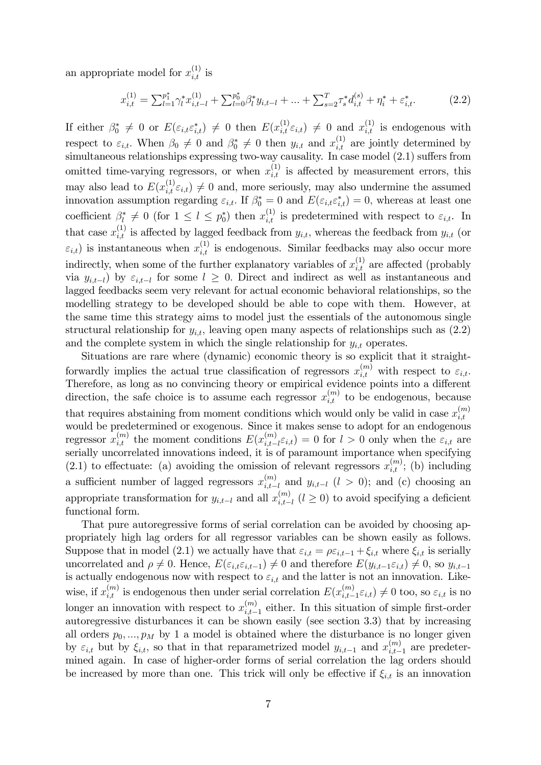an appropriate model for $x_{i,t}^{(1)}$ is

$$x_{i,t}^{(1)} = \sum_{l=1}^{p_1^*} \gamma_l^* x_{i,t-l}^{(1)} + \sum_{l=0}^{p_0^*} \beta_l^* y_{i,t-l} + ... + \sum_{s=2}^{T} \tau_s^* d_{i,t}^{(s)} + \eta_i^* + \varepsilon_{i,t}^*. \tag{2.2}$$

If either $\beta_0^* \neq 0$ or $E(\varepsilon_{i,t}\varepsilon_{i,t}^*) \neq 0$ then $E(x_{i,t}^{(1)}\varepsilon_{i,t}) \neq 0$ and $x_{i,t}^{(1)}$ is endogenous with respect to $\varepsilon_{i,t}$. When $\beta_0 \neq 0$ and $\beta_0^* \neq 0$ then $y_{i,t}$ and $x_{i,t}^{(1)}$ are jointly determined by simultaneous relationships expressing two-way causality. In case model (2.1) suffers from omitted time-varying regressors, or when $x_{i,t}^{(1)}$ is affected by measurement errors, this may also lead to $E(x_{i,t}^{(1)}\varepsilon_{i,t}) \neq 0$ and, more seriously, may also undermine the assumed innovation assumption regarding $\varepsilon_{i,t}$. If $\beta_0^* = 0$ and $E(\varepsilon_{i,t}\varepsilon_{i,t}^*) = 0$, whereas at least one coefficient $\beta_l^* \neq 0$ (for $1 \leq l \leq p_0^*$) then $x_{i,t}^{(1)}$ is predetermined with respect to $\varepsilon_{i,t}$. In that case $x_{i,t}^{(1)}$ is affected by lagged feedback from $y_{i,t}$, whereas the feedback from $y_{i,t}$ (or $\varepsilon_{i,t}$) is instantaneous when $x_{i,t}^{(1)}$ is endogenous. Similar feedbacks may also occur more indirectly, when some of the further explanatory variables of $x_{i,t}^{(1)}$ are affected (probably via $y_{i,t-l}$) by $\varepsilon_{i,t-l}$ for some $l \geq 0$. Direct and indirect as well as instantaneous and lagged feedbacks seem very relevant for actual economic behavioral relationships, so the modelling strategy to be developed should be able to cope with them. However, at the same time this strategy aims to model just the essentials of the autonomous single structural relationship for $y_{i,t}$, leaving open many aspects of relationships such as (2.2) and the complete system in which the single relationship for $y_{i,t}$ operates.

Situations are rare where (dynamic) economic theory is so explicit that it straightforwardly implies the actual true classification of regressors $x_{i,t}^{(m)}$ with respect to $\varepsilon_{i,t}$. Therefore, as long as no convincing theory or empirical evidence points into a different direction, the safe choice is to assume each regressor $x_{i,t}^{(m)}$ to be endogenous, because that requires abstaining from moment conditions which would only be valid in case $x_{i,t}^{(m)}$ would be predetermined or exogenous. Since it makes sense to adopt for an endogenous regressor $x_{i,t}^{(m)}$ the moment conditions $E(x_{i,t-l}^{(m)}\varepsilon_{i,t}) = 0$ for $l > 0$ only when the $\varepsilon_{i,t}$ are serially uncorrelated innovations indeed, it is of paramount importance when specifying (2.1) to effectuate: (a) avoiding the omission of relevant regressors $x_{i,t}^{(m)}$; (b) including a sufficient number of lagged regressors $x_{i,t-l}^{(m)}$ and $y_{i,t-l}$ ($l > 0$); and (c) choosing an appropriate transformation for $y_{i,t-l}$ and all $x_{i,t-l}^{(m)}$ ($l \geq 0$) to avoid specifying a deficient functional form.

That pure autoregressive forms of serial correlation can be avoided by choosing appropriately high lag orders for all regressor variables can be shown easily as follows. Suppose that in model (2.1) we actually have that $\varepsilon_{i,t} = \rho\varepsilon_{i,t-1} + \xi_{i,t}$ where $\xi_{i,t}$ is serially uncorrelated and $\rho \neq 0$. Hence, $E(\varepsilon_{i,t}\varepsilon_{i,t-1}) \neq 0$ and therefore $E(y_{i,t-1}\varepsilon_{i,t}) \neq 0$, so $y_{i,t-1}$ is actually endogenous now with respect to $\varepsilon_{i,t}$ and the latter is not an innovation. Likewise, if $x_{i,t}^{(m)}$ is endogenous then under serial correlation $E(x_{i,t-1}^{(m)}\varepsilon_{i,t}) \neq 0$ too, so $\varepsilon_{i,t}$ is no longer an innovation with respect to $x_{i,t-1}^{(m)}$ either. In this situation of simple first-order autoregressive disturbances it can be shown easily (see section 3.3) that by increasing all orders $p_0, ..., p_M$ by 1 a model is obtained where the disturbance is no longer given by $\varepsilon_{i,t}$ but by $\xi_{i,t}$, so that in that reparametrized model $y_{i,t-1}$ and $x_{i,t-1}^{(m)}$ are predetermined again. In case of higher-order forms of serial correlation the lag orders should be increased by more than one. This trick will only be effective if $\xi_{i,t}$ is an innovation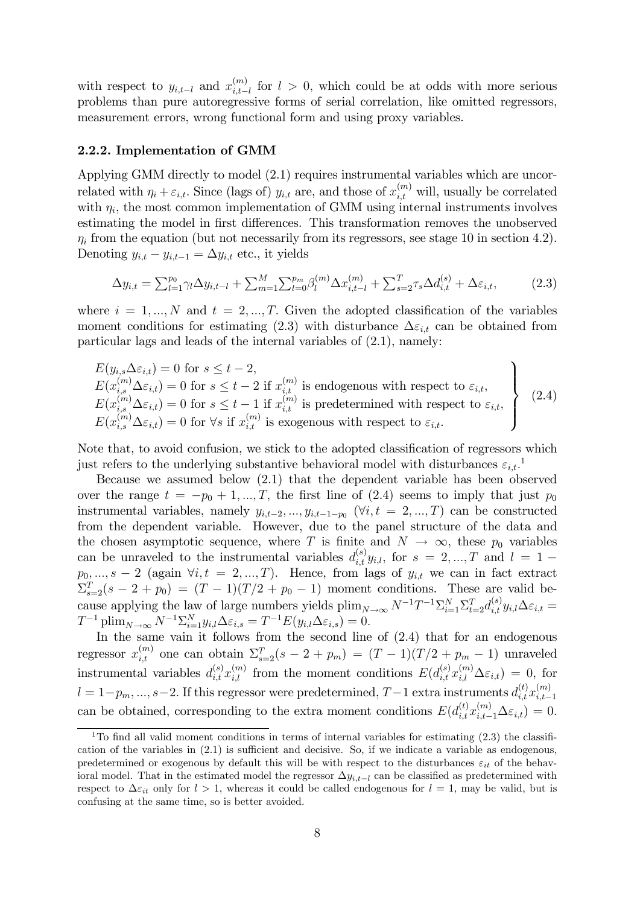with respect to $y_{i,t-l}$ and $x^{(m)}_{i,t-l}$ for $l > 0$, which could be at odds with more serious problems than pure autoregressive forms of serial correlation, like omitted regressors, measurement errors, wrong functional form and using proxy variables.

### 2.2.2. Implementation of GMM

Applying GMM directly to model (2.1) requires instrumental variables which are uncorrelated with $\eta_i + \varepsilon_{i,t}$. Since (lags of) $y_{i,t}$ are, and those of $x^{(m)}_{i,t}$ will, usually be correlated with $\eta_i$, the most common implementation of GMM using internal instruments involves estimating the model in first differences. This transformation removes the unobserved $\eta_i$ from the equation (but not necessarily from its regressors, see stage 10 in section 4.2). Denoting $y_{i,t} - y_{i,t-1} = \Delta y_{i,t}$ etc., it yields

$$\Delta y_{i,t} = \Sigma_{l=1}^{p_0}\gamma_l \Delta y_{i,t-l} + \Sigma_{m=1}^{M}\Sigma_{l=0}^{p_m}\beta_l^{(m)}\Delta x^{(m)}_{i,t-l} + \Sigma_{s=2}^{T}\tau_s \Delta d^{(s)}_{i,t} + \Delta\varepsilon_{i,t}, \tag{2.3}$$

where $i = 1, ..., N$ and $t = 2, ..., T$. Given the adopted classification of the variables moment conditions for estimating (2.3) with disturbance $\Delta\varepsilon_{i,t}$ can be obtained from particular lags and leads of the internal variables of (2.1), namely:

$$\left.\begin{array}{l}
E(y_{i,s}\Delta\varepsilon_{i,t}) = 0 \text{ for } s \leq t-2, \\
E(x^{(m)}_{i,s}\Delta\varepsilon_{i,t}) = 0 \text{ for } s \leq t-2 \text{ if } x^{(m)}_{i,t} \text{ is endogenous with respect to } \varepsilon_{i,t}, \\
E(x^{(m)}_{i,s}\Delta\varepsilon_{i,t}) = 0 \text{ for } s \leq t-1 \text{ if } x^{(m)}_{i,t} \text{ is predetermined with respect to } \varepsilon_{i,t}, \\
E(x^{(m)}_{i,s}\Delta\varepsilon_{i,t}) = 0 \text{ for } \forall s \text{ if } x^{(m)}_{i,t} \text{ is exogenous with respect to } \varepsilon_{i,t}.
\end{array}\right\} \tag{2.4}$$

Note that, to avoid confusion, we stick to the adopted classification of regressors which just refers to the underlying substantive behavioral model with disturbances $\varepsilon_{i,t}$.[1]

Because we assumed below (2.1) that the dependent variable has been observed over the range $t = -p_0 + 1, ..., T$, the first line of (2.4) seems to imply that just $p_0$ instrumental variables, namely $y_{i,t-2}, ..., y_{i,t-1-p_0}$ ($\forall i, t = 2, ..., T$) can be constructed from the dependent variable. However, due to the panel structure of the data and the chosen asymptotic sequence, where $T$ is finite and $N \to \infty$, these $p_0$ variables can be unraveled to the instrumental variables $d^{(s)}_{i,t}y_{i,l}$, for $s = 2, ..., T$ and $l = 1 - p_0, ..., s-2$ (again $\forall i, t = 2, ..., T$). Hence, from lags of $y_{i,t}$ we can in fact extract $\Sigma_{s=2}^{T}(s - 2 + p_0) = (T-1)(T/2 + p_0 - 1)$ moment conditions. These are valid because applying the law of large numbers yields $\text{plim}_{N\to\infty} N^{-1}T^{-1}\Sigma_{i=1}^{N}\Sigma_{t=2}^{T}d^{(s)}_{i,t}y_{i,l}\Delta\varepsilon_{i,t} = T^{-1}\,\text{plim}_{N\to\infty} N^{-1}\Sigma_{i=1}^{N}y_{i,l}\Delta\varepsilon_{i,s} = T^{-1}E(y_{i,l}\Delta\varepsilon_{i,s}) = 0$.

In the same vain it follows from the second line of (2.4) that for an endogenous regressor $x^{(m)}_{i,t}$ one can obtain $\Sigma_{s=2}^{T}(s - 2 + p_m) = (T-1)(T/2 + p_m - 1)$ unraveled instrumental variables $d^{(s)}_{i,t}x^{(m)}_{i,l}$ from the moment conditions $E(d^{(s)}_{i,t}x^{(m)}_{i,l}\Delta\varepsilon_{i,t}) = 0$, for $l = 1-p_m, ..., s-2$. If this regressor were predetermined, $T-1$ extra instruments $d^{(t)}_{i,t}x^{(m)}_{i,t-1}$ can be obtained, corresponding to the extra moment conditions $E(d^{(t)}_{i,t}x^{(m)}_{i,t-1}\Delta\varepsilon_{i,t}) = 0$.

---

[1] To find all valid moment conditions in terms of internal variables for estimating (2.3) the classification of the variables in (2.1) is sufficient and decisive. So, if we indicate a variable as endogenous, predetermined or exogenous by default this will be with respect to the disturbances $\varepsilon_{it}$ of the behavioral model. That in the estimated model the regressor $\Delta y_{i,t-l}$ can be classified as predetermined with respect to $\Delta\varepsilon_{it}$ only for $l > 1$, whereas it could be called endogenous for $l = 1$, may be valid, but is confusing at the same time, so is better avoided.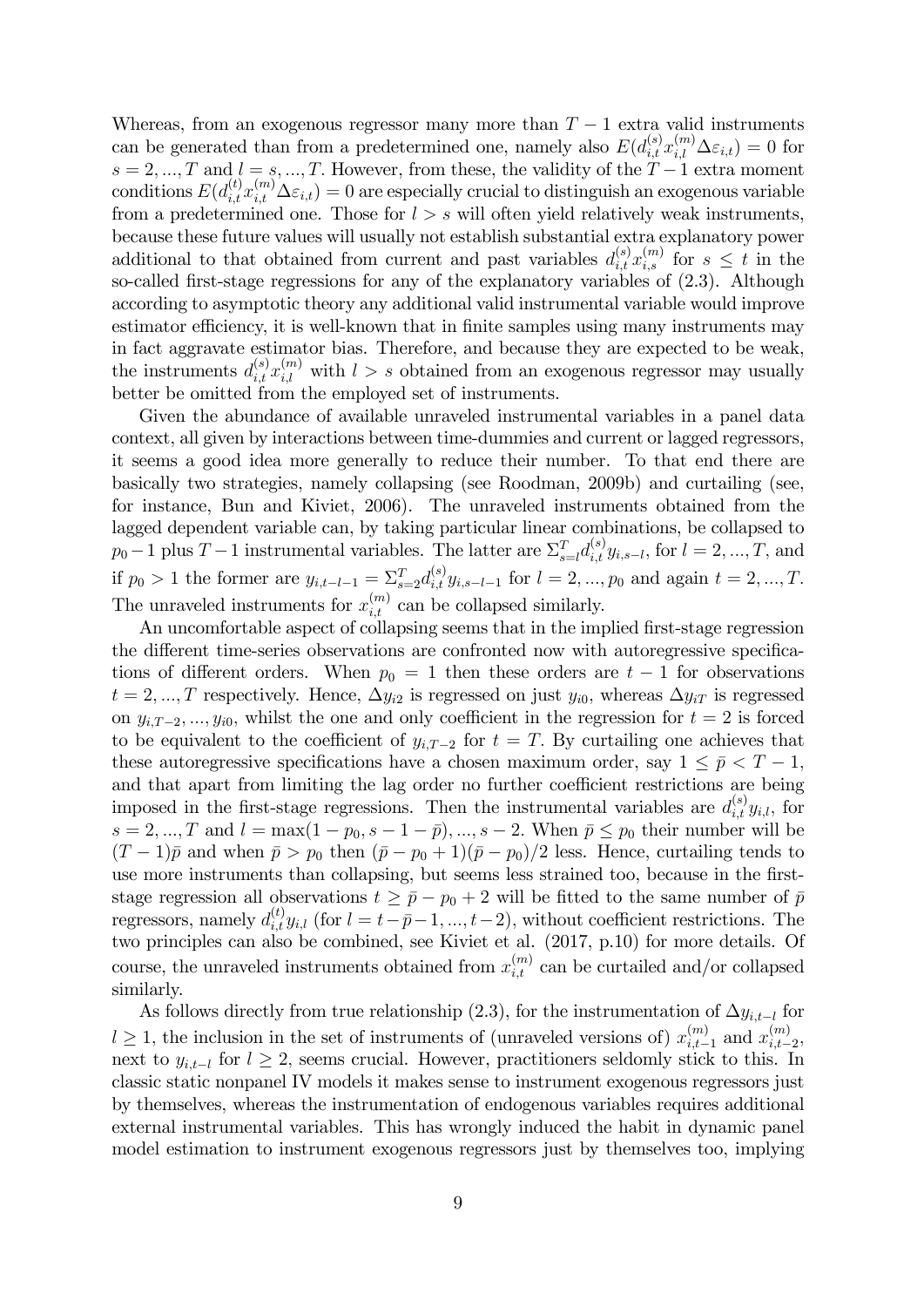Whereas, from an exogenous regressor many more than $T-1$ extra valid instruments can be generated than from a predetermined one, namely also $E(d_{i,t}^{(s)}x_{i,l}^{(m)}\Delta\varepsilon_{i,t})=0$ for $s=2,...,T$ and $l=s,...,T$. However, from these, the validity of the $T-1$ extra moment conditions $E(d_{i,t}^{(t)}x_{i,t}^{(m)}\Delta\varepsilon_{i,t})=0$ are especially crucial to distinguish an exogenous variable from a predetermined one. Those for $l>s$ will often yield relatively weak instruments, because these future values will usually not establish substantial extra explanatory power additional to that obtained from current and past variables $d_{i,t}^{(s)}x_{i,s}^{(m)}$ for $s\leq t$ in the so-called first-stage regressions for any of the explanatory variables of (2.3). Although according to asymptotic theory any additional valid instrumental variable would improve estimator efficiency, it is well-known that in finite samples using many instruments may in fact aggravate estimator bias. Therefore, and because they are expected to be weak, the instruments $d_{i,t}^{(s)}x_{i,l}^{(m)}$ with $l>s$ obtained from an exogenous regressor may usually better be omitted from the employed set of instruments.

Given the abundance of available unraveled instrumental variables in a panel data context, all given by interactions between time-dummies and current or lagged regressors, it seems a good idea more generally to reduce their number. To that end there are basically two strategies, namely collapsing (see Roodman, 2009b) and curtailing (see, for instance, Bun and Kiviet, 2006). The unraveled instruments obtained from the lagged dependent variable can, by taking particular linear combinations, be collapsed to $p_0-1$ plus $T-1$ instrumental variables. The latter are $\Sigma_{s=l}^{T}d_{i,t}^{(s)}y_{i,s-l}$, for $l=2,...,T$, and if $p_0>1$ the former are $y_{i,t-l-1}=\Sigma_{s=2}^{T}d_{i,t}^{(s)}y_{i,s-l-1}$ for $l=2,...,p_0$ and again $t=2,...,T$. The unraveled instruments for $x_{i,t}^{(m)}$ can be collapsed similarly.

An uncomfortable aspect of collapsing seems that in the implied first-stage regression the different time-series observations are confronted now with autoregressive specifications of different orders. When $p_0=1$ then these orders are $t-1$ for observations $t=2,...,T$ respectively. Hence, $\Delta y_{i2}$ is regressed on just $y_{i0}$, whereas $\Delta y_{iT}$ is regressed on $y_{i,T-2},...,y_{i0}$, whilst the one and only coefficient in the regression for $t=2$ is forced to be equivalent to the coefficient of $y_{i,T-2}$ for $t=T$. By curtailing one achieves that these autoregressive specifications have a chosen maximum order, say $1\leq\bar{p}<T-1$, and that apart from limiting the lag order no further coefficient restrictions are being imposed in the first-stage regressions. Then the instrumental variables are $d_{i,t}^{(s)}y_{i,l}$, for $s=2,...,T$ and $l=\max(1-p_0,s-1-\bar{p}),...,s-2$. When $\bar{p}\leq p_0$ their number will be $(T-1)\bar{p}$ and when $\bar{p}>p_0$ then $(\bar{p}-p_0+1)(\bar{p}-p_0)/2$ less. Hence, curtailing tends to use more instruments than collapsing, but seems less strained too, because in the first-stage regression all observations $t\geq\bar{p}-p_0+2$ will be fitted to the same number of $\bar{p}$ regressors, namely $d_{i,t}^{(t)}y_{i,l}$ (for $l=t-\bar{p}-1,...,t-2$), without coefficient restrictions. The two principles can also be combined, see Kiviet et al. (2017, p.10) for more details. Of course, the unraveled instruments obtained from $x_{i,t}^{(m)}$ can be curtailed and/or collapsed similarly.

As follows directly from true relationship (2.3), for the instrumentation of $\Delta y_{i,t-l}$ for $l\geq1$, the inclusion in the set of instruments of (unraveled versions of) $x_{i,t-1}^{(m)}$ and $x_{i,t-2}^{(m)}$, next to $y_{i,t-l}$ for $l\geq2$, seems crucial. However, practitioners seldomly stick to this. In classic static nonpanel IV models it makes sense to instrument exogenous regressors just by themselves, whereas the instrumentation of endogenous variables requires additional external instrumental variables. This has wrongly induced the habit in dynamic panel model estimation to instrument exogenous regressors just by themselves too, implying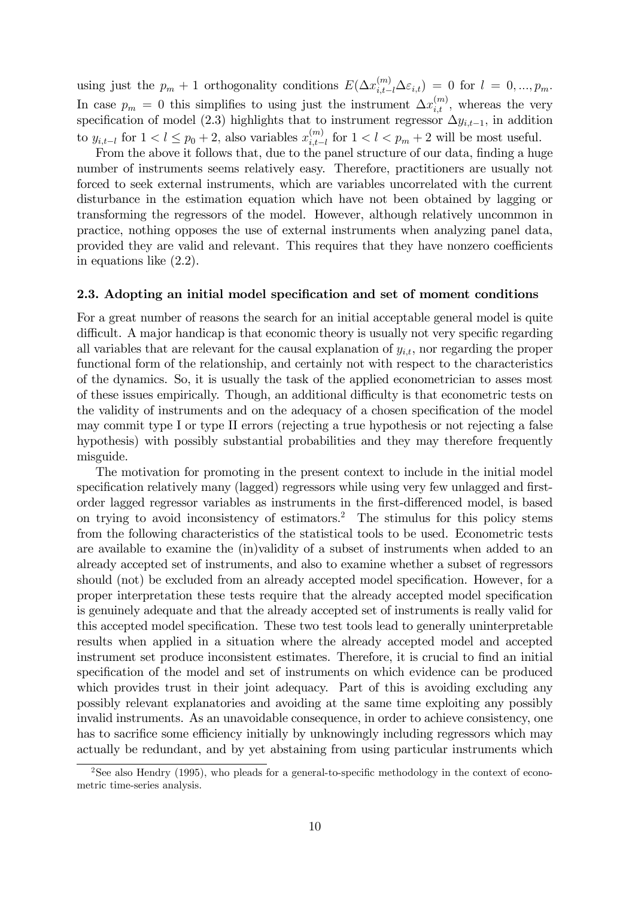using just the $p_m + 1$ orthogonality conditions $E(\Delta x_{i,t-l}^{(m)} \Delta \varepsilon_{i,t}) = 0$ for $l = 0, ..., p_m$. In case $p_m = 0$ this simplifies to using just the instrument $\Delta x_{i,t}^{(m)}$, whereas the very specification of model (2.3) highlights that to instrument regressor $\Delta y_{i,t-1}$, in addition to $y_{i,t-l}$ for $1 < l \leq p_0 + 2$, also variables $x_{i,t-l}^{(m)}$ for $1 < l < p_m + 2$ will be most useful.

From the above it follows that, due to the panel structure of our data, finding a huge number of instruments seems relatively easy. Therefore, practitioners are usually not forced to seek external instruments, which are variables uncorrelated with the current disturbance in the estimation equation which have not been obtained by lagging or transforming the regressors of the model. However, although relatively uncommon in practice, nothing opposes the use of external instruments when analyzing panel data, provided they are valid and relevant. This requires that they have nonzero coefficients in equations like (2.2).

### 2.3. Adopting an initial model specification and set of moment conditions

For a great number of reasons the search for an initial acceptable general model is quite difficult. A major handicap is that economic theory is usually not very specific regarding all variables that are relevant for the causal explanation of $y_{i,t}$, nor regarding the proper functional form of the relationship, and certainly not with respect to the characteristics of the dynamics. So, it is usually the task of the applied econometrician to asses most of these issues empirically. Though, an additional difficulty is that econometric tests on the validity of instruments and on the adequacy of a chosen specification of the model may commit type I or type II errors (rejecting a true hypothesis or not rejecting a false hypothesis) with possibly substantial probabilities and they may therefore frequently misguide.

The motivation for promoting in the present context to include in the initial model specification relatively many (lagged) regressors while using very few unlagged and first-order lagged regressor variables as instruments in the first-differenced model, is based on trying to avoid inconsistency of estimators.[2] The stimulus for this policy stems from the following characteristics of the statistical tools to be used. Econometric tests are available to examine the (in)validity of a subset of instruments when added to an already accepted set of instruments, and also to examine whether a subset of regressors should (not) be excluded from an already accepted model specification. However, for a proper interpretation these tests require that the already accepted model specification is genuinely adequate and that the already accepted set of instruments is really valid for this accepted model specification. These two test tools lead to generally uninterpretable results when applied in a situation where the already accepted model and accepted instrument set produce inconsistent estimates. Therefore, it is crucial to find an initial specification of the model and set of instruments on which evidence can be produced which provides trust in their joint adequacy. Part of this is avoiding excluding any possibly relevant explanatories and avoiding at the same time exploiting any possibly invalid instruments. As an unavoidable consequence, in order to achieve consistency, one has to sacrifice some efficiency initially by unknowingly including regressors which may actually be redundant, and by yet abstaining from using particular instruments which

[2] See also Hendry (1995), who pleads for a general-to-specific methodology in the context of econometric time-series analysis.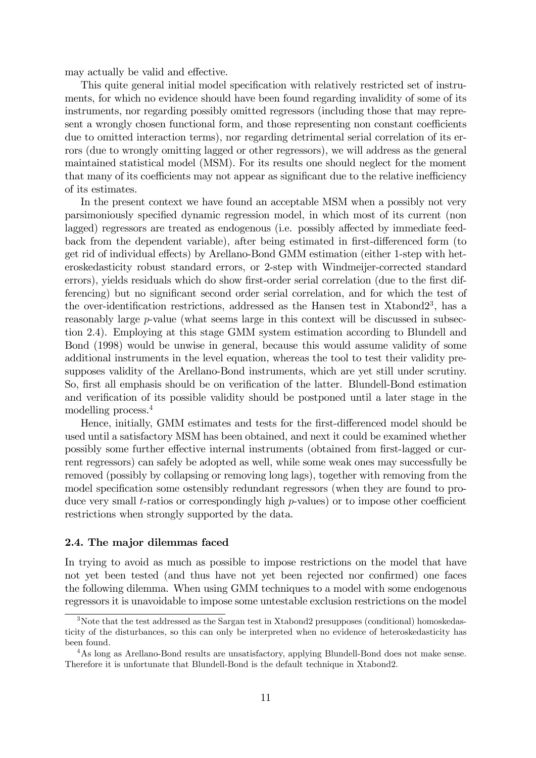may actually be valid and effective.

This quite general initial model specification with relatively restricted set of instruments, for which no evidence should have been found regarding invalidity of some of its instruments, nor regarding possibly omitted regressors (including those that may represent a wrongly chosen functional form, and those representing non constant coefficients due to omitted interaction terms), nor regarding detrimental serial correlation of its errors (due to wrongly omitting lagged or other regressors), we will address as the general maintained statistical model (MSM). For its results one should neglect for the moment that many of its coefficients may not appear as significant due to the relative inefficiency of its estimates.

In the present context we have found an acceptable MSM when a possibly not very parsimoniously specified dynamic regression model, in which most of its current (non lagged) regressors are treated as endogenous (i.e. possibly affected by immediate feedback from the dependent variable), after being estimated in first-differenced form (to get rid of individual effects) by Arellano-Bond GMM estimation (either 1-step with heteroskedasticity robust standard errors, or 2-step with Windmeijer-corrected standard errors), yields residuals which do show first-order serial correlation (due to the first differencing) but no significant second order serial correlation, and for which the test of the over-identification restrictions, addressed as the Hansen test in Xtabond2[3], has a reasonably large $p$-value (what seems large in this context will be discussed in subsection 2.4). Employing at this stage GMM system estimation according to Blundell and Bond (1998) would be unwise in general, because this would assume validity of some additional instruments in the level equation, whereas the tool to test their validity presupposes validity of the Arellano-Bond instruments, which are yet still under scrutiny. So, first all emphasis should be on verification of the latter. Blundell-Bond estimation and verification of its possible validity should be postponed until a later stage in the modelling process.[4]

Hence, initially, GMM estimates and tests for the first-differenced model should be used until a satisfactory MSM has been obtained, and next it could be examined whether possibly some further effective internal instruments (obtained from first-lagged or current regressors) can safely be adopted as well, while some weak ones may successfully be removed (possibly by collapsing or removing long lags), together with removing from the model specification some ostensibly redundant regressors (when they are found to produce very small $t$-ratios or correspondingly high $p$-values) or to impose other coefficient restrictions when strongly supported by the data.

### 2.4. The major dilemmas faced

In trying to avoid as much as possible to impose restrictions on the model that have not yet been tested (and thus have not yet been rejected nor confirmed) one faces the following dilemma. When using GMM techniques to a model with some endogenous regressors it is unavoidable to impose some untestable exclusion restrictions on the model

[3] Note that the test addressed as the Sargan test in Xtabond2 presupposes (conditional) homoskedasticity of the disturbances, so this can only be interpreted when no evidence of heteroskedasticity has been found.

[4] As long as Arellano-Bond results are unsatisfactory, applying Blundell-Bond does not make sense. Therefore it is unfortunate that Blundell-Bond is the default technique in Xtabond2.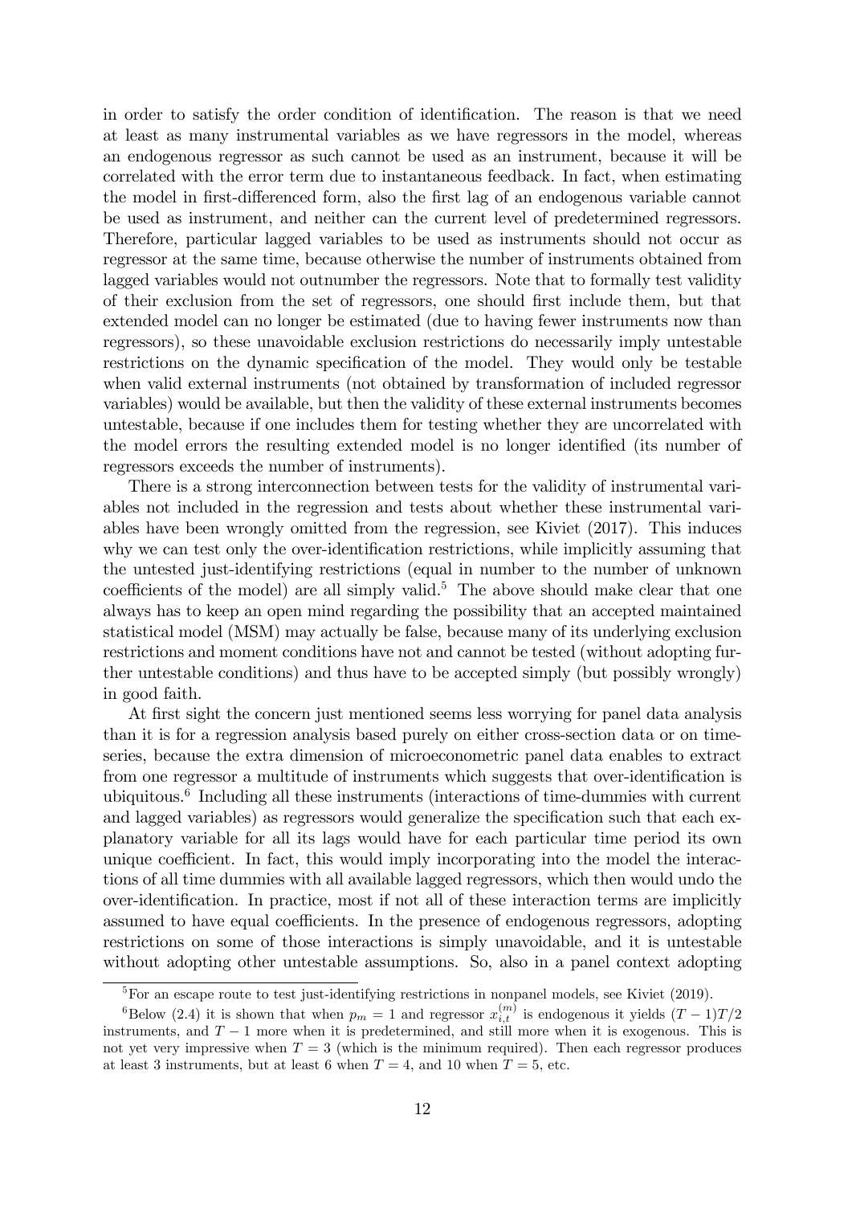in order to satisfy the order condition of identification. The reason is that we need at least as many instrumental variables as we have regressors in the model, whereas an endogenous regressor as such cannot be used as an instrument, because it will be correlated with the error term due to instantaneous feedback. In fact, when estimating the model in first-differenced form, also the first lag of an endogenous variable cannot be used as instrument, and neither can the current level of predetermined regressors. Therefore, particular lagged variables to be used as instruments should not occur as regressor at the same time, because otherwise the number of instruments obtained from lagged variables would not outnumber the regressors. Note that to formally test validity of their exclusion from the set of regressors, one should first include them, but that extended model can no longer be estimated (due to having fewer instruments now than regressors), so these unavoidable exclusion restrictions do necessarily imply untestable restrictions on the dynamic specification of the model. They would only be testable when valid external instruments (not obtained by transformation of included regressor variables) would be available, but then the validity of these external instruments becomes untestable, because if one includes them for testing whether they are uncorrelated with the model errors the resulting extended model is no longer identified (its number of regressors exceeds the number of instruments).

There is a strong interconnection between tests for the validity of instrumental variables not included in the regression and tests about whether these instrumental variables have been wrongly omitted from the regression, see Kiviet (2017). This induces why we can test only the over-identification restrictions, while implicitly assuming that the untested just-identifying restrictions (equal in number to the number of unknown coefficients of the model) are all simply valid.[5] The above should make clear that one always has to keep an open mind regarding the possibility that an accepted maintained statistical model (MSM) may actually be false, because many of its underlying exclusion restrictions and moment conditions have not and cannot be tested (without adopting further untestable conditions) and thus have to be accepted simply (but possibly wrongly) in good faith.

At first sight the concern just mentioned seems less worrying for panel data analysis than it is for a regression analysis based purely on either cross-section data or on time-series, because the extra dimension of microeconometric panel data enables to extract from one regressor a multitude of instruments which suggests that over-identification is ubiquitous.[6] Including all these instruments (interactions of time-dummies with current and lagged variables) as regressors would generalize the specification such that each explanatory variable for all its lags would have for each particular time period its own unique coefficient. In fact, this would imply incorporating into the model the interactions of all time dummies with all available lagged regressors, which then would undo the over-identification. In practice, most if not all of these interaction terms are implicitly assumed to have equal coefficients. In the presence of endogenous regressors, adopting restrictions on some of those interactions is simply unavoidable, and it is untestable without adopting other untestable assumptions. So, also in a panel context adopting

[5] For an escape route to test just-identifying restrictions in nonpanel models, see Kiviet (2019).

[6] Below (2.4) it is shown that when $p_m = 1$ and regressor $x_{i,t}^{(m)}$ is endogenous it yields $(T-1)T/2$ instruments, and $T-1$ more when it is predetermined, and still more when it is exogenous. This is not yet very impressive when $T = 3$ (which is the minimum required). Then each regressor produces at least 3 instruments, but at least 6 when $T = 4$, and 10 when $T = 5$, etc.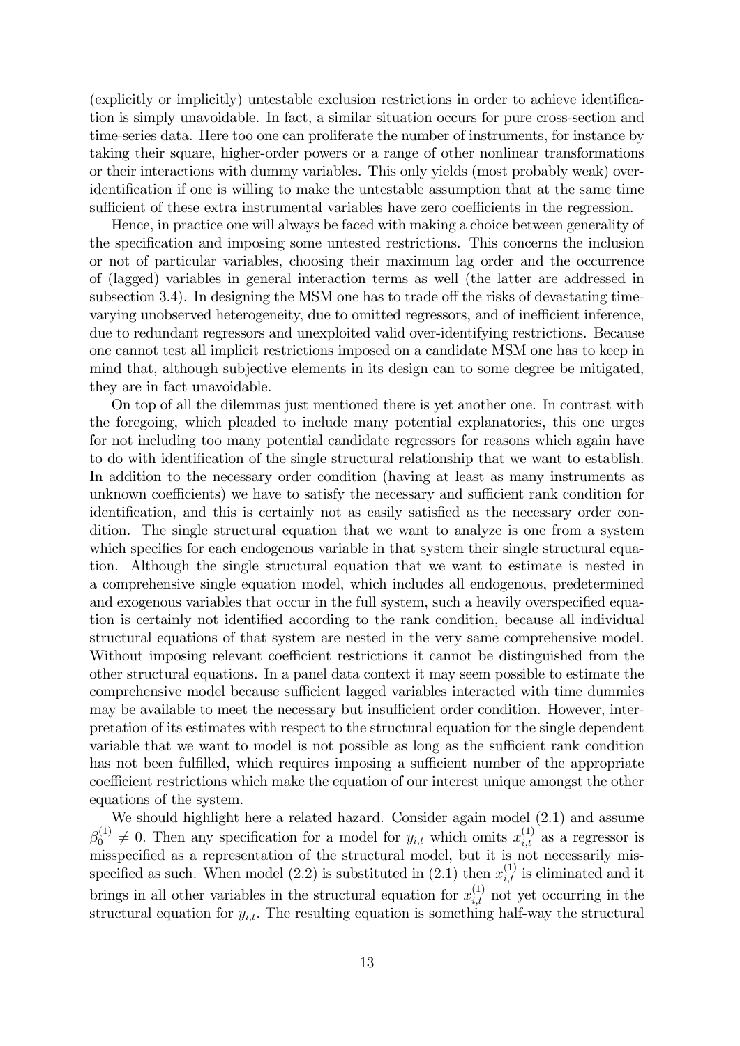(explicitly or implicitly) untestable exclusion restrictions in order to achieve identification is simply unavoidable. In fact, a similar situation occurs for pure cross-section and time-series data. Here too one can proliferate the number of instruments, for instance by taking their square, higher-order powers or a range of other nonlinear transformations or their interactions with dummy variables. This only yields (most probably weak) over-identification if one is willing to make the untestable assumption that at the same time sufficient of these extra instrumental variables have zero coefficients in the regression.

Hence, in practice one will always be faced with making a choice between generality of the specification and imposing some untested restrictions. This concerns the inclusion or not of particular variables, choosing their maximum lag order and the occurrence of (lagged) variables in general interaction terms as well (the latter are addressed in subsection 3.4). In designing the MSM one has to trade off the risks of devastating time-varying unobserved heterogeneity, due to omitted regressors, and of inefficient inference, due to redundant regressors and unexploited valid over-identifying restrictions. Because one cannot test all implicit restrictions imposed on a candidate MSM one has to keep in mind that, although subjective elements in its design can to some degree be mitigated, they are in fact unavoidable.

On top of all the dilemmas just mentioned there is yet another one. In contrast with the foregoing, which pleaded to include many potential explanatories, this one urges for not including too many potential candidate regressors for reasons which again have to do with identification of the single structural relationship that we want to establish. In addition to the necessary order condition (having at least as many instruments as unknown coefficients) we have to satisfy the necessary and sufficient rank condition for identification, and this is certainly not as easily satisfied as the necessary order condition. The single structural equation that we want to analyze is one from a system which specifies for each endogenous variable in that system their single structural equation. Although the single structural equation that we want to estimate is nested in a comprehensive single equation model, which includes all endogenous, predetermined and exogenous variables that occur in the full system, such a heavily overspecified equation is certainly not identified according to the rank condition, because all individual structural equations of that system are nested in the very same comprehensive model. Without imposing relevant coefficient restrictions it cannot be distinguished from the other structural equations. In a panel data context it may seem possible to estimate the comprehensive model because sufficient lagged variables interacted with time dummies may be available to meet the necessary but insufficient order condition. However, interpretation of its estimates with respect to the structural equation for the single dependent variable that we want to model is not possible as long as the sufficient rank condition has not been fulfilled, which requires imposing a sufficient number of the appropriate coefficient restrictions which make the equation of our interest unique amongst the other equations of the system.

We should highlight here a related hazard. Consider again model (2.1) and assume $\beta_0^{(1)} \neq 0$. Then any specification for a model for $y_{i,t}$ which omits $x_{i,t}^{(1)}$ as a regressor is misspecified as a representation of the structural model, but it is not necessarily misspecified as such. When model (2.2) is substituted in (2.1) then $x_{i,t}^{(1)}$ is eliminated and it brings in all other variables in the structural equation for $x_{i,t}^{(1)}$ not yet occurring in the structural equation for $y_{i,t}$. The resulting equation is something half-way the structural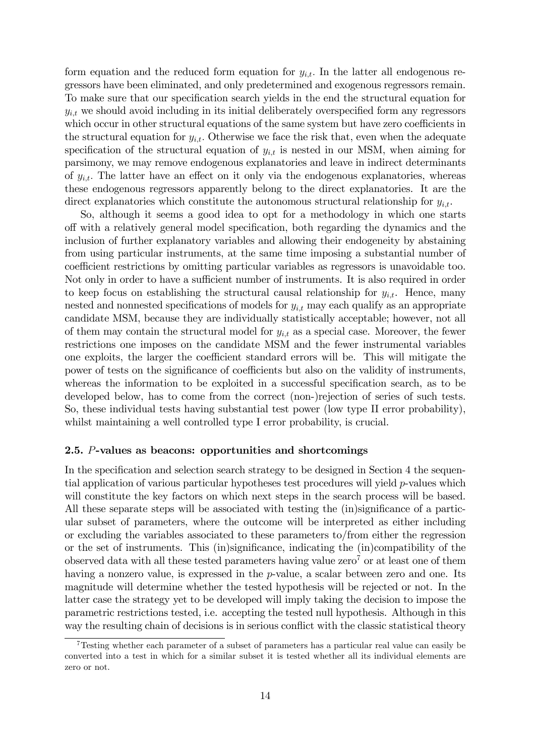form equation and the reduced form equation for $y_{i,t}$. In the latter all endogenous regressors have been eliminated, and only predetermined and exogenous regressors remain. To make sure that our specification search yields in the end the structural equation for $y_{i,t}$ we should avoid including in its initial deliberately overspecified form any regressors which occur in other structural equations of the same system but have zero coefficients in the structural equation for $y_{i,t}$. Otherwise we face the risk that, even when the adequate specification of the structural equation of $y_{i,t}$ is nested in our MSM, when aiming for parsimony, we may remove endogenous explanatories and leave in indirect determinants of $y_{i,t}$. The latter have an effect on it only via the endogenous explanatories, whereas these endogenous regressors apparently belong to the direct explanatories. It are the direct explanatories which constitute the autonomous structural relationship for $y_{i,t}$.

So, although it seems a good idea to opt for a methodology in which one starts off with a relatively general model specification, both regarding the dynamics and the inclusion of further explanatory variables and allowing their endogeneity by abstaining from using particular instruments, at the same time imposing a substantial number of coefficient restrictions by omitting particular variables as regressors is unavoidable too. Not only in order to have a sufficient number of instruments. It is also required in order to keep focus on establishing the structural causal relationship for $y_{i,t}$. Hence, many nested and nonnested specifications of models for $y_{i,t}$ may each qualify as an appropriate candidate MSM, because they are individually statistically acceptable; however, not all of them may contain the structural model for $y_{i,t}$ as a special case. Moreover, the fewer restrictions one imposes on the candidate MSM and the fewer instrumental variables one exploits, the larger the coefficient standard errors will be. This will mitigate the power of tests on the significance of coefficients but also on the validity of instruments, whereas the information to be exploited in a successful specification search, as to be developed below, has to come from the correct (non-)rejection of series of such tests. So, these individual tests having substantial test power (low type II error probability), whilst maintaining a well controlled type I error probability, is crucial.

### 2.5. $P$-values as beacons: opportunities and shortcomings

In the specification and selection search strategy to be designed in Section 4 the sequential application of various particular hypotheses test procedures will yield $p$-values which will constitute the key factors on which next steps in the search process will be based. All these separate steps will be associated with testing the (in)significance of a particular subset of parameters, where the outcome will be interpreted as either including or excluding the variables associated to these parameters to/from either the regression or the set of instruments. This (in)significance, indicating the (in)compatibility of the observed data with all these tested parameters having value zero[7] or at least one of them having a nonzero value, is expressed in the $p$-value, a scalar between zero and one. Its magnitude will determine whether the tested hypothesis will be rejected or not. In the latter case the strategy yet to be developed will imply taking the decision to impose the parametric restrictions tested, i.e. accepting the tested null hypothesis. Although in this way the resulting chain of decisions is in serious conflict with the classic statistical theory

[7] Testing whether each parameter of a subset of parameters has a particular real value can easily be converted into a test in which for a similar subset it is tested whether all its individual elements are zero or not.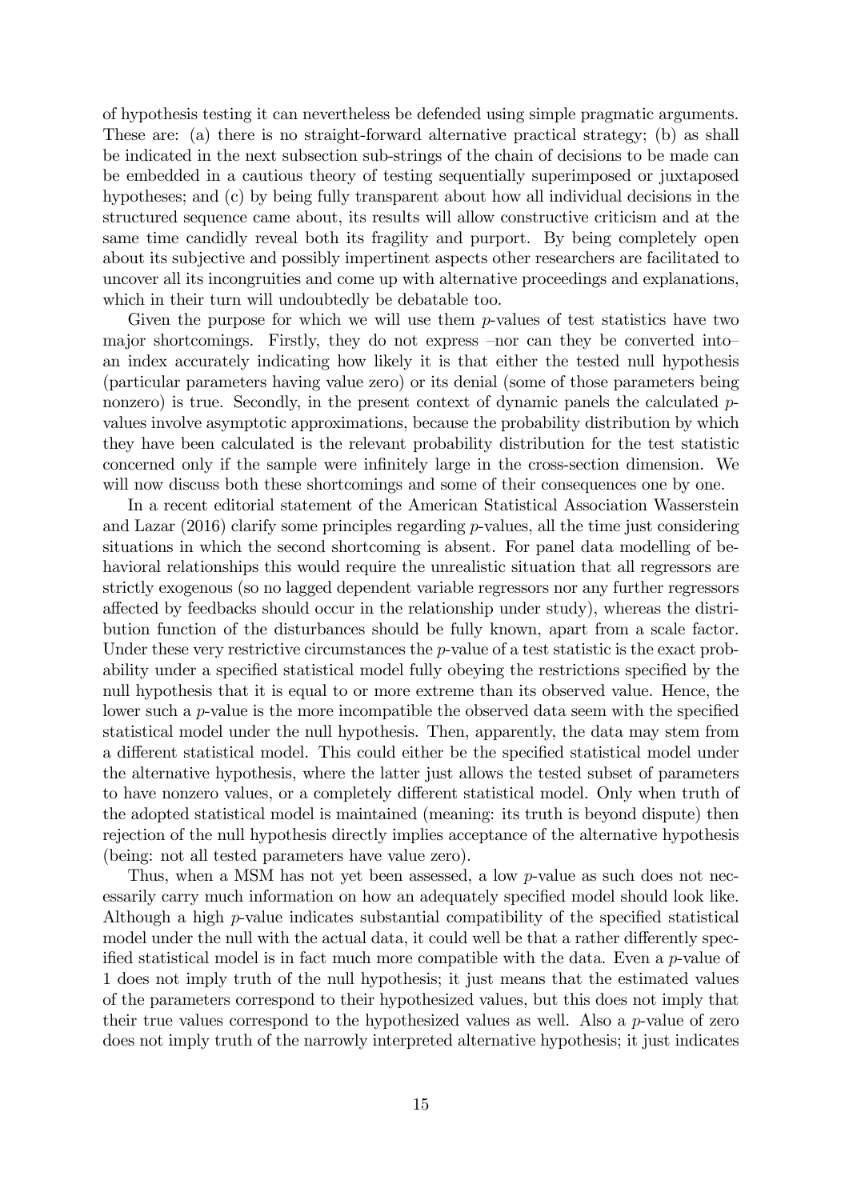of hypothesis testing it can nevertheless be defended using simple pragmatic arguments. These are: (a) there is no straight-forward alternative practical strategy; (b) as shall be indicated in the next subsection sub-strings of the chain of decisions to be made can be embedded in a cautious theory of testing sequentially superimposed or juxtaposed hypotheses; and (c) by being fully transparent about how all individual decisions in the structured sequence came about, its results will allow constructive criticism and at the same time candidly reveal both its fragility and purport. By being completely open about its subjective and possibly impertinent aspects other researchers are facilitated to uncover all its incongruities and come up with alternative proceedings and explanations, which in their turn will undoubtedly be debatable too.

Given the purpose for which we will use them $p$-values of test statistics have two major shortcomings. Firstly, they do not express –nor can they be converted into– an index accurately indicating how likely it is that either the tested null hypothesis (particular parameters having value zero) or its denial (some of those parameters being nonzero) is true. Secondly, in the present context of dynamic panels the calculated $p$-values involve asymptotic approximations, because the probability distribution by which they have been calculated is the relevant probability distribution for the test statistic concerned only if the sample were infinitely large in the cross-section dimension. We will now discuss both these shortcomings and some of their consequences one by one.

In a recent editorial statement of the American Statistical Association Wasserstein and Lazar (2016) clarify some principles regarding $p$-values, all the time just considering situations in which the second shortcoming is absent. For panel data modelling of behavioral relationships this would require the unrealistic situation that all regressors are strictly exogenous (so no lagged dependent variable regressors nor any further regressors affected by feedbacks should occur in the relationship under study), whereas the distribution function of the disturbances should be fully known, apart from a scale factor. Under these very restrictive circumstances the $p$-value of a test statistic is the exact probability under a specified statistical model fully obeying the restrictions specified by the null hypothesis that it is equal to or more extreme than its observed value. Hence, the lower such a $p$-value is the more incompatible the observed data seem with the specified statistical model under the null hypothesis. Then, apparently, the data may stem from a different statistical model. This could either be the specified statistical model under the alternative hypothesis, where the latter just allows the tested subset of parameters to have nonzero values, or a completely different statistical model. Only when truth of the adopted statistical model is maintained (meaning: its truth is beyond dispute) then rejection of the null hypothesis directly implies acceptance of the alternative hypothesis (being: not all tested parameters have value zero).

Thus, when a MSM has not yet been assessed, a low $p$-value as such does not necessarily carry much information on how an adequately specified model should look like. Although a high $p$-value indicates substantial compatibility of the specified statistical model under the null with the actual data, it could well be that a rather differently specified statistical model is in fact much more compatible with the data. Even a $p$-value of 1 does not imply truth of the null hypothesis; it just means that the estimated values of the parameters correspond to their hypothesized values, but this does not imply that their true values correspond to the hypothesized values as well. Also a $p$-value of zero does not imply truth of the narrowly interpreted alternative hypothesis; it just indicates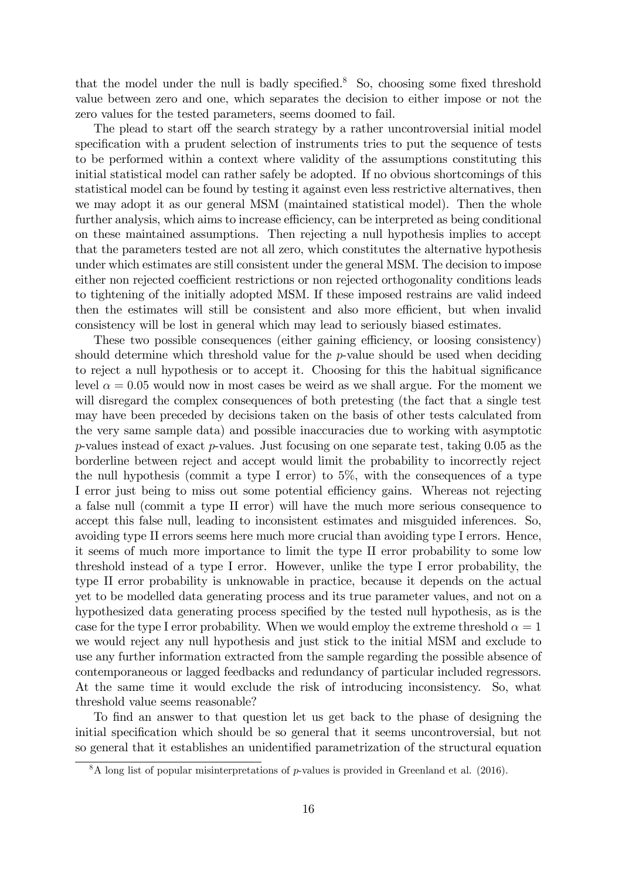that the model under the null is badly specified.[8] So, choosing some fixed threshold value between zero and one, which separates the decision to either impose or not the zero values for the tested parameters, seems doomed to fail.

The plead to start off the search strategy by a rather uncontroversial initial model specification with a prudent selection of instruments tries to put the sequence of tests to be performed within a context where validity of the assumptions constituting this initial statistical model can rather safely be adopted. If no obvious shortcomings of this statistical model can be found by testing it against even less restrictive alternatives, then we may adopt it as our general MSM (maintained statistical model). Then the whole further analysis, which aims to increase efficiency, can be interpreted as being conditional on these maintained assumptions. Then rejecting a null hypothesis implies to accept that the parameters tested are not all zero, which constitutes the alternative hypothesis under which estimates are still consistent under the general MSM. The decision to impose either non rejected coefficient restrictions or non rejected orthogonality conditions leads to tightening of the initially adopted MSM. If these imposed restrains are valid indeed then the estimates will still be consistent and also more efficient, but when invalid consistency will be lost in general which may lead to seriously biased estimates.

These two possible consequences (either gaining efficiency, or loosing consistency) should determine which threshold value for the $p$-value should be used when deciding to reject a null hypothesis or to accept it. Choosing for this the habitual significance level $\alpha = 0.05$ would now in most cases be weird as we shall argue. For the moment we will disregard the complex consequences of both pretesting (the fact that a single test may have been preceded by decisions taken on the basis of other tests calculated from the very same sample data) and possible inaccuracies due to working with asymptotic $p$-values instead of exact $p$-values. Just focusing on one separate test, taking 0.05 as the borderline between reject and accept would limit the probability to incorrectly reject the null hypothesis (commit a type I error) to 5%, with the consequences of a type I error just being to miss out some potential efficiency gains. Whereas not rejecting a false null (commit a type II error) will have the much more serious consequence to accept this false null, leading to inconsistent estimates and misguided inferences. So, avoiding type II errors seems here much more crucial than avoiding type I errors. Hence, it seems of much more importance to limit the type II error probability to some low threshold instead of a type I error. However, unlike the type I error probability, the type II error probability is unknowable in practice, because it depends on the actual yet to be modelled data generating process and its true parameter values, and not on a hypothesized data generating process specified by the tested null hypothesis, as is the case for the type I error probability. When we would employ the extreme threshold $\alpha = 1$ we would reject any null hypothesis and just stick to the initial MSM and exclude to use any further information extracted from the sample regarding the possible absence of contemporaneous or lagged feedbacks and redundancy of particular included regressors. At the same time it would exclude the risk of introducing inconsistency. So, what threshold value seems reasonable?

To find an answer to that question let us get back to the phase of designing the initial specification which should be so general that it seems uncontroversial, but not so general that it establishes an unidentified parametrization of the structural equation

[8] A long list of popular misinterpretations of $p$-values is provided in Greenland et al. (2016).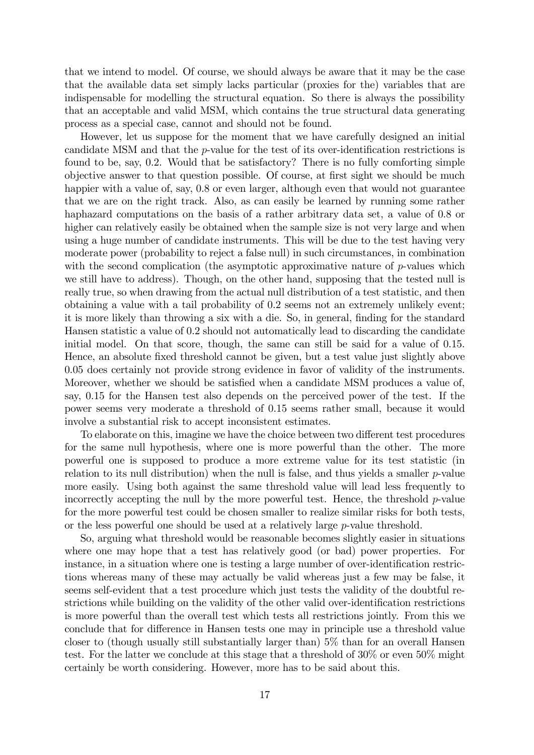that we intend to model. Of course, we should always be aware that it may be the case that the available data set simply lacks particular (proxies for the) variables that are indispensable for modelling the structural equation. So there is always the possibility that an acceptable and valid MSM, which contains the true structural data generating process as a special case, cannot and should not be found.

However, let us suppose for the moment that we have carefully designed an initial candidate MSM and that the $p$-value for the test of its over-identification restrictions is found to be, say, 0.2. Would that be satisfactory? There is no fully comforting simple objective answer to that question possible. Of course, at first sight we should be much happier with a value of, say, 0.8 or even larger, although even that would not guarantee that we are on the right track. Also, as can easily be learned by running some rather haphazard computations on the basis of a rather arbitrary data set, a value of 0.8 or higher can relatively easily be obtained when the sample size is not very large and when using a huge number of candidate instruments. This will be due to the test having very moderate power (probability to reject a false null) in such circumstances, in combination with the second complication (the asymptotic approximative nature of $p$-values which we still have to address). Though, on the other hand, supposing that the tested null is really true, so when drawing from the actual null distribution of a test statistic, and then obtaining a value with a tail probability of 0.2 seems not an extremely unlikely event; it is more likely than throwing a six with a die. So, in general, finding for the standard Hansen statistic a value of 0.2 should not automatically lead to discarding the candidate initial model. On that score, though, the same can still be said for a value of 0.15. Hence, an absolute fixed threshold cannot be given, but a test value just slightly above 0.05 does certainly not provide strong evidence in favor of validity of the instruments. Moreover, whether we should be satisfied when a candidate MSM produces a value of, say, 0.15 for the Hansen test also depends on the perceived power of the test. If the power seems very moderate a threshold of 0.15 seems rather small, because it would involve a substantial risk to accept inconsistent estimates.

To elaborate on this, imagine we have the choice between two different test procedures for the same null hypothesis, where one is more powerful than the other. The more powerful one is supposed to produce a more extreme value for its test statistic (in relation to its null distribution) when the null is false, and thus yields a smaller $p$-value more easily. Using both against the same threshold value will lead less frequently to incorrectly accepting the null by the more powerful test. Hence, the threshold $p$-value for the more powerful test could be chosen smaller to realize similar risks for both tests, or the less powerful one should be used at a relatively large $p$-value threshold.

So, arguing what threshold would be reasonable becomes slightly easier in situations where one may hope that a test has relatively good (or bad) power properties. For instance, in a situation where one is testing a large number of over-identification restrictions whereas many of these may actually be valid whereas just a few may be false, it seems self-evident that a test procedure which just tests the validity of the doubtful restrictions while building on the validity of the other valid over-identification restrictions is more powerful than the overall test which tests all restrictions jointly. From this we conclude that for difference in Hansen tests one may in principle use a threshold value closer to (though usually still substantially larger than) 5% than for an overall Hansen test. For the latter we conclude at this stage that a threshold of 30% or even 50% might certainly be worth considering. However, more has to be said about this.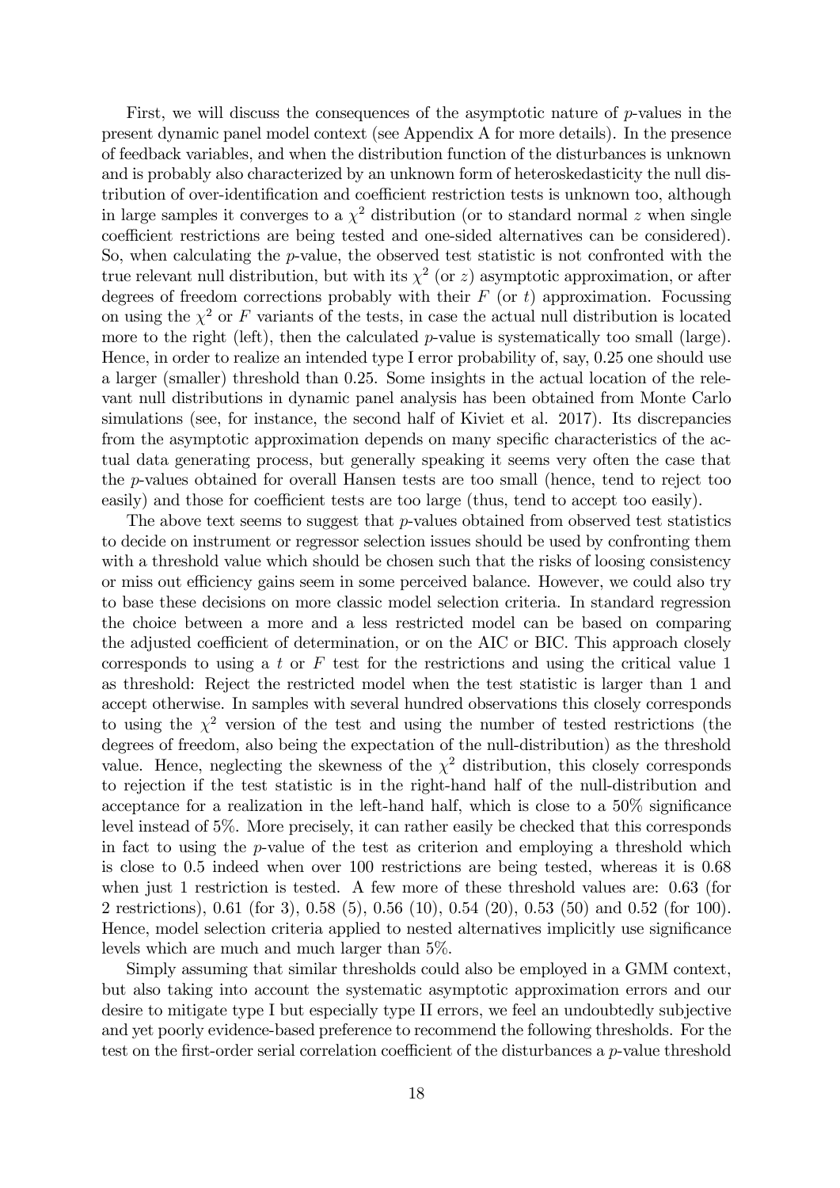First, we will discuss the consequences of the asymptotic nature of $p$-values in the present dynamic panel model context (see Appendix A for more details). In the presence of feedback variables, and when the distribution function of the disturbances is unknown and is probably also characterized by an unknown form of heteroskedasticity the null distribution of over-identification and coefficient restriction tests is unknown too, although in large samples it converges to a $\chi^2$ distribution (or to standard normal $z$ when single coefficient restrictions are being tested and one-sided alternatives can be considered). So, when calculating the $p$-value, the observed test statistic is not confronted with the true relevant null distribution, but with its $\chi^2$ (or $z$) asymptotic approximation, or after degrees of freedom corrections probably with their $F$ (or $t$) approximation. Focussing on using the $\chi^2$ or $F$ variants of the tests, in case the actual null distribution is located more to the right (left), then the calculated $p$-value is systematically too small (large). Hence, in order to realize an intended type I error probability of, say, 0.25 one should use a larger (smaller) threshold than 0.25. Some insights in the actual location of the relevant null distributions in dynamic panel analysis has been obtained from Monte Carlo simulations (see, for instance, the second half of Kiviet et al. 2017). Its discrepancies from the asymptotic approximation depends on many specific characteristics of the actual data generating process, but generally speaking it seems very often the case that the $p$-values obtained for overall Hansen tests are too small (hence, tend to reject too easily) and those for coefficient tests are too large (thus, tend to accept too easily).

The above text seems to suggest that $p$-values obtained from observed test statistics to decide on instrument or regressor selection issues should be used by confronting them with a threshold value which should be chosen such that the risks of loosing consistency or miss out efficiency gains seem in some perceived balance. However, we could also try to base these decisions on more classic model selection criteria. In standard regression the choice between a more and a less restricted model can be based on comparing the adjusted coefficient of determination, or on the AIC or BIC. This approach closely corresponds to using a $t$ or $F$ test for the restrictions and using the critical value 1 as threshold: Reject the restricted model when the test statistic is larger than 1 and accept otherwise. In samples with several hundred observations this closely corresponds to using the $\chi^2$ version of the test and using the number of tested restrictions (the degrees of freedom, also being the expectation of the null-distribution) as the threshold value. Hence, neglecting the skewness of the $\chi^2$ distribution, this closely corresponds to rejection if the test statistic is in the right-hand half of the null-distribution and acceptance for a realization in the left-hand half, which is close to a 50% significance level instead of 5%. More precisely, it can rather easily be checked that this corresponds in fact to using the $p$-value of the test as criterion and employing a threshold which is close to 0.5 indeed when over 100 restrictions are being tested, whereas it is 0.68 when just 1 restriction is tested. A few more of these threshold values are: 0.63 (for 2 restrictions), 0.61 (for 3), 0.58 (5), 0.56 (10), 0.54 (20), 0.53 (50) and 0.52 (for 100). Hence, model selection criteria applied to nested alternatives implicitly use significance levels which are much and much larger than 5%.

Simply assuming that similar thresholds could also be employed in a GMM context, but also taking into account the systematic asymptotic approximation errors and our desire to mitigate type I but especially type II errors, we feel an undoubtedly subjective and yet poorly evidence-based preference to recommend the following thresholds. For the test on the first-order serial correlation coefficient of the disturbances a $p$-value threshold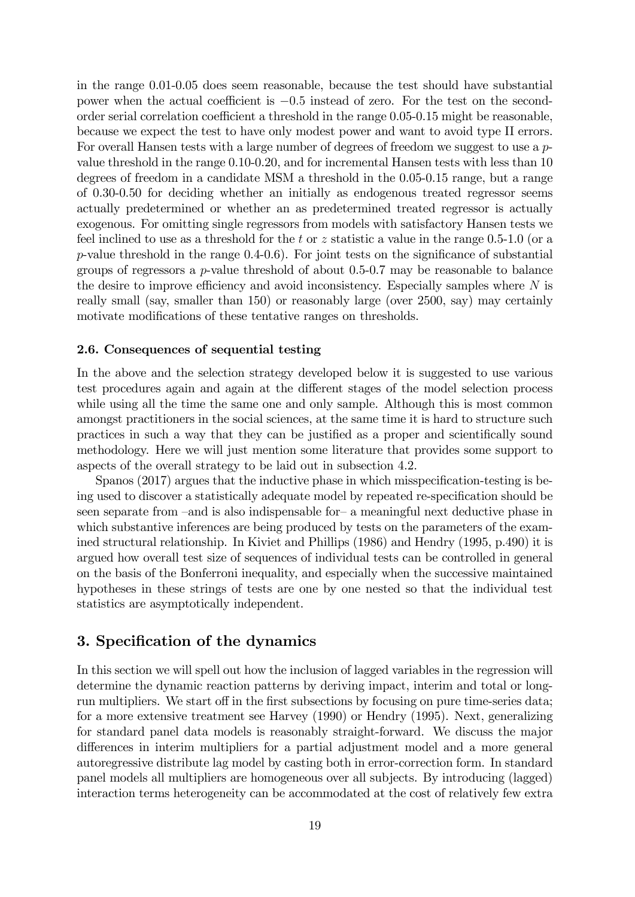in the range 0.01-0.05 does seem reasonable, because the test should have substantial power when the actual coefficient is $-0.5$ instead of zero. For the test on the second-order serial correlation coefficient a threshold in the range 0.05-0.15 might be reasonable, because we expect the test to have only modest power and want to avoid type II errors. For overall Hansen tests with a large number of degrees of freedom we suggest to use a $p$-value threshold in the range 0.10-0.20, and for incremental Hansen tests with less than 10 degrees of freedom in a candidate MSM a threshold in the 0.05-0.15 range, but a range of 0.30-0.50 for deciding whether an initially as endogenous treated regressor seems actually predetermined or whether an as predetermined treated regressor is actually exogenous. For omitting single regressors from models with satisfactory Hansen tests we feel inclined to use as a threshold for the $t$ or $z$ statistic a value in the range 0.5-1.0 (or a $p$-value threshold in the range 0.4-0.6). For joint tests on the significance of substantial groups of regressors a $p$-value threshold of about 0.5-0.7 may be reasonable to balance the desire to improve efficiency and avoid inconsistency. Especially samples where $N$ is really small (say, smaller than 150) or reasonably large (over 2500, say) may certainly motivate modifications of these tentative ranges on thresholds.

### 2.6. Consequences of sequential testing

In the above and the selection strategy developed below it is suggested to use various test procedures again and again at the different stages of the model selection process while using all the time the same one and only sample. Although this is most common amongst practitioners in the social sciences, at the same time it is hard to structure such practices in such a way that they can be justified as a proper and scientifically sound methodology. Here we will just mention some literature that provides some support to aspects of the overall strategy to be laid out in subsection 4.2.

Spanos (2017) argues that the inductive phase in which misspecification-testing is being used to discover a statistically adequate model by repeated re-specification should be seen separate from –and is also indispensable for– a meaningful next deductive phase in which substantive inferences are being produced by tests on the parameters of the examined structural relationship. In Kiviet and Phillips (1986) and Hendry (1995, p.490) it is argued how overall test size of sequences of individual tests can be controlled in general on the basis of the Bonferroni inequality, and especially when the successive maintained hypotheses in these strings of tests are one by one nested so that the individual test statistics are asymptotically independent.

## 3. Specification of the dynamics

In this section we will spell out how the inclusion of lagged variables in the regression will determine the dynamic reaction patterns by deriving impact, interim and total or long-run multipliers. We start off in the first subsections by focusing on pure time-series data; for a more extensive treatment see Harvey (1990) or Hendry (1995). Next, generalizing for standard panel data models is reasonably straight-forward. We discuss the major differences in interim multipliers for a partial adjustment model and a more general autoregressive distribute lag model by casting both in error-correction form. In standard panel models all multipliers are homogeneous over all subjects. By introducing (lagged) interaction terms heterogeneity can be accommodated at the cost of relatively few extra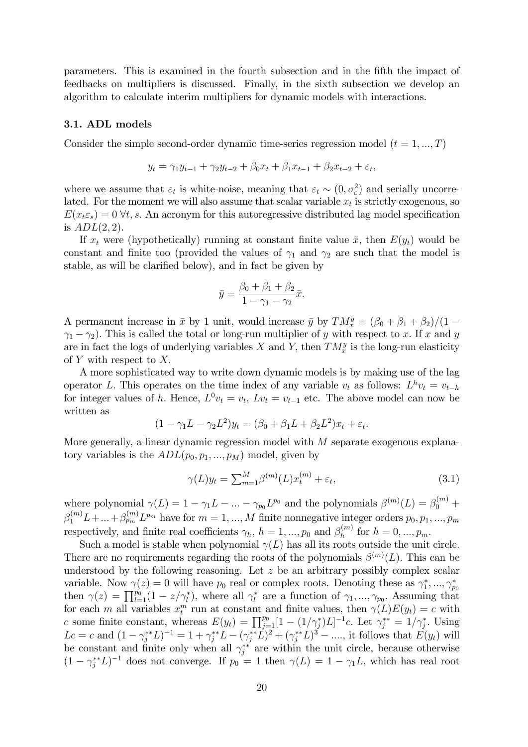parameters. This is examined in the fourth subsection and in the fifth the impact of feedbacks on multipliers is discussed. Finally, in the sixth subsection we develop an algorithm to calculate interim multipliers for dynamic models with interactions.

### 3.1. ADL models

Consider the simple second-order dynamic time-series regression model ($t = 1, ..., T$)

$$y_t = \gamma_1 y_{t-1} + \gamma_2 y_{t-2} + \beta_0 x_t + \beta_1 x_{t-1} + \beta_2 x_{t-2} + \varepsilon_t,$$

where we assume that $\varepsilon_t$ is white-noise, meaning that $\varepsilon_t \sim (0, \sigma_\varepsilon^2)$ and serially uncorrelated. For the moment we will also assume that scalar variable $x_t$ is strictly exogenous, so $E(x_t \varepsilon_s) = 0 \; \forall t, s$. An acronym for this autoregressive distributed lag model specification is $ADL(2, 2)$.

If $x_t$ were (hypothetically) running at constant finite value $\bar{x}$, then $E(y_t)$ would be constant and finite too (provided the values of $\gamma_1$ and $\gamma_2$ are such that the model is stable, as will be clarified below), and in fact be given by

$$\bar{y} = \frac{\beta_0 + \beta_1 + \beta_2}{1 - \gamma_1 - \gamma_2} \bar{x}.$$

A permanent increase in $\bar{x}$ by 1 unit, would increase $\bar{y}$ by $TM_x^y = (\beta_0 + \beta_1 + \beta_2)/(1 - \gamma_1 - \gamma_2)$. This is called the total or long-run multiplier of $y$ with respect to $x$. If $x$ and $y$ are in fact the logs of underlying variables $X$ and $Y$, then $TM_x^y$ is the long-run elasticity of $Y$ with respect to $X$.

A more sophisticated way to write down dynamic models is by making use of the lag operator $L$. This operates on the time index of any variable $v_t$ as follows: $L^h v_t = v_{t-h}$ for integer values of $h$. Hence, $L^0 v_t = v_t$, $L v_t = v_{t-1}$ etc. The above model can now be written as

$$(1 - \gamma_1 L - \gamma_2 L^2) y_t = (\beta_0 + \beta_1 L + \beta_2 L^2) x_t + \varepsilon_t.$$

More generally, a linear dynamic regression model with $M$ separate exogenous explanatory variables is the $ADL(p_0, p_1, ..., p_M)$ model, given by

$$\gamma(L) y_t = \textstyle\sum_{m=1}^{M} \beta^{(m)}(L) x_t^{(m)} + \varepsilon_t, \tag{3.1}$$

where polynomial $\gamma(L) = 1 - \gamma_1 L - ... - \gamma_{p_0} L^{p_0}$ and the polynomials $\beta^{(m)}(L) = \beta_0^{(m)} + \beta_1^{(m)} L + ... + \beta_{p_m}^{(m)} L^{p_m}$ have for $m = 1, ..., M$ finite nonnegative integer orders $p_0, p_1, ..., p_m$ respectively, and finite real coefficients $\gamma_h$, $h = 1, ..., p_0$ and $\beta_h^{(m)}$ for $h = 0, ..., p_m$.

Such a model is stable when polynomial $\gamma(L)$ has all its roots outside the unit circle. There are no requirements regarding the roots of the polynomials $\beta^{(m)}(L)$. This can be understood by the following reasoning. Let $z$ be an arbitrary possibly complex scalar variable. Now $\gamma(z) = 0$ will have $p_0$ real or complex roots. Denoting these as $\gamma_1^*, ..., \gamma_{p_0}^*$ then $\gamma(z) = \prod_{l=1}^{p_0} (1 - z/\gamma_l^*)$, where all $\gamma_l^*$ are a function of $\gamma_1, ..., \gamma_{p_0}$. Assuming that for each $m$ all variables $x_t^m$ run at constant and finite values, then $\gamma(L) E(y_t) = c$ with $c$ some finite constant, whereas $E(y_t) = \prod_{j=1}^{p_0} [1 - (1/\gamma_j^*) L]^{-1} c$. Let $\gamma_j^{**} = 1/\gamma_j^*$. Using $Lc = c$ and $(1 - \gamma_j^{**} L)^{-1} = 1 + \gamma_j^{**} L - (\gamma_j^{**} L)^2 + (\gamma_j^{**} L)^3 - ....$, it follows that $E(y_t)$ will be constant and finite only when all $\gamma_j^{**}$ are within the unit circle, because otherwise $(1 - \gamma_j^{**} L)^{-1}$ does not converge. If $p_0 = 1$ then $\gamma(L) = 1 - \gamma_1 L$, which has real root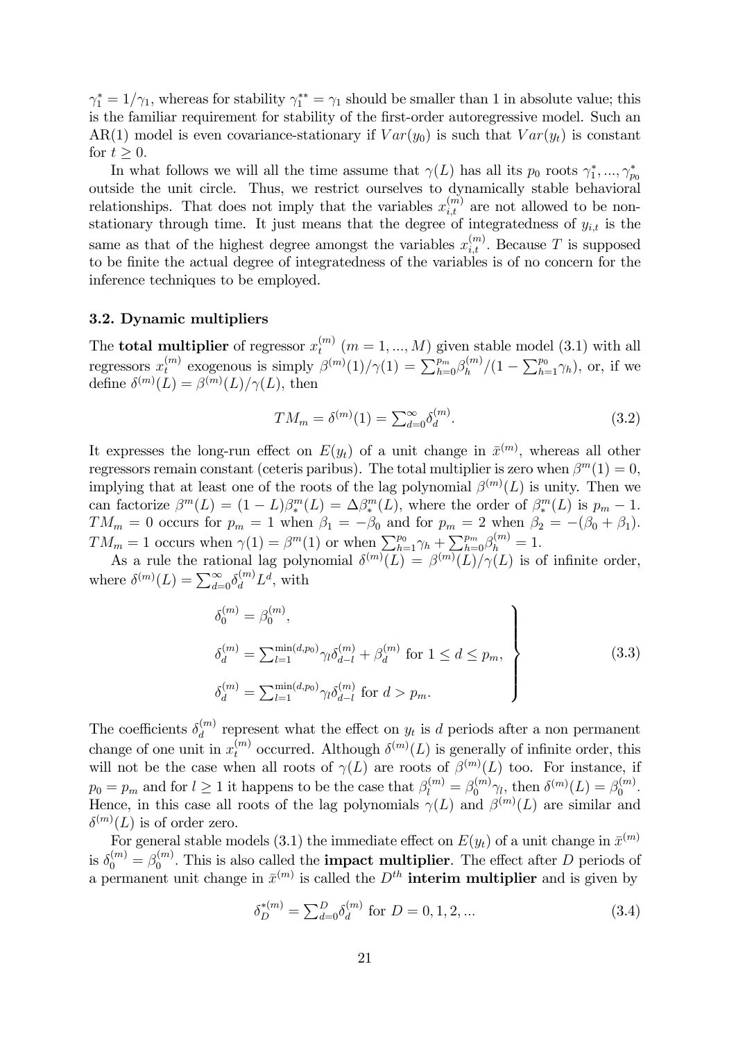$\gamma_1^* = 1/\gamma_1$, whereas for stability $\gamma_1^{**} = \gamma_1$ should be smaller than 1 in absolute value; this is the familiar requirement for stability of the first-order autoregressive model. Such an AR(1) model is even covariance-stationary if $Var(y_0)$ is such that $Var(y_t)$ is constant for $t \geq 0$.

In what follows we will all the time assume that $\gamma(L)$ has all its $p_0$ roots $\gamma_1^*, ..., \gamma_{p_0}^*$ outside the unit circle. Thus, we restrict ourselves to dynamically stable behavioral relationships. That does not imply that the variables $x_{i,t}^{(m)}$ are not allowed to be non-stationary through time. It just means that the degree of integratedness of $y_{i,t}$ is the same as that of the highest degree amongst the variables $x_{i,t}^{(m)}$. Because $T$ is supposed to be finite the actual degree of integratedness of the variables is of no concern for the inference techniques to be employed.

### 3.2. Dynamic multipliers

The **total multiplier** of regressor $x_t^{(m)}$ $(m = 1, ..., M)$ given stable model (3.1) with all regressors $x_t^{(m)}$ exogenous is simply $\beta^{(m)}(1)/\gamma(1) = \sum_{h=0}^{p_m} \beta_h^{(m)} / (1 - \sum_{h=1}^{p_0} \gamma_h)$, or, if we define $\delta^{(m)}(L) = \beta^{(m)}(L)/\gamma(L)$, then

$$TM_m = \delta^{(m)}(1) = \sum_{d=0}^{\infty} \delta_d^{(m)}. \tag{3.2}$$

It expresses the long-run effect on $E(y_t)$ of a unit change in $\bar{x}^{(m)}$, whereas all other regressors remain constant (ceteris paribus). The total multiplier is zero when $\beta^m(1) = 0$, implying that at least one of the roots of the lag polynomial $\beta^{(m)}(L)$ is unity. Then we can factorize $\beta^m(L) = (1 - L)\beta_*^m(L) = \Delta\beta_*^m(L)$, where the order of $\beta_*^m(L)$ is $p_m - 1$. $TM_m = 0$ occurs for $p_m = 1$ when $\beta_1 = -\beta_0$ and for $p_m = 2$ when $\beta_2 = -(\beta_0 + \beta_1)$. $TM_m = 1$ occurs when $\gamma(1) = \beta^m(1)$ or when $\sum_{h=1}^{p_0} \gamma_h + \sum_{h=0}^{p_m} \beta_h^{(m)} = 1$.

As a rule the rational lag polynomial $\delta^{(m)}(L) = \beta^{(m)}(L)/\gamma(L)$ is of infinite order, where $\delta^{(m)}(L) = \sum_{d=0}^{\infty} \delta_d^{(m)} L^d$, with

$$\left.\begin{aligned}
&\delta_0^{(m)} = \beta_0^{(m)}, \\
&\delta_d^{(m)} = \sum_{l=1}^{\min(d,p_0)} \gamma_l \delta_{d-l}^{(m)} + \beta_d^{(m)} \text{ for } 1 \leq d \leq p_m, \\
&\delta_d^{(m)} = \sum_{l=1}^{\min(d,p_0)} \gamma_l \delta_{d-l}^{(m)} \text{ for } d > p_m.
\end{aligned}\right\} \tag{3.3}$$

The coefficients $\delta_d^{(m)}$ represent what the effect on $y_t$ is $d$ periods after a non permanent change of one unit in $x_t^{(m)}$ occurred. Although $\delta^{(m)}(L)$ is generally of infinite order, this will not be the case when all roots of $\gamma(L)$ are roots of $\beta^{(m)}(L)$ too. For instance, if $p_0 = p_m$ and for $l \geq 1$ it happens to be the case that $\beta_l^{(m)} = \beta_0^{(m)} \gamma_l$, then $\delta^{(m)}(L) = \beta_0^{(m)}$. Hence, in this case all roots of the lag polynomials $\gamma(L)$ and $\beta^{(m)}(L)$ are similar and $\delta^{(m)}(L)$ is of order zero.

For general stable models (3.1) the immediate effect on $E(y_t)$ of a unit change in $\bar{x}^{(m)}$ is $\delta_0^{(m)} = \beta_0^{(m)}$. This is also called the **impact multiplier**. The effect after $D$ periods of a permanent unit change in $\bar{x}^{(m)}$ is called the $D^{th}$ **interim multiplier** and is given by

$$\delta_D^{*(m)} = \sum_{d=0}^{D} \delta_d^{(m)} \text{ for } D = 0, 1, 2, ... \tag{3.4}$$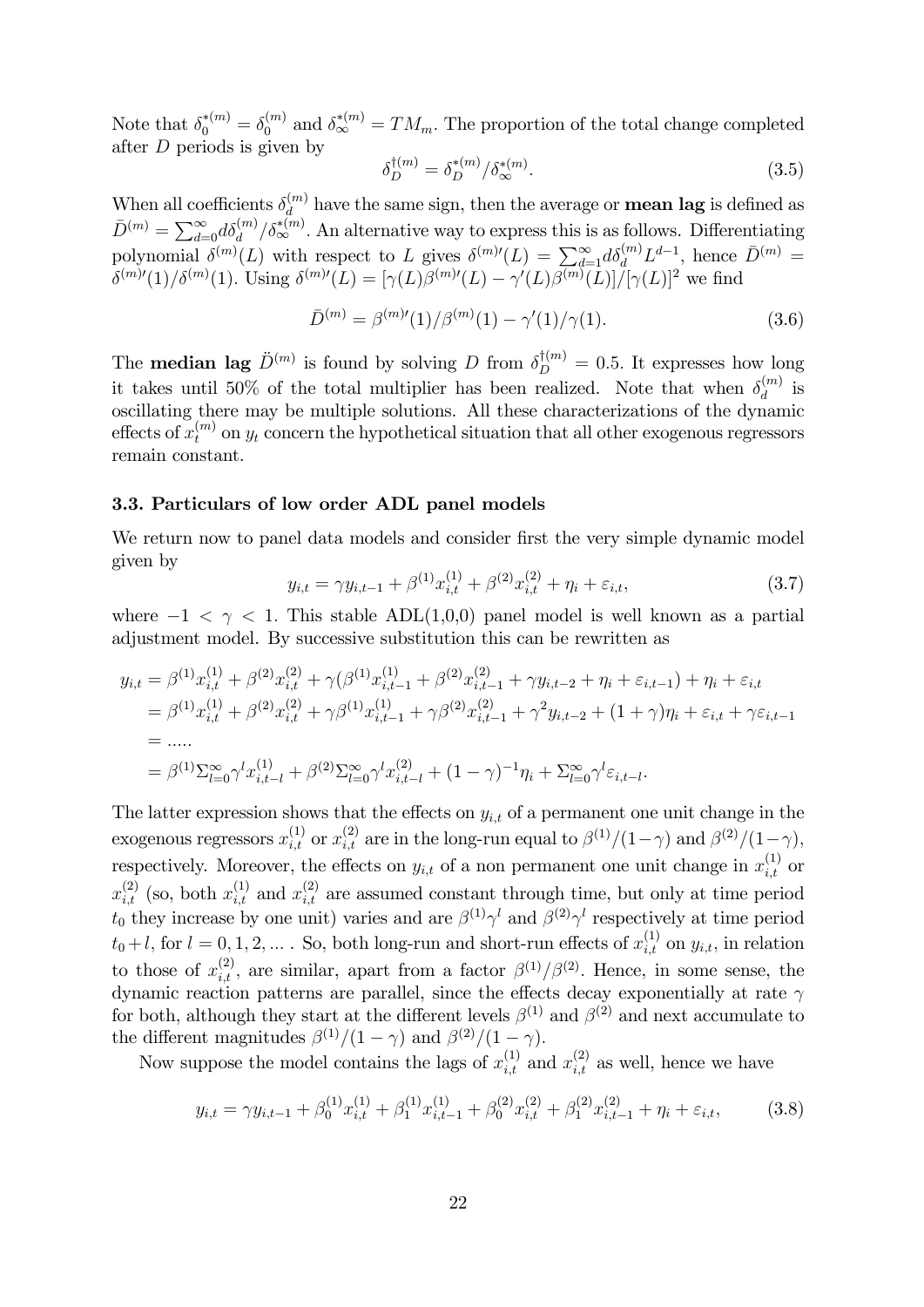Note that $\delta_0^{*(m)} = \delta_0^{(m)}$ and $\delta_\infty^{*(m)} = TM_m$. The proportion of the total change completed after $D$ periods is given by

$$\delta_D^{\dagger(m)} = \delta_D^{*(m)} / \delta_\infty^{*(m)}. \tag{3.5}$$

When all coefficients $\delta_d^{(m)}$ have the same sign, then the average or **mean lag** is defined as $\bar{D}^{(m)} = \sum_{d=0}^{\infty} d\delta_d^{(m)} / \delta_\infty^{*(m)}$. An alternative way to express this is as follows. Differentiating polynomial $\delta^{(m)}(L)$ with respect to $L$ gives $\delta^{(m)\prime}(L) = \sum_{d=1}^{\infty} d\delta_d^{(m)} L^{d-1}$, hence $\bar{D}^{(m)} = \delta^{(m)\prime}(1)/\delta^{(m)}(1)$. Using $\delta^{(m)\prime}(L) = [\gamma(L)\beta^{(m)\prime}(L) - \gamma'(L)\beta^{(m)}(L)]/[\gamma(L)]^2$ we find

$$\bar{D}^{(m)} = \beta^{(m)\prime}(1)/\beta^{(m)}(1) - \gamma'(1)/\gamma(1). \tag{3.6}$$

The **median lag** $\ddot{D}^{(m)}$ is found by solving $D$ from $\delta_D^{\dagger(m)} = 0.5$. It expresses how long it takes until 50% of the total multiplier has been realized. Note that when $\delta_d^{(m)}$ is oscillating there may be multiple solutions. All these characterizations of the dynamic effects of $x_t^{(m)}$ on $y_t$ concern the hypothetical situation that all other exogenous regressors remain constant.

### 3.3. Particulars of low order ADL panel models

We return now to panel data models and consider first the very simple dynamic model given by

$$y_{i,t} = \gamma y_{i,t-1} + \beta^{(1)} x_{i,t}^{(1)} + \beta^{(2)} x_{i,t}^{(2)} + \eta_i + \varepsilon_{i,t}, \tag{3.7}$$

where $-1 < \gamma < 1$. This stable ADL(1,0,0) panel model is well known as a partial adjustment model. By successive substitution this can be rewritten as

$$\begin{aligned}
y_{i,t} &= \beta^{(1)} x_{i,t}^{(1)} + \beta^{(2)} x_{i,t}^{(2)} + \gamma(\beta^{(1)} x_{i,t-1}^{(1)} + \beta^{(2)} x_{i,t-1}^{(2)} + \gamma y_{i,t-2} + \eta_i + \varepsilon_{i,t-1}) + \eta_i + \varepsilon_{i,t} \\
&= \beta^{(1)} x_{i,t}^{(1)} + \beta^{(2)} x_{i,t}^{(2)} + \gamma\beta^{(1)} x_{i,t-1}^{(1)} + \gamma\beta^{(2)} x_{i,t-1}^{(2)} + \gamma^2 y_{i,t-2} + (1+\gamma)\eta_i + \varepsilon_{i,t} + \gamma\varepsilon_{i,t-1} \\
&= \ldots.. \\
&= \beta^{(1)} \Sigma_{l=0}^{\infty} \gamma^l x_{i,t-l}^{(1)} + \beta^{(2)} \Sigma_{l=0}^{\infty} \gamma^l x_{i,t-l}^{(2)} + (1-\gamma)^{-1}\eta_i + \Sigma_{l=0}^{\infty} \gamma^l \varepsilon_{i,t-l}.
\end{aligned}$$

The latter expression shows that the effects on $y_{i,t}$ of a permanent one unit change in the exogenous regressors $x_{i,t}^{(1)}$ or $x_{i,t}^{(2)}$ are in the long-run equal to $\beta^{(1)}/(1-\gamma)$ and $\beta^{(2)}/(1-\gamma)$, respectively. Moreover, the effects on $y_{i,t}$ of a non permanent one unit change in $x_{i,t}^{(1)}$ or $x_{i,t}^{(2)}$ (so, both $x_{i,t}^{(1)}$ and $x_{i,t}^{(2)}$ are assumed constant through time, but only at time period $t_0$ they increase by one unit) varies and are $\beta^{(1)}\gamma^l$ and $\beta^{(2)}\gamma^l$ respectively at time period $t_0 + l$, for $l = 0, 1, 2, \ldots$ . So, both long-run and short-run effects of $x_{i,t}^{(1)}$ on $y_{i,t}$, in relation to those of $x_{i,t}^{(2)}$, are similar, apart from a factor $\beta^{(1)}/\beta^{(2)}$. Hence, in some sense, the dynamic reaction patterns are parallel, since the effects decay exponentially at rate $\gamma$ for both, although they start at the different levels $\beta^{(1)}$ and $\beta^{(2)}$ and next accumulate to the different magnitudes $\beta^{(1)}/(1-\gamma)$ and $\beta^{(2)}/(1-\gamma)$.

Now suppose the model contains the lags of $x_{i,t}^{(1)}$ and $x_{i,t}^{(2)}$ as well, hence we have

$$y_{i,t} = \gamma y_{i,t-1} + \beta_0^{(1)} x_{i,t}^{(1)} + \beta_1^{(1)} x_{i,t-1}^{(1)} + \beta_0^{(2)} x_{i,t}^{(2)} + \beta_1^{(2)} x_{i,t-1}^{(2)} + \eta_i + \varepsilon_{i,t}, \tag{3.8}$$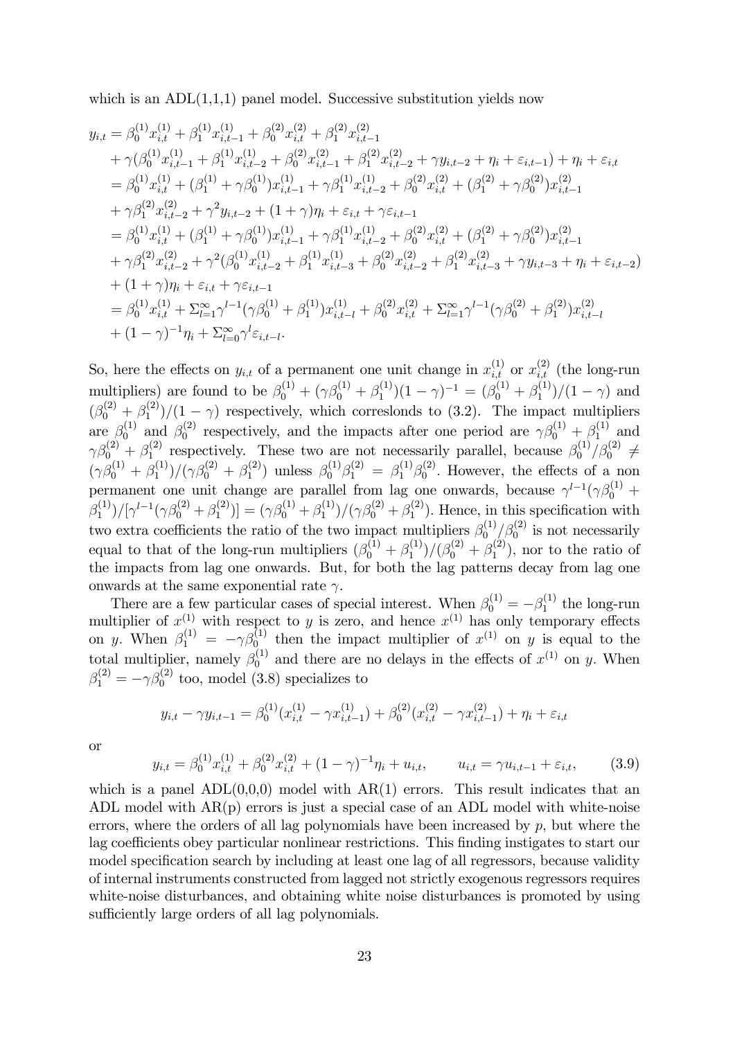which is an ADL(1,1,1) panel model. Successive substitution yields now

$$
\begin{aligned}
y_{i,t} &= \beta_0^{(1)} x_{i,t}^{(1)} + \beta_1^{(1)} x_{i,t-1}^{(1)} + \beta_0^{(2)} x_{i,t}^{(2)} + \beta_1^{(2)} x_{i,t-1}^{(2)} \\
&+ \gamma(\beta_0^{(1)} x_{i,t-1}^{(1)} + \beta_1^{(1)} x_{i,t-2}^{(1)} + \beta_0^{(2)} x_{i,t-1}^{(2)} + \beta_1^{(2)} x_{i,t-2}^{(2)} + \gamma y_{i,t-2} + \eta_i + \varepsilon_{i,t-1}) + \eta_i + \varepsilon_{i,t} \\
&= \beta_0^{(1)} x_{i,t}^{(1)} + (\beta_1^{(1)} + \gamma\beta_0^{(1)}) x_{i,t-1}^{(1)} + \gamma\beta_1^{(1)} x_{i,t-2}^{(1)} + \beta_0^{(2)} x_{i,t}^{(2)} + (\beta_1^{(2)} + \gamma\beta_0^{(2)}) x_{i,t-1}^{(2)} \\
&+ \gamma\beta_1^{(2)} x_{i,t-2}^{(2)} + \gamma^2 y_{i,t-2} + (1+\gamma)\eta_i + \varepsilon_{i,t} + \gamma\varepsilon_{i,t-1} \\
&= \beta_0^{(1)} x_{i,t}^{(1)} + (\beta_1^{(1)} + \gamma\beta_0^{(1)}) x_{i,t-1}^{(1)} + \gamma\beta_1^{(1)} x_{i,t-2}^{(1)} + \beta_0^{(2)} x_{i,t}^{(2)} + (\beta_1^{(2)} + \gamma\beta_0^{(2)}) x_{i,t-1}^{(2)} \\
&+ \gamma\beta_1^{(2)} x_{i,t-2}^{(2)} + \gamma^2(\beta_0^{(1)} x_{i,t-2}^{(1)} + \beta_1^{(1)} x_{i,t-3}^{(1)} + \beta_0^{(2)} x_{i,t-2}^{(2)} + \beta_1^{(2)} x_{i,t-3}^{(2)} + \gamma y_{i,t-3} + \eta_i + \varepsilon_{i,t-2}) \\
&+ (1+\gamma)\eta_i + \varepsilon_{i,t} + \gamma\varepsilon_{i,t-1} \\
&= \beta_0^{(1)} x_{i,t}^{(1)} + \Sigma_{l=1}^{\infty}\gamma^{l-1}(\gamma\beta_0^{(1)} + \beta_1^{(1)}) x_{i,t-l}^{(1)} + \beta_0^{(2)} x_{i,t}^{(2)} + \Sigma_{l=1}^{\infty}\gamma^{l-1}(\gamma\beta_0^{(2)} + \beta_1^{(2)}) x_{i,t-l}^{(2)} \\
&+ (1-\gamma)^{-1}\eta_i + \Sigma_{l=0}^{\infty}\gamma^{l}\varepsilon_{i,t-l}.
\end{aligned}
$$

So, here the effects on $y_{i,t}$ of a permanent one unit change in $x_{i,t}^{(1)}$ or $x_{i,t}^{(2)}$ (the long-run multipliers) are found to be $\beta_0^{(1)} + (\gamma\beta_0^{(1)} + \beta_1^{(1)})(1-\gamma)^{-1} = (\beta_0^{(1)} + \beta_1^{(1)})/(1-\gamma)$ and $(\beta_0^{(2)} + \beta_1^{(2)})/(1-\gamma)$ respectively, which correslonds to (3.2). The impact multipliers are $\beta_0^{(1)}$ and $\beta_0^{(2)}$ respectively, and the impacts after one period are $\gamma\beta_0^{(1)} + \beta_1^{(1)}$ and $\gamma\beta_0^{(2)} + \beta_1^{(2)}$ respectively. These two are not necessarily parallel, because $\beta_0^{(1)}/\beta_0^{(2)} \neq (\gamma\beta_0^{(1)} + \beta_1^{(1)})/(\gamma\beta_0^{(2)} + \beta_1^{(2)})$ unless $\beta_0^{(1)}\beta_1^{(2)} = \beta_1^{(1)}\beta_0^{(2)}$. However, the effects of a non permanent one unit change are parallel from lag one onwards, because $\gamma^{l-1}(\gamma\beta_0^{(1)} + \beta_1^{(1)})/[\gamma^{l-1}(\gamma\beta_0^{(2)} + \beta_1^{(2)})] = (\gamma\beta_0^{(1)} + \beta_1^{(1)})/(\gamma\beta_0^{(2)} + \beta_1^{(2)})$. Hence, in this specification with two extra coefficients the ratio of the two impact multipliers $\beta_0^{(1)}/\beta_0^{(2)}$ is not necessarily equal to that of the long-run multipliers $(\beta_0^{(1)} + \beta_1^{(1)})/(\beta_0^{(2)} + \beta_1^{(2)})$, nor to the ratio of the impacts from lag one onwards. But, for both the lag patterns decay from lag one onwards at the same exponential rate $\gamma$.

There are a few particular cases of special interest. When $\beta_0^{(1)} = -\beta_1^{(1)}$ the long-run multiplier of $x^{(1)}$ with respect to $y$ is zero, and hence $x^{(1)}$ has only temporary effects on $y$. When $\beta_1^{(1)} = -\gamma\beta_0^{(1)}$ then the impact multiplier of $x^{(1)}$ on $y$ is equal to the total multiplier, namely $\beta_0^{(1)}$ and there are no delays in the effects of $x^{(1)}$ on $y$. When $\beta_1^{(2)} = -\gamma\beta_0^{(2)}$ too, model (3.8) specializes to

$$
y_{i,t} - \gamma y_{i,t-1} = \beta_0^{(1)}(x_{i,t}^{(1)} - \gamma x_{i,t-1}^{(1)}) + \beta_0^{(2)}(x_{i,t}^{(2)} - \gamma x_{i,t-1}^{(2)}) + \eta_i + \varepsilon_{i,t}
$$

or

$$
y_{i,t} = \beta_0^{(1)} x_{i,t}^{(1)} + \beta_0^{(2)} x_{i,t}^{(2)} + (1-\gamma)^{-1}\eta_i + u_{i,t}, \qquad u_{i,t} = \gamma u_{i,t-1} + \varepsilon_{i,t}, \tag{3.9}
$$

which is a panel ADL(0,0,0) model with AR(1) errors. This result indicates that an ADL model with AR(p) errors is just a special case of an ADL model with white-noise errors, where the orders of all lag polynomials have been increased by $p$, but where the lag coefficients obey particular nonlinear restrictions. This finding instigates to start our model specification search by including at least one lag of all regressors, because validity of internal instruments constructed from lagged not strictly exogenous regressors requires white-noise disturbances, and obtaining white noise disturbances is promoted by using sufficiently large orders of all lag polynomials.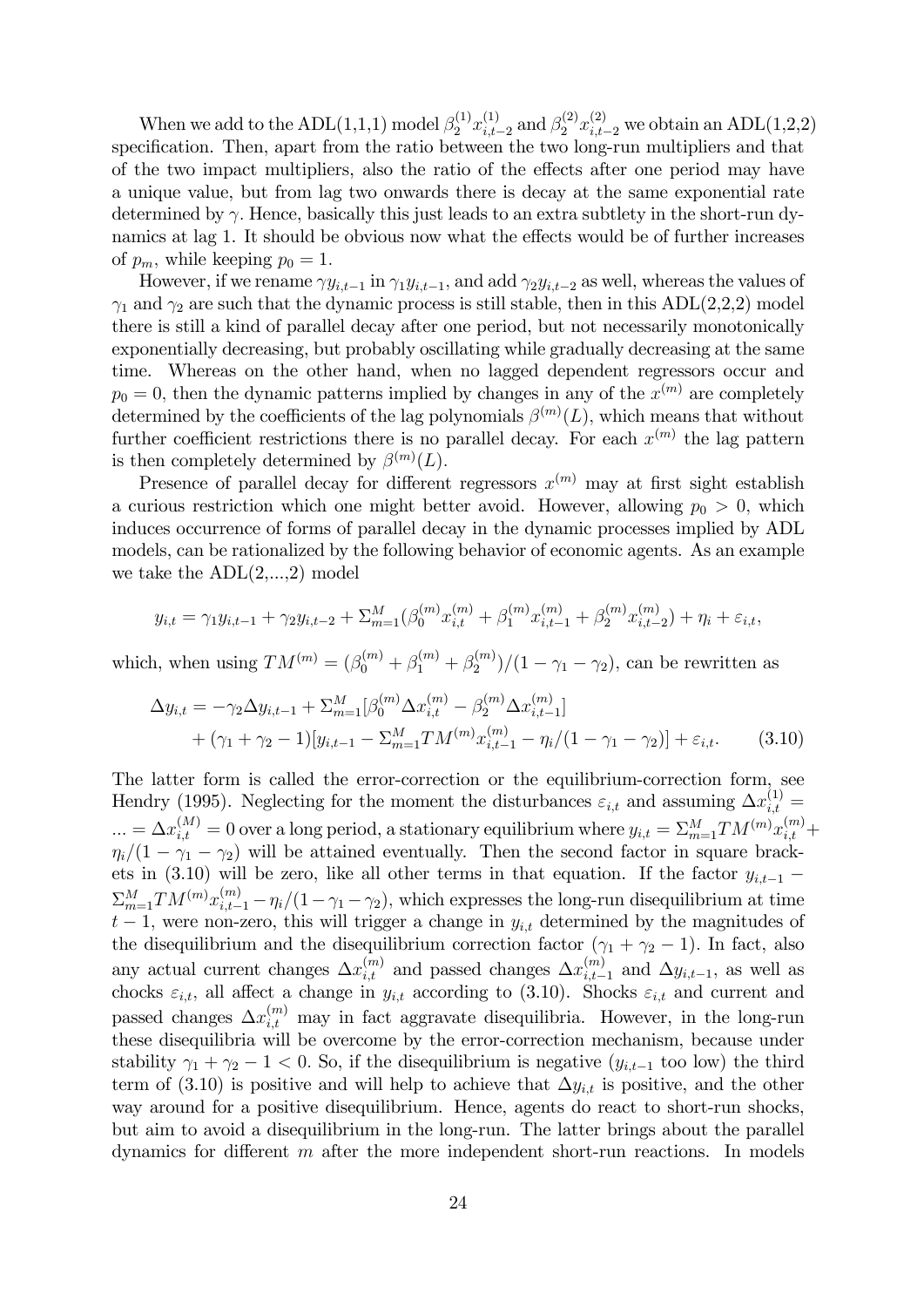When we add to the ADL(1,1,1) model $\beta_2^{(1)}x_{i,t-2}^{(1)}$ and $\beta_2^{(2)}x_{i,t-2}^{(2)}$ we obtain an ADL(1,2,2) specification. Then, apart from the ratio between the two long-run multipliers and that of the two impact multipliers, also the ratio of the effects after one period may have a unique value, but from lag two onwards there is decay at the same exponential rate determined by $\gamma$. Hence, basically this just leads to an extra subtlety in the short-run dynamics at lag 1. It should be obvious now what the effects would be of further increases of $p_m$, while keeping $p_0 = 1$.

However, if we rename $\gamma y_{i,t-1}$ in $\gamma_1 y_{i,t-1}$, and add $\gamma_2 y_{i,t-2}$ as well, whereas the values of $\gamma_1$ and $\gamma_2$ are such that the dynamic process is still stable, then in this ADL(2,2,2) model there is still a kind of parallel decay after one period, but not necessarily monotonically exponentially decreasing, but probably oscillating while gradually decreasing at the same time. Whereas on the other hand, when no lagged dependent regressors occur and $p_0 = 0$, then the dynamic patterns implied by changes in any of the $x^{(m)}$ are completely determined by the coefficients of the lag polynomials $\beta^{(m)}(L)$, which means that without further coefficient restrictions there is no parallel decay. For each $x^{(m)}$ the lag pattern is then completely determined by $\beta^{(m)}(L)$.

Presence of parallel decay for different regressors $x^{(m)}$ may at first sight establish a curious restriction which one might better avoid. However, allowing $p_0 > 0$, which induces occurrence of forms of parallel decay in the dynamic processes implied by ADL models, can be rationalized by the following behavior of economic agents. As an example we take the ADL(2,...,2) model

$$y_{i,t} = \gamma_1 y_{i,t-1} + \gamma_2 y_{i,t-2} + \Sigma_{m=1}^M(\beta_0^{(m)}x_{i,t}^{(m)} + \beta_1^{(m)}x_{i,t-1}^{(m)} + \beta_2^{(m)}x_{i,t-2}^{(m)}) + \eta_i + \varepsilon_{i,t},$$

which, when using $TM^{(m)} = (\beta_0^{(m)} + \beta_1^{(m)} + \beta_2^{(m)})/(1-\gamma_1-\gamma_2)$, can be rewritten as

$$\begin{aligned}\Delta y_{i,t} = & -\gamma_2 \Delta y_{i,t-1} + \Sigma_{m=1}^M[\beta_0^{(m)}\Delta x_{i,t}^{(m)} - \beta_2^{(m)}\Delta x_{i,t-1}^{(m)}] \\ & + (\gamma_1+\gamma_2-1)[y_{i,t-1} - \Sigma_{m=1}^M TM^{(m)}x_{i,t-1}^{(m)} - \eta_i/(1-\gamma_1-\gamma_2)] + \varepsilon_{i,t}. \end{aligned} \qquad (3.10)$$

The latter form is called the error-correction or the equilibrium-correction form, see Hendry (1995). Neglecting for the moment the disturbances $\varepsilon_{i,t}$ and assuming $\Delta x_{i,t}^{(1)} = ... = \Delta x_{i,t}^{(M)} = 0$ over a long period, a stationary equilibrium where $y_{i,t} = \Sigma_{m=1}^M TM^{(m)}x_{i,t}^{(m)} + \eta_i/(1-\gamma_1-\gamma_2)$ will be attained eventually. Then the second factor in square brackets in (3.10) will be zero, like all other terms in that equation. If the factor $y_{i,t-1} - \Sigma_{m=1}^M TM^{(m)}x_{i,t-1}^{(m)} - \eta_i/(1-\gamma_1-\gamma_2)$, which expresses the long-run disequilibrium at time $t-1$, were non-zero, this will trigger a change in $y_{i,t}$ determined by the magnitudes of the disequilibrium and the disequilibrium correction factor $(\gamma_1+\gamma_2-1)$. In fact, also any actual current changes $\Delta x_{i,t}^{(m)}$ and passed changes $\Delta x_{i,t-1}^{(m)}$ and $\Delta y_{i,t-1}$, as well as chocks $\varepsilon_{i,t}$, all affect a change in $y_{i,t}$ according to (3.10). Shocks $\varepsilon_{i,t}$ and current and passed changes $\Delta x_{i,t}^{(m)}$ may in fact aggravate disequilibria. However, in the long-run these disequilibria will be overcome by the error-correction mechanism, because under stability $\gamma_1+\gamma_2-1 < 0$. So, if the disequilibrium is negative ($y_{i,t-1}$ too low) the third term of (3.10) is positive and will help to achieve that $\Delta y_{i,t}$ is positive, and the other way around for a positive disequilibrium. Hence, agents do react to short-run shocks, but aim to avoid a disequilibrium in the long-run. The latter brings about the parallel dynamics for different $m$ after the more independent short-run reactions. In models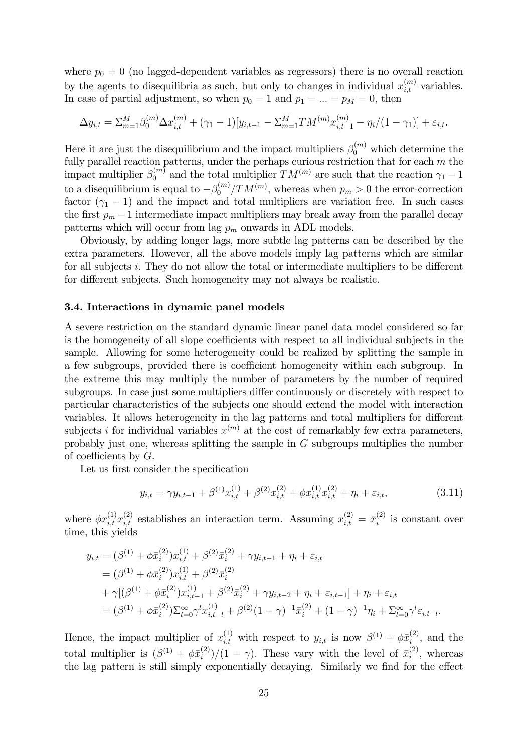where $p_0 = 0$ (no lagged-dependent variables as regressors) there is no overall reaction by the agents to disequilibria as such, but only to changes in individual $x_{i,t}^{(m)}$ variables. In case of partial adjustment, so when $p_0 = 1$ and $p_1 = ... = p_M = 0$, then

$$\Delta y_{i,t} = \Sigma_{m=1}^{M} \beta_0^{(m)} \Delta x_{i,t}^{(m)} + (\gamma_1 - 1)[y_{i,t-1} - \Sigma_{m=1}^{M} TM^{(m)} x_{i,t-1}^{(m)} - \eta_i/(1-\gamma_1)] + \varepsilon_{i,t}.$$

Here it are just the disequilibrium and the impact multipliers $\beta_0^{(m)}$ which determine the fully parallel reaction patterns, under the perhaps curious restriction that for each $m$ the impact multiplier $\beta_0^{(m)}$ and the total multiplier $TM^{(m)}$ are such that the reaction $\gamma_1 - 1$ to a disequilibrium is equal to $-\beta_0^{(m)}/TM^{(m)}$, whereas when $p_m > 0$ the error-correction factor $(\gamma_1 - 1)$ and the impact and total multipliers are variation free. In such cases the first $p_m - 1$ intermediate impact multipliers may break away from the parallel decay patterns which will occur from lag $p_m$ onwards in ADL models.

Obviously, by adding longer lags, more subtle lag patterns can be described by the extra parameters. However, all the above models imply lag patterns which are similar for all subjects $i$. They do not allow the total or intermediate multipliers to be different for different subjects. Such homogeneity may not always be realistic.

### 3.4. Interactions in dynamic panel models

A severe restriction on the standard dynamic linear panel data model considered so far is the homogeneity of all slope coefficients with respect to all individual subjects in the sample. Allowing for some heterogeneity could be realized by splitting the sample in a few subgroups, provided there is coefficient homogeneity within each subgroup. In the extreme this may multiply the number of parameters by the number of required subgroups. In case just some multipliers differ continuously or discretely with respect to particular characteristics of the subjects one should extend the model with interaction variables. It allows heterogeneity in the lag patterns and total multipliers for different subjects $i$ for individual variables $x^{(m)}$ at the cost of remarkably few extra parameters, probably just one, whereas splitting the sample in $G$ subgroups multiplies the number of coefficients by $G$.

Let us first consider the specification

$$y_{i,t} = \gamma y_{i,t-1} + \beta^{(1)} x_{i,t}^{(1)} + \beta^{(2)} x_{i,t}^{(2)} + \phi x_{i,t}^{(1)} x_{i,t}^{(2)} + \eta_i + \varepsilon_{i,t}, \tag{3.11}$$

where $\phi x_{i,t}^{(1)} x_{i,t}^{(2)}$ establishes an interaction term. Assuming $x_{i,t}^{(2)} = \bar{x}_i^{(2)}$ is constant over time, this yields

$$\begin{aligned}
y_{i,t} &= (\beta^{(1)} + \phi \bar{x}_i^{(2)}) x_{i,t}^{(1)} + \beta^{(2)} \bar{x}_i^{(2)} + \gamma y_{i,t-1} + \eta_i + \varepsilon_{i,t} \\
&= (\beta^{(1)} + \phi \bar{x}_i^{(2)}) x_{i,t}^{(1)} + \beta^{(2)} \bar{x}_i^{(2)} \\
&\quad + \gamma[(\beta^{(1)} + \phi \bar{x}_i^{(2)}) x_{i,t-1}^{(1)} + \beta^{(2)} \bar{x}_i^{(2)} + \gamma y_{i,t-2} + \eta_i + \varepsilon_{i,t-1}] + \eta_i + \varepsilon_{i,t} \\
&= (\beta^{(1)} + \phi \bar{x}_i^{(2)}) \Sigma_{l=0}^{\infty} \gamma^l x_{i,t-l}^{(1)} + \beta^{(2)} (1-\gamma)^{-1} \bar{x}_i^{(2)} + (1-\gamma)^{-1} \eta_i + \Sigma_{l=0}^{\infty} \gamma^l \varepsilon_{i,t-l}.
\end{aligned}$$

Hence, the impact multiplier of $x_{i,t}^{(1)}$ with respect to $y_{i,t}$ is now $\beta^{(1)} + \phi \bar{x}_i^{(2)}$, and the total multiplier is $(\beta^{(1)} + \phi \bar{x}_i^{(2)})/(1-\gamma)$. These vary with the level of $\bar{x}_i^{(2)}$, whereas the lag pattern is still simply exponentially decaying. Similarly we find for the effect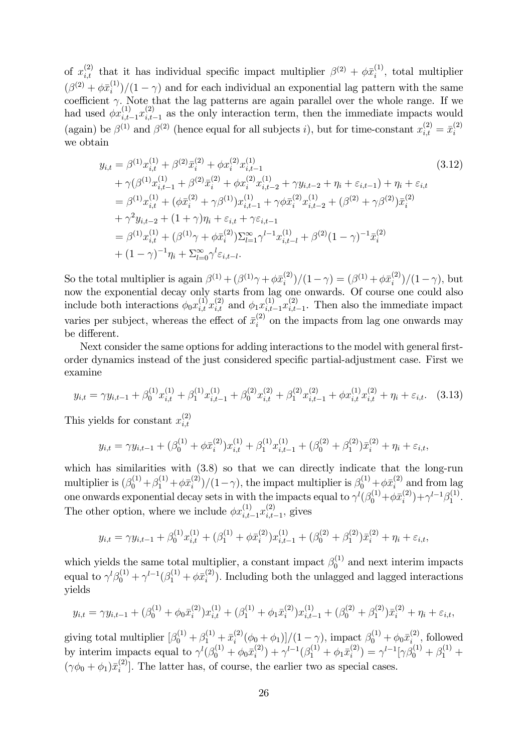of $x_{i,t}^{(2)}$ that it has individual specific impact multiplier $\beta^{(2)} + \phi\bar{x}_i^{(1)}$, total multiplier $(\beta^{(2)} + \phi\bar{x}_i^{(1)})/(1-\gamma)$ and for each individual an exponential lag pattern with the same coefficient $\gamma$. Note that the lag patterns are again parallel over the whole range. If we had used $\phi x_{i,t-1}^{(1)} x_{i,t-1}^{(2)}$ as the only interaction term, then the immediate impacts would (again) be $\beta^{(1)}$ and $\beta^{(2)}$ (hence equal for all subjects $i$), but for time-constant $x_{i,t}^{(2)} = \bar{x}_i^{(2)}$ we obtain

$$
\begin{aligned}
y_{i,t} &= \beta^{(1)} x_{i,t}^{(1)} + \beta^{(2)} \bar{x}_i^{(2)} + \phi x_i^{(2)} x_{i,t-1}^{(1)} \\
&+ \gamma(\beta^{(1)} x_{i,t-1}^{(1)} + \beta^{(2)} \bar{x}_i^{(2)} + \phi x_i^{(2)} x_{i,t-2}^{(1)} + \gamma y_{i,t-2} + \eta_i + \varepsilon_{i,t-1}) + \eta_i + \varepsilon_{i,t} \\
&= \beta^{(1)} x_{i,t}^{(1)} + (\phi \bar{x}_i^{(2)} + \gamma\beta^{(1)}) x_{i,t-1}^{(1)} + \gamma\phi\bar{x}_i^{(2)} x_{i,t-2}^{(1)} + (\beta^{(2)} + \gamma\beta^{(2)})\bar{x}_i^{(2)} \\
&+ \gamma^2 y_{i,t-2} + (1+\gamma)\eta_i + \varepsilon_{i,t} + \gamma\varepsilon_{i,t-1} \\
&= \beta^{(1)} x_{i,t}^{(1)} + (\beta^{(1)}\gamma + \phi\bar{x}_i^{(2)})\Sigma_{l=1}^{\infty}\gamma^{l-1} x_{i,t-l}^{(1)} + \beta^{(2)}(1-\gamma)^{-1}\bar{x}_i^{(2)} \\
&+ (1-\gamma)^{-1}\eta_i + \Sigma_{l=0}^{\infty}\gamma^l \varepsilon_{i,t-l}.
\end{aligned}
\tag{3.12}
$$

So the total multiplier is again $\beta^{(1)} + (\beta^{(1)}\gamma + \phi\bar{x}_i^{(2)})/(1-\gamma) = (\beta^{(1)} + \phi\bar{x}_i^{(2)})/(1-\gamma)$, but now the exponential decay only starts from lag one onwards. Of course one could also include both interactions $\phi_0 x_{i,t}^{(1)} x_{i,t}^{(2)}$ and $\phi_1 x_{i,t-1}^{(1)} x_{i,t-1}^{(2)}$. Then also the immediate impact varies per subject, whereas the effect of $\bar{x}_i^{(2)}$ on the impacts from lag one onwards may be different.

Next consider the same options for adding interactions to the model with general first-order dynamics instead of the just considered specific partial-adjustment case. First we examine

$$
y_{i,t} = \gamma y_{i,t-1} + \beta_0^{(1)} x_{i,t}^{(1)} + \beta_1^{(1)} x_{i,t-1}^{(1)} + \beta_0^{(2)} x_{i,t}^{(2)} + \beta_1^{(2)} x_{i,t-1}^{(2)} + \phi x_{i,t}^{(1)} x_{i,t}^{(2)} + \eta_i + \varepsilon_{i,t}. \tag{3.13}
$$

This yields for constant $x_{i,t}^{(2)}$

$$
y_{i,t} = \gamma y_{i,t-1} + (\beta_0^{(1)} + \phi\bar{x}_i^{(2)}) x_{i,t}^{(1)} + \beta_1^{(1)} x_{i,t-1}^{(1)} + (\beta_0^{(2)} + \beta_1^{(2)})\bar{x}_i^{(2)} + \eta_i + \varepsilon_{i,t},
$$

which has similarities with (3.8) so that we can directly indicate that the long-run multiplier is $(\beta_0^{(1)} + \beta_1^{(1)} + \phi\bar{x}_i^{(2)})/(1-\gamma)$, the impact multiplier is $\beta_0^{(1)} + \phi\bar{x}_i^{(2)}$ and from lag one onwards exponential decay sets in with the impacts equal to $\gamma^l(\beta_0^{(1)} + \phi\bar{x}_i^{(2)}) + \gamma^{l-1}\beta_1^{(1)}$. The other option, where we include $\phi x_{i,t-1}^{(1)} x_{i,t-1}^{(2)}$, gives

$$
y_{i,t} = \gamma y_{i,t-1} + \beta_0^{(1)} x_{i,t}^{(1)} + (\beta_1^{(1)} + \phi\bar{x}_i^{(2)}) x_{i,t-1}^{(1)} + (\beta_0^{(2)} + \beta_1^{(2)})\bar{x}_i^{(2)} + \eta_i + \varepsilon_{i,t},
$$

which yields the same total multiplier, a constant impact $\beta_0^{(1)}$ and next interim impacts equal to $\gamma^l\beta_0^{(1)} + \gamma^{l-1}(\beta_1^{(1)} + \phi\bar{x}_i^{(2)})$. Including both the unlagged and lagged interactions yields

$$
y_{i,t} = \gamma y_{i,t-1} + (\beta_0^{(1)} + \phi_0\bar{x}_i^{(2)}) x_{i,t}^{(1)} + (\beta_1^{(1)} + \phi_1\bar{x}_i^{(2)}) x_{i,t-1}^{(1)} + (\beta_0^{(2)} + \beta_1^{(2)})\bar{x}_i^{(2)} + \eta_i + \varepsilon_{i,t},
$$

giving total multiplier $[\beta_0^{(1)} + \beta_1^{(1)} + \bar{x}_i^{(2)}(\phi_0 + \phi_1)]/(1-\gamma)$, impact $\beta_0^{(1)} + \phi_0\bar{x}_i^{(2)}$, followed by interim impacts equal to $\gamma^l(\beta_0^{(1)} + \phi_0\bar{x}_i^{(2)}) + \gamma^{l-1}(\beta_1^{(1)} + \phi_1\bar{x}_i^{(2)}) = \gamma^{l-1}[\gamma\beta_0^{(1)} + \beta_1^{(1)} + (\gamma\phi_0 + \phi_1)\bar{x}_i^{(2)}]$. The latter has, of course, the earlier two as special cases.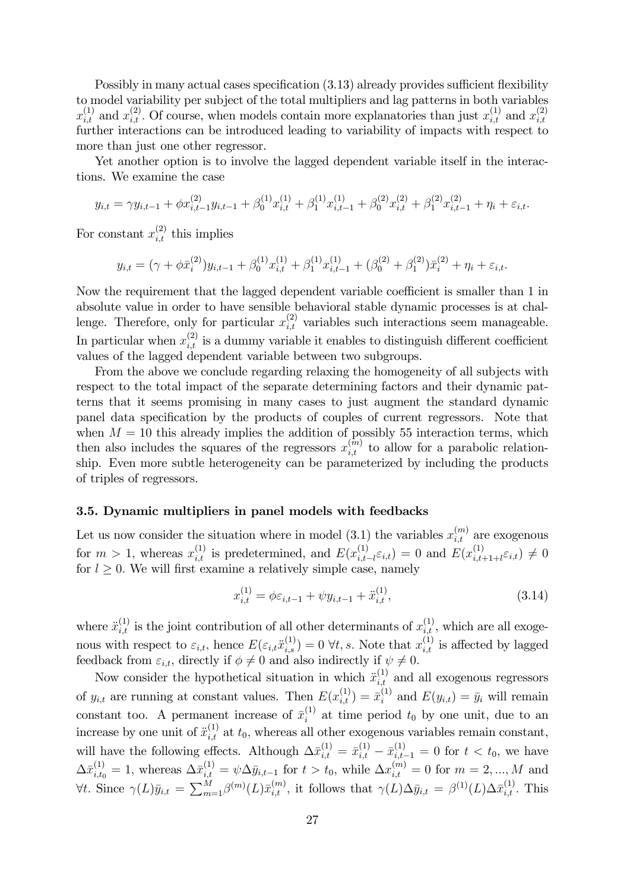Possibly in many actual cases specification (3.13) already provides sufficient flexibility to model variability per subject of the total multipliers and lag patterns in both variables $x_{i,t}^{(1)}$ and $x_{i,t}^{(2)}$. Of course, when models contain more explanatories than just $x_{i,t}^{(1)}$ and $x_{i,t}^{(2)}$ further interactions can be introduced leading to variability of impacts with respect to more than just one other regressor.

Yet another option is to involve the lagged dependent variable itself in the interactions. We examine the case

$$y_{i,t} = \gamma y_{i,t-1} + \phi x_{i,t-1}^{(2)} y_{i,t-1} + \beta_0^{(1)} x_{i,t}^{(1)} + \beta_1^{(1)} x_{i,t-1}^{(1)} + \beta_0^{(2)} x_{i,t}^{(2)} + \beta_1^{(2)} x_{i,t-1}^{(2)} + \eta_i + \varepsilon_{i,t}.$$

For constant $x_{i,t}^{(2)}$ this implies

$$y_{i,t} = (\gamma + \phi \bar{x}_i^{(2)}) y_{i,t-1} + \beta_0^{(1)} x_{i,t}^{(1)} + \beta_1^{(1)} x_{i,t-1}^{(1)} + (\beta_0^{(2)} + \beta_1^{(2)}) \bar{x}_i^{(2)} + \eta_i + \varepsilon_{i,t}.$$

Now the requirement that the lagged dependent variable coefficient is smaller than 1 in absolute value in order to have sensible behavioral stable dynamic processes is at challenge. Therefore, only for particular $x_{i,t}^{(2)}$ variables such interactions seem manageable. In particular when $x_{i,t}^{(2)}$ is a dummy variable it enables to distinguish different coefficient values of the lagged dependent variable between two subgroups.

From the above we conclude regarding relaxing the homogeneity of all subjects with respect to the total impact of the separate determining factors and their dynamic patterns that it seems promising in many cases to just augment the standard dynamic panel data specification by the products of couples of current regressors. Note that when $M = 10$ this already implies the addition of possibly 55 interaction terms, which then also includes the squares of the regressors $x_{i,t}^{(m)}$ to allow for a parabolic relationship. Even more subtle heterogeneity can be parameterized by including the products of triples of regressors.

### 3.5. Dynamic multipliers in panel models with feedbacks

Let us now consider the situation where in model (3.1) the variables $x_{i,t}^{(m)}$ are exogenous for $m > 1$, whereas $x_{i,t}^{(1)}$ is predetermined, and $E(x_{i,t-l}^{(1)} \varepsilon_{i,t}) = 0$ and $E(x_{i,t+1+l}^{(1)} \varepsilon_{i,t}) \neq 0$ for $l \geq 0$. We will first examine a relatively simple case, namely

$$x_{i,t}^{(1)} = \phi \varepsilon_{i,t-1} + \psi y_{i,t-1} + \ddot{x}_{i,t}^{(1)}, \tag{3.14}$$

where $\ddot{x}_{i,t}^{(1)}$ is the joint contribution of all other determinants of $x_{i,t}^{(1)}$, which are all exogenous with respect to $\varepsilon_{i,t}$, hence $E(\varepsilon_{i,t} \ddot{x}_{i,s}^{(1)}) = 0 \; \forall t, s$. Note that $x_{i,t}^{(1)}$ is affected by lagged feedback from $\varepsilon_{i,t}$, directly if $\phi \neq 0$ and also indirectly if $\psi \neq 0$.

Now consider the hypothetical situation in which $\ddot{x}_{i,t}^{(1)}$ and all exogenous regressors of $y_{i,t}$ are running at constant values. Then $E(x_{i,t}^{(1)}) = \bar{x}_i^{(1)}$ and $E(y_{i,t}) = \bar{y}_i$ will remain constant too. A permanent increase of $\bar{x}_i^{(1)}$ at time period $t_0$ by one unit, due to an increase by one unit of $\ddot{x}_{i,t}^{(1)}$ at $t_0$, whereas all other exogenous variables remain constant, will have the following effects. Although $\Delta \bar{x}_{i,t}^{(1)} = \bar{x}_{i,t}^{(1)} - \bar{x}_{i,t-1}^{(1)} = 0$ for $t < t_0$, we have $\Delta \bar{x}_{i,t_0}^{(1)} = 1$, whereas $\Delta \bar{x}_{i,t}^{(1)} = \psi \Delta \bar{y}_{i,t-1}$ for $t > t_0$, while $\Delta x_{i,t}^{(m)} = 0$ for $m = 2, ..., M$ and $\forall t$. Since $\gamma(L) \bar{y}_{i,t} = \sum_{m=1}^{M} \beta^{(m)}(L) \bar{x}_{i,t}^{(m)}$, it follows that $\gamma(L) \Delta \bar{y}_{i,t} = \beta^{(1)}(L) \Delta \bar{x}_{i,t}^{(1)}$. This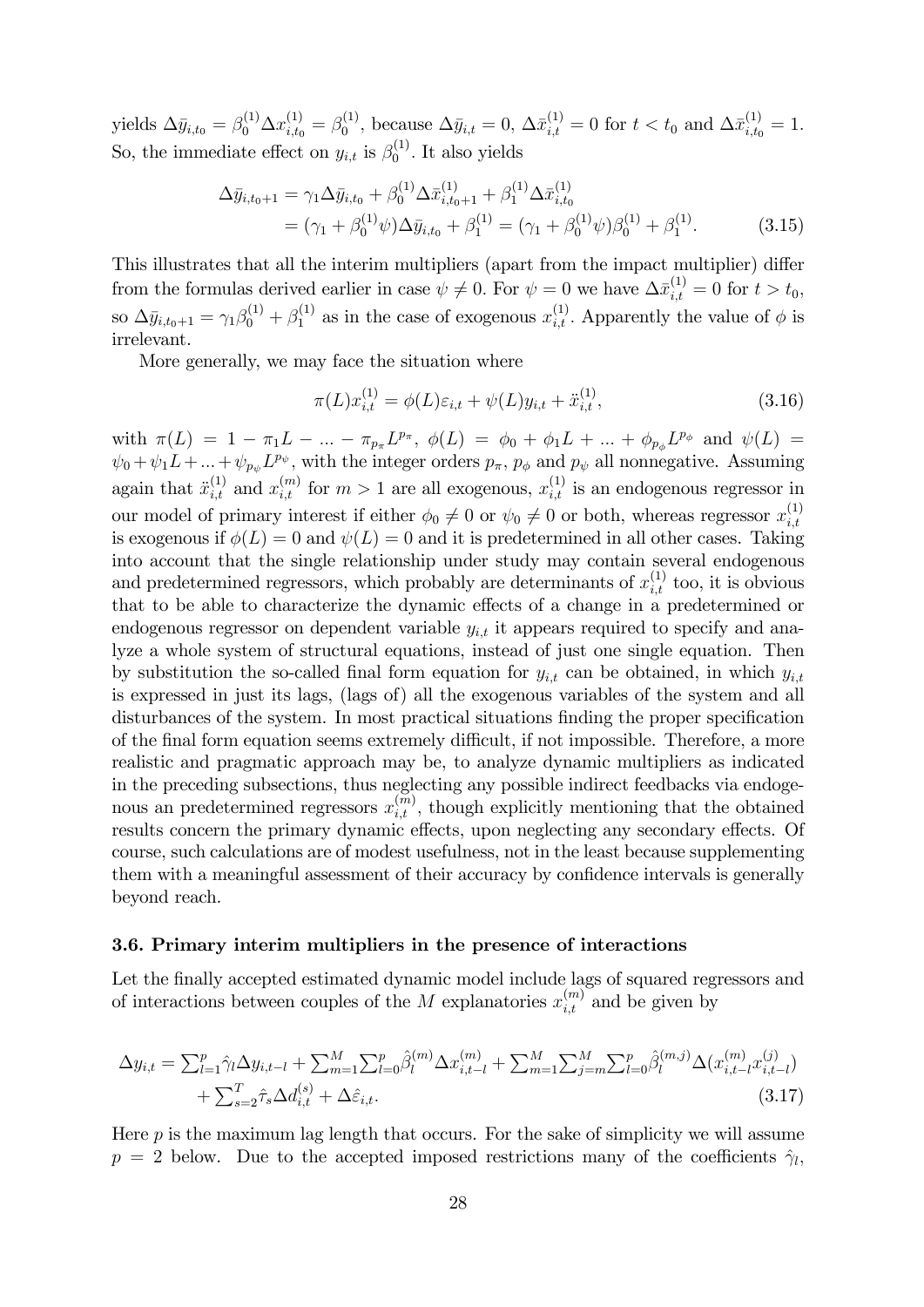yields $\Delta\bar{y}_{i,t_0} = \beta_0^{(1)}\Delta x_{i,t_0}^{(1)} = \beta_0^{(1)}$, because $\Delta\bar{y}_{i,t} = 0$, $\Delta\bar{x}_{i,t}^{(1)} = 0$ for $t < t_0$ and $\Delta\bar{x}_{i,t_0}^{(1)} = 1$. So, the immediate effect on $y_{i,t}$ is $\beta_0^{(1)}$. It also yields

$$
\begin{aligned}
\Delta\bar{y}_{i,t_0+1} &= \gamma_1\Delta\bar{y}_{i,t_0} + \beta_0^{(1)}\Delta\bar{x}_{i,t_0+1}^{(1)} + \beta_1^{(1)}\Delta\bar{x}_{i,t_0}^{(1)} \\
&= (\gamma_1 + \beta_0^{(1)}\psi)\Delta\bar{y}_{i,t_0} + \beta_1^{(1)} = (\gamma_1 + \beta_0^{(1)}\psi)\beta_0^{(1)} + \beta_1^{(1)}.
\end{aligned} \tag{3.15}
$$

This illustrates that all the interim multipliers (apart from the impact multiplier) differ from the formulas derived earlier in case $\psi \neq 0$. For $\psi = 0$ we have $\Delta\bar{x}_{i,t}^{(1)} = 0$ for $t > t_0$, so $\Delta\bar{y}_{i,t_0+1} = \gamma_1\beta_0^{(1)} + \beta_1^{(1)}$ as in the case of exogenous $x_{i,t}^{(1)}$. Apparently the value of $\phi$ is irrelevant.

More generally, we may face the situation where

$$
\pi(L)x_{i,t}^{(1)} = \phi(L)\varepsilon_{i,t} + \psi(L)y_{i,t} + \ddot{x}_{i,t}^{(1)}, \tag{3.16}
$$

with $\pi(L) = 1 - \pi_1 L - ... - \pi_{p_\pi}L^{p_\pi}$, $\phi(L) = \phi_0 + \phi_1 L + ... + \phi_{p_\phi}L^{p_\phi}$ and $\psi(L) = \psi_0 + \psi_1 L + ... + \psi_{p_\psi}L^{p_\psi}$, with the integer orders $p_\pi$, $p_\phi$ and $p_\psi$ all nonnegative. Assuming again that $\ddot{x}_{i,t}^{(1)}$ and $x_{i,t}^{(m)}$ for $m > 1$ are all exogenous, $x_{i,t}^{(1)}$ is an endogenous regressor in our model of primary interest if either $\phi_0 \neq 0$ or $\psi_0 \neq 0$ or both, whereas regressor $x_{i,t}^{(1)}$ is exogenous if $\phi(L) = 0$ and $\psi(L) = 0$ and it is predetermined in all other cases. Taking into account that the single relationship under study may contain several endogenous and predetermined regressors, which probably are determinants of $x_{i,t}^{(1)}$ too, it is obvious that to be able to characterize the dynamic effects of a change in a predetermined or endogenous regressor on dependent variable $y_{i,t}$ it appears required to specify and analyze a whole system of structural equations, instead of just one single equation. Then by substitution the so-called final form equation for $y_{i,t}$ can be obtained, in which $y_{i,t}$ is expressed in just its lags, (lags of) all the exogenous variables of the system and all disturbances of the system. In most practical situations finding the proper specification of the final form equation seems extremely difficult, if not impossible. Therefore, a more realistic and pragmatic approach may be, to analyze dynamic multipliers as indicated in the preceding subsections, thus neglecting any possible indirect feedbacks via endogenous an predetermined regressors $x_{i,t}^{(m)}$, though explicitly mentioning that the obtained results concern the primary dynamic effects, upon neglecting any secondary effects. Of course, such calculations are of modest usefulness, not in the least because supplementing them with a meaningful assessment of their accuracy by confidence intervals is generally beyond reach.

### 3.6. Primary interim multipliers in the presence of interactions

Let the finally accepted estimated dynamic model include lags of squared regressors and of interactions between couples of the $M$ explanatories $x_{i,t}^{(m)}$ and be given by

$$
\begin{aligned}
\Delta y_{i,t} = &\textstyle\sum_{l=1}^{p}\hat{\gamma}_l\Delta y_{i,t-l} + \sum_{m=1}^{M}\sum_{l=0}^{p}\hat{\beta}_l^{(m)}\Delta x_{i,t-l}^{(m)} + \sum_{m=1}^{M}\sum_{j=m}^{M}\sum_{l=0}^{p}\hat{\beta}_l^{(m,j)}\Delta(x_{i,t-l}^{(m)}x_{i,t-l}^{(j)}) \\
&+ \textstyle\sum_{s=2}^{T}\hat{\tau}_s\Delta d_{i,t}^{(s)} + \Delta\hat{\varepsilon}_{i,t}.
\end{aligned} \tag{3.17}
$$

Here $p$ is the maximum lag length that occurs. For the sake of simplicity we will assume $p = 2$ below. Due to the accepted imposed restrictions many of the coefficients $\hat{\gamma}_l$,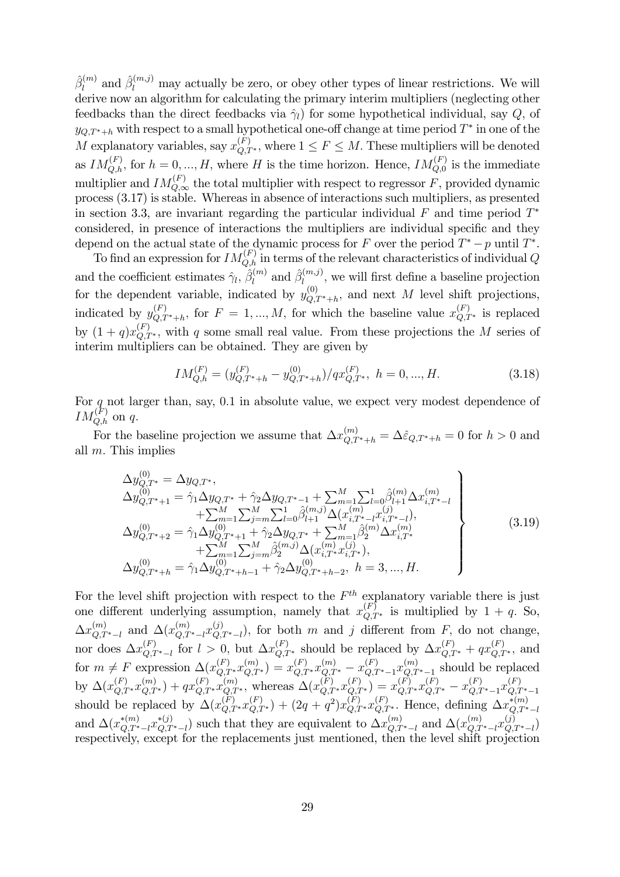$\hat{\beta}_l^{(m)}$ and $\hat{\beta}_l^{(m,j)}$ may actually be zero, or obey other types of linear restrictions. We will derive now an algorithm for calculating the primary interim multipliers (neglecting other feedbacks than the direct feedbacks via $\hat{\gamma}_l$) for some hypothetical individual, say $Q$, of $y_{Q,T^*+h}$ with respect to a small hypothetical one-off change at time period $T^*$ in one of the $M$ explanatory variables, say $x_{Q,T^*}^{(F)}$, where $1 \leq F \leq M$. These multipliers will be denoted as $IM_{Q,h}^{(F)}$, for $h = 0, ..., H$, where $H$ is the time horizon. Hence, $IM_{Q,0}^{(F)}$ is the immediate multiplier and $IM_{Q,\infty}^{(F)}$ the total multiplier with respect to regressor $F$, provided dynamic process (3.17) is stable. Whereas in absence of interactions such multipliers, as presented in section 3.3, are invariant regarding the particular individual $F$ and time period $T^*$ considered, in presence of interactions the multipliers are individual specific and they depend on the actual state of the dynamic process for $F$ over the period $T^* - p$ until $T^*$.

To find an expression for $IM_{Q,h}^{(F)}$ in terms of the relevant characteristics of individual $Q$ and the coefficient estimates $\hat{\gamma}_l$, $\hat{\beta}_l^{(m)}$ and $\hat{\beta}_l^{(m,j)}$, we will first define a baseline projection for the dependent variable, indicated by $y_{Q,T^*+h}^{(0)}$, and next $M$ level shift projections, indicated by $y_{Q,T^*+h}^{(F)}$, for $F = 1, ..., M$, for which the baseline value $x_{Q,T^*}^{(F)}$ is replaced by $(1+q)x_{Q,T^*}^{(F)}$, with $q$ some small real value. From these projections the $M$ series of interim multipliers can be obtained. They are given by

$$IM_{Q,h}^{(F)} = (y_{Q,T^*+h}^{(F)} - y_{Q,T^*+h}^{(0)})/qx_{Q,T^*}^{(F)}, \; h = 0, ..., H. \tag{3.18}$$

For $q$ not larger than, say, 0.1 in absolute value, we expect very modest dependence of $IM_{Q,h}^{(F)}$ on $q$.

For the baseline projection we assume that $\Delta x_{Q,T^*+h}^{(m)} = \Delta\hat{\varepsilon}_{Q,T^*+h} = 0$ for $h > 0$ and all $m$. This implies

$$\left.\begin{array}{l}
\Delta y_{Q,T^*}^{(0)} = \Delta y_{Q,T^*}, \\
\Delta y_{Q,T^*+1}^{(0)} = \hat{\gamma}_1 \Delta y_{Q,T^*} + \hat{\gamma}_2 \Delta y_{Q,T^*-1} + \sum_{m=1}^{M}\sum_{l=0}^{1}\hat{\beta}_{l+1}^{(m)}\Delta x_{i,T^*-l}^{(m)} \\
\qquad + \sum_{m=1}^{M}\sum_{j=m}^{M}\sum_{l=0}^{1}\hat{\beta}_{l+1}^{(m,j)}\Delta(x_{i,T^*-l}^{(m)}x_{i,T^*-l}^{(j)}), \\
\Delta y_{Q,T^*+2}^{(0)} = \hat{\gamma}_1 \Delta y_{Q,T^*+1}^{(0)} + \hat{\gamma}_2 \Delta y_{Q,T^*} + \sum_{m=1}^{M}\hat{\beta}_2^{(m)}\Delta x_{i,T^*}^{(m)} \\
\qquad + \sum_{m=1}^{M}\sum_{j=m}^{M}\hat{\beta}_2^{(m,j)}\Delta(x_{i,T^*}^{(m)}x_{i,T^*}^{(j)}), \\
\Delta y_{Q,T^*+h}^{(0)} = \hat{\gamma}_1 \Delta y_{Q,T^*+h-1}^{(0)} + \hat{\gamma}_2 \Delta y_{Q,T^*+h-2}^{(0)}, \; h = 3, ..., H.
\end{array}\right\} \tag{3.19}$$

For the level shift projection with respect to the $F^{th}$ explanatory variable there is just one different underlying assumption, namely that $x_{Q,T^*}^{(F)}$ is multiplied by $1+q$. So, $\Delta x_{Q,T^*-l}^{(m)}$ and $\Delta(x_{Q,T^*-l}^{(m)}x_{Q,T^*-l}^{(j)})$, for both $m$ and $j$ different from $F$, do not change, nor does $\Delta x_{Q,T^*-l}^{(F)}$ for $l > 0$, but $\Delta x_{Q,T^*}^{(F)}$ should be replaced by $\Delta x_{Q,T^*}^{(F)} + qx_{Q,T^*}^{(F)}$, and for $m \neq F$ expression $\Delta(x_{Q,T^*}^{(F)}x_{Q,T^*}^{(m)}) = x_{Q,T^*}^{(F)}x_{Q,T^*}^{(m)} - x_{Q,T^*-1}^{(F)}x_{Q,T^*-1}^{(m)}$ should be replaced by $\Delta(x_{Q,T^*}^{(F)}x_{Q,T^*}^{(m)}) + qx_{Q,T^*}^{(F)}x_{Q,T^*}^{(m)}$, whereas $\Delta(x_{Q,T^*}^{(F)}x_{Q,T^*}^{(F)}) = x_{Q,T^*}^{(F)}x_{Q,T^*}^{(F)} - x_{Q,T^*-1}^{(F)}x_{Q,T^*-1}^{(F)}$ should be replaced by $\Delta(x_{Q,T^*}^{(F)}x_{Q,T^*}^{(F)}) + (2q+q^2)x_{Q,T^*}^{(F)}x_{Q,T^*}^{(F)}$. Hence, defining $\Delta x_{Q,T^*-l}^{*(m)}$ and $\Delta(x_{Q,T^*-l}^{*(m)}x_{Q,T^*-l}^{*(j)})$ such that they are equivalent to $\Delta x_{Q,T^*-l}^{(m)}$ and $\Delta(x_{Q,T^*-l}^{(m)}x_{Q,T^*-l}^{(j)})$ respectively, except for the replacements just mentioned, then the level shift projection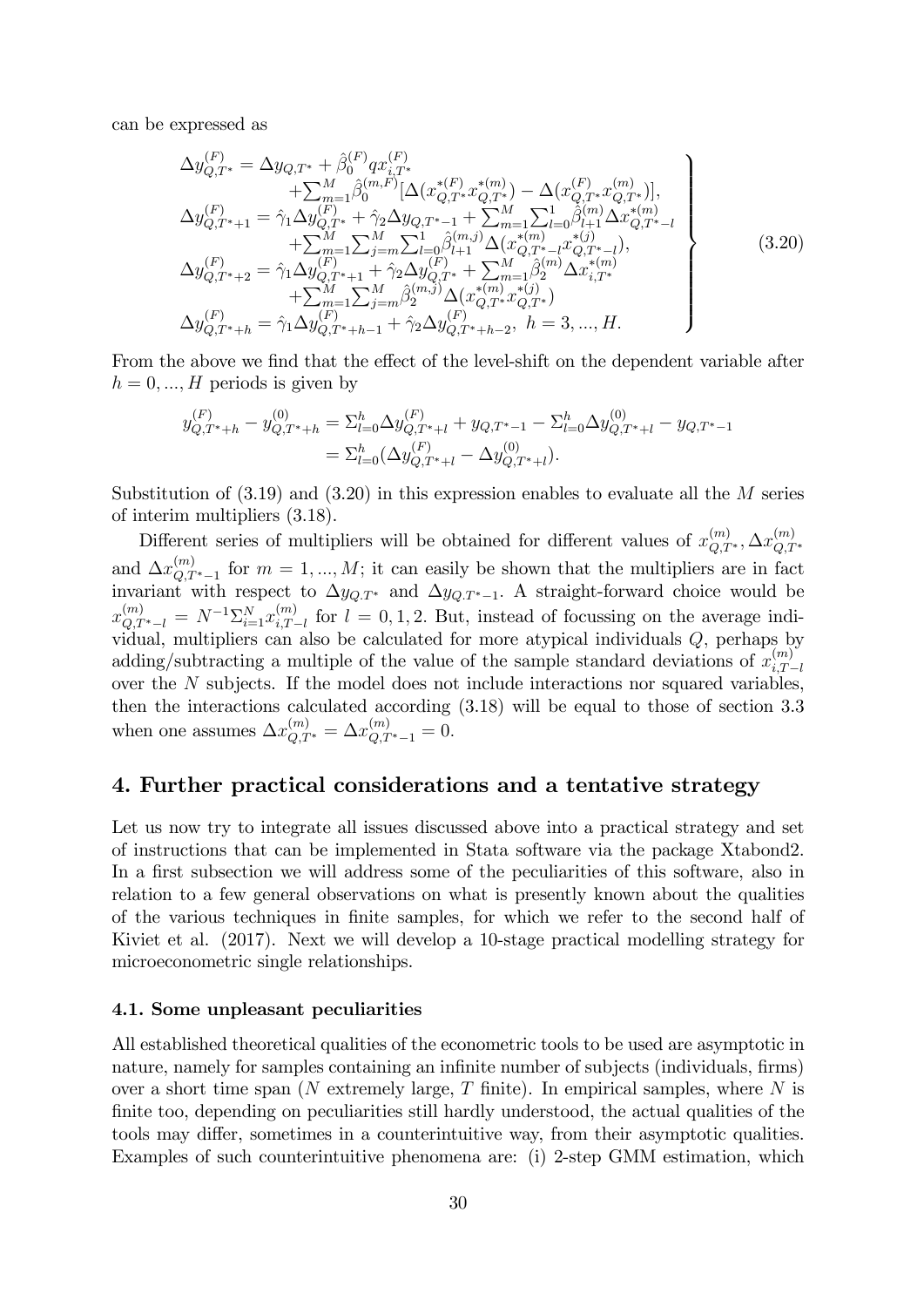can be expressed as

$$
\left.
\begin{array}{l}
\Delta y_{Q,T^*}^{(F)} = \Delta y_{Q,T^*} + \hat{\beta}_0^{(F)} q x_{i,T^*}^{(F)} \\
\qquad + \sum_{m=1}^{M} \hat{\beta}_0^{(m,F)} [\Delta(x_{Q,T^*}^{*(F)} x_{Q,T^*}^{*(m)}) - \Delta(x_{Q,T^*}^{(F)} x_{Q,T^*}^{(m)})], \\
\Delta y_{Q,T^*+1}^{(F)} = \hat{\gamma}_1 \Delta y_{Q,T^*}^{(F)} + \hat{\gamma}_2 \Delta y_{Q,T^*-1} + \sum_{m=1}^{M} \sum_{l=0}^{1} \hat{\beta}_{l+1}^{(m)} \Delta x_{Q,T^*-l}^{*(m)} \\
\qquad + \sum_{m=1}^{M} \sum_{j=m}^{M} \sum_{l=0}^{1} \hat{\beta}_{l+1}^{(m,j)} \Delta(x_{Q,T^*-l}^{*(m)} x_{Q,T^*-l}^{*(j)}), \\
\Delta y_{Q,T^*+2}^{(F)} = \hat{\gamma}_1 \Delta y_{Q,T^*+1}^{(F)} + \hat{\gamma}_2 \Delta y_{Q,T^*}^{(F)} + \sum_{m=1}^{M} \hat{\beta}_2^{(m)} \Delta x_{i,T^*}^{*(m)} \\
\qquad + \sum_{m=1}^{M} \sum_{j=m}^{M} \hat{\beta}_2^{(m,j)} \Delta(x_{Q,T^*}^{*(m)} x_{Q,T^*}^{*(j)}) \\
\Delta y_{Q,T^*+h}^{(F)} = \hat{\gamma}_1 \Delta y_{Q,T^*+h-1}^{(F)} + \hat{\gamma}_2 \Delta y_{Q,T^*+h-2}^{(F)}, \; h = 3, ..., H.
\end{array}
\right\} \tag{3.20}
$$

From the above we find that the effect of the level-shift on the dependent variable after $h = 0, ..., H$ periods is given by

$$
\begin{aligned}
y_{Q,T^*+h}^{(F)} - y_{Q,T^*+h}^{(0)} &= \Sigma_{l=0}^{h} \Delta y_{Q,T^*+l}^{(F)} + y_{Q,T^*-1} - \Sigma_{l=0}^{h} \Delta y_{Q,T^*+l}^{(0)} - y_{Q,T^*-1} \\
&= \Sigma_{l=0}^{h} (\Delta y_{Q,T^*+l}^{(F)} - \Delta y_{Q,T^*+l}^{(0)}).
\end{aligned}
$$

Substitution of (3.19) and (3.20) in this expression enables to evaluate all the $M$ series of interim multipliers (3.18).

Different series of multipliers will be obtained for different values of $x_{Q,T^*}^{(m)}, \Delta x_{Q,T^*}^{(m)}$ and $\Delta x_{Q,T^*-1}^{(m)}$ for $m = 1, ..., M$; it can easily be shown that the multipliers are in fact invariant with respect to $\Delta y_{Q,T^*}$ and $\Delta y_{Q,T^*-1}$. A straight-forward choice would be $x_{Q,T^*-l}^{(m)} = N^{-1} \Sigma_{i=1}^{N} x_{i,T-l}^{(m)}$ for $l = 0, 1, 2$. But, instead of focussing on the average individual, multipliers can also be calculated for more atypical individuals $Q$, perhaps by adding/subtracting a multiple of the value of the sample standard deviations of $x_{i,T-l}^{(m)}$ over the $N$ subjects. If the model does not include interactions nor squared variables, then the interactions calculated according (3.18) will be equal to those of section 3.3 when one assumes $\Delta x_{Q,T^*}^{(m)} = \Delta x_{Q,T^*-1}^{(m)} = 0$.

## 4. Further practical considerations and a tentative strategy

Let us now try to integrate all issues discussed above into a practical strategy and set of instructions that can be implemented in Stata software via the package Xtabond2. In a first subsection we will address some of the peculiarities of this software, also in relation to a few general observations on what is presently known about the qualities of the various techniques in finite samples, for which we refer to the second half of Kiviet et al. (2017). Next we will develop a 10-stage practical modelling strategy for microeconometric single relationships.

### 4.1. Some unpleasant peculiarities

All established theoretical qualities of the econometric tools to be used are asymptotic in nature, namely for samples containing an infinite number of subjects (individuals, firms) over a short time span ($N$ extremely large, $T$ finite). In empirical samples, where $N$ is finite too, depending on peculiarities still hardly understood, the actual qualities of the tools may differ, sometimes in a counterintuitive way, from their asymptotic qualities. Examples of such counterintuitive phenomena are: (i) 2-step GMM estimation, which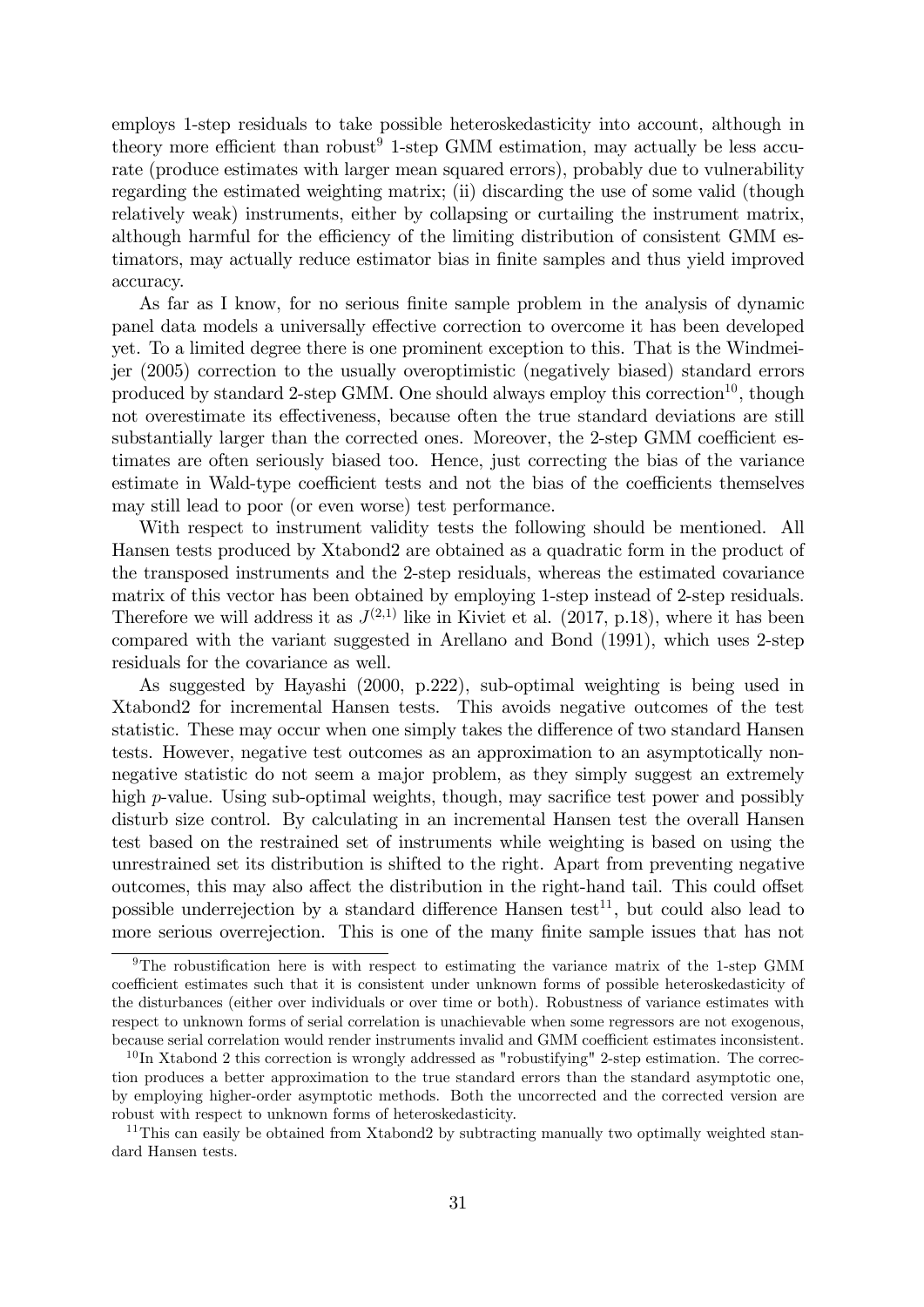employs 1-step residuals to take possible heteroskedasticity into account, although in theory more efficient than robust[9] 1-step GMM estimation, may actually be less accurate (produce estimates with larger mean squared errors), probably due to vulnerability regarding the estimated weighting matrix; (ii) discarding the use of some valid (though relatively weak) instruments, either by collapsing or curtailing the instrument matrix, although harmful for the efficiency of the limiting distribution of consistent GMM estimators, may actually reduce estimator bias in finite samples and thus yield improved accuracy.

As far as I know, for no serious finite sample problem in the analysis of dynamic panel data models a universally effective correction to overcome it has been developed yet. To a limited degree there is one prominent exception to this. That is the Windmeijer (2005) correction to the usually overoptimistic (negatively biased) standard errors produced by standard 2-step GMM. One should always employ this correction[10], though not overestimate its effectiveness, because often the true standard deviations are still substantially larger than the corrected ones. Moreover, the 2-step GMM coefficient estimates are often seriously biased too. Hence, just correcting the bias of the variance estimate in Wald-type coefficient tests and not the bias of the coefficients themselves may still lead to poor (or even worse) test performance.

With respect to instrument validity tests the following should be mentioned. All Hansen tests produced by Xtabond2 are obtained as a quadratic form in the product of the transposed instruments and the 2-step residuals, whereas the estimated covariance matrix of this vector has been obtained by employing 1-step instead of 2-step residuals. Therefore we will address it as $J^{(2,1)}$ like in Kiviet et al. (2017, p.18), where it has been compared with the variant suggested in Arellano and Bond (1991), which uses 2-step residuals for the covariance as well.

As suggested by Hayashi (2000, p.222), sub-optimal weighting is being used in Xtabond2 for incremental Hansen tests. This avoids negative outcomes of the test statistic. These may occur when one simply takes the difference of two standard Hansen tests. However, negative test outcomes as an approximation to an asymptotically nonnegative statistic do not seem a major problem, as they simply suggest an extremely high $p$-value. Using sub-optimal weights, though, may sacrifice test power and possibly disturb size control. By calculating in an incremental Hansen test the overall Hansen test based on the restrained set of instruments while weighting is based on using the unrestrained set its distribution is shifted to the right. Apart from preventing negative outcomes, this may also affect the distribution in the right-hand tail. This could offset possible underrejection by a standard difference Hansen test[11], but could also lead to more serious overrejection. This is one of the many finite sample issues that has not

---

[9] The robustification here is with respect to estimating the variance matrix of the 1-step GMM coefficient estimates such that it is consistent under unknown forms of possible heteroskedasticity of the disturbances (either over individuals or over time or both). Robustness of variance estimates with respect to unknown forms of serial correlation is unachievable when some regressors are not exogenous, because serial correlation would render instruments invalid and GMM coefficient estimates inconsistent.

[10] In Xtabond 2 this correction is wrongly addressed as "robustifying" 2-step estimation. The correction produces a better approximation to the true standard errors than the standard asymptotic one, by employing higher-order asymptotic methods. Both the uncorrected and the corrected version are robust with respect to unknown forms of heteroskedasticity.

[11] This can easily be obtained from Xtabond2 by subtracting manually two optimally weighted standard Hansen tests.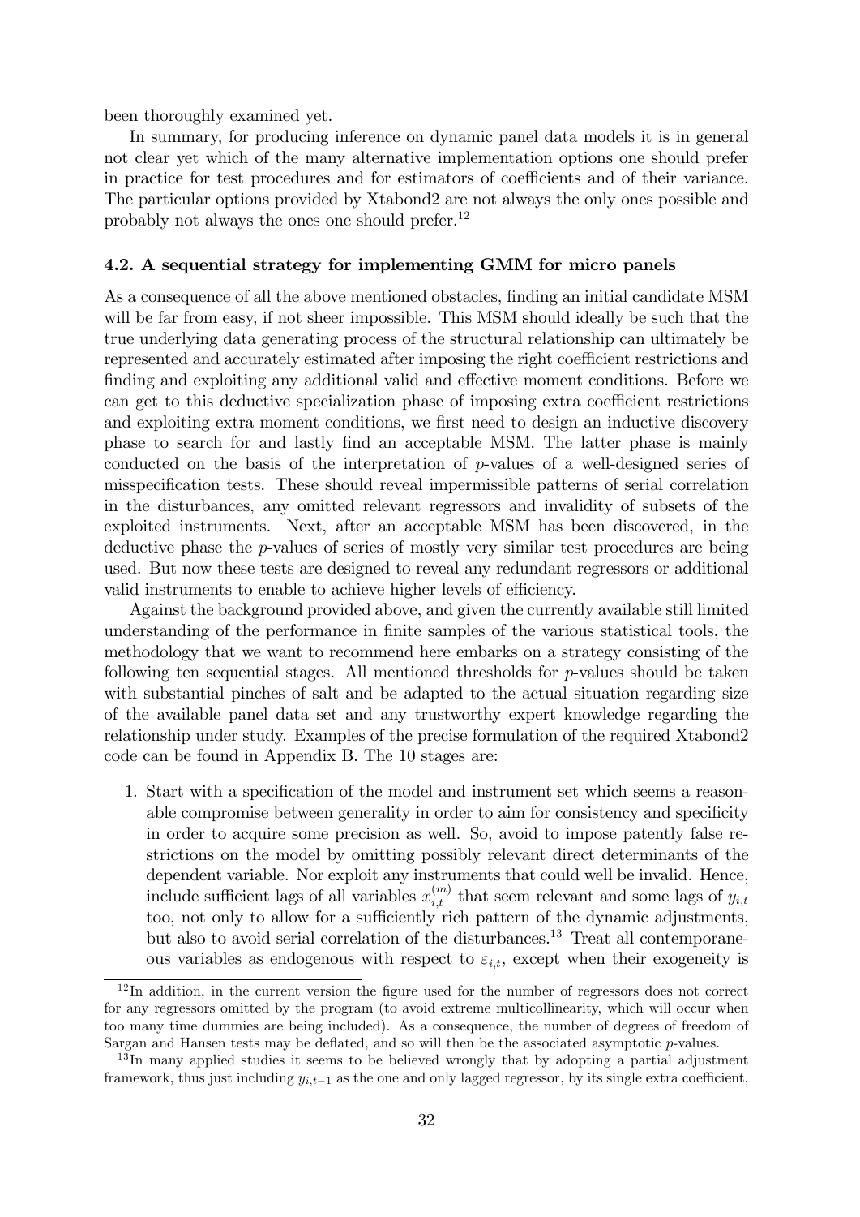been thoroughly examined yet.

In summary, for producing inference on dynamic panel data models it is in general not clear yet which of the many alternative implementation options one should prefer in practice for test procedures and for estimators of coefficients and of their variance. The particular options provided by Xtabond2 are not always the only ones possible and probably not always the ones one should prefer.[12]

### 4.2. A sequential strategy for implementing GMM for micro panels

As a consequence of all the above mentioned obstacles, finding an initial candidate MSM will be far from easy, if not sheer impossible. This MSM should ideally be such that the true underlying data generating process of the structural relationship can ultimately be represented and accurately estimated after imposing the right coefficient restrictions and finding and exploiting any additional valid and effective moment conditions. Before we can get to this deductive specialization phase of imposing extra coefficient restrictions and exploiting extra moment conditions, we first need to design an inductive discovery phase to search for and lastly find an acceptable MSM. The latter phase is mainly conducted on the basis of the interpretation of $p$-values of a well-designed series of misspecification tests. These should reveal impermissible patterns of serial correlation in the disturbances, any omitted relevant regressors and invalidity of subsets of the exploited instruments. Next, after an acceptable MSM has been discovered, in the deductive phase the $p$-values of series of mostly very similar test procedures are being used. But now these tests are designed to reveal any redundant regressors or additional valid instruments to enable to achieve higher levels of efficiency.

Against the background provided above, and given the currently available still limited understanding of the performance in finite samples of the various statistical tools, the methodology that we want to recommend here embarks on a strategy consisting of the following ten sequential stages. All mentioned thresholds for $p$-values should be taken with substantial pinches of salt and be adapted to the actual situation regarding size of the available panel data set and any trustworthy expert knowledge regarding the relationship under study. Examples of the precise formulation of the required Xtabond2 code can be found in Appendix B. The 10 stages are:

1. Start with a specification of the model and instrument set which seems a reasonable compromise between generality in order to aim for consistency and specificity in order to acquire some precision as well. So, avoid to impose patently false restrictions on the model by omitting possibly relevant direct determinants of the dependent variable. Nor exploit any instruments that could well be invalid. Hence, include sufficient lags of all variables $x_{i,t}^{(m)}$ that seem relevant and some lags of $y_{i,t}$ too, not only to allow for a sufficiently rich pattern of the dynamic adjustments, but also to avoid serial correlation of the disturbances.[13] Treat all contemporaneous variables as endogenous with respect to $\varepsilon_{i,t}$, except when their exogeneity is

[12] In addition, in the current version the figure used for the number of regressors does not correct for any regressors omitted by the program (to avoid extreme multicollinearity, which will occur when too many time dummies are being included). As a consequence, the number of degrees of freedom of Sargan and Hansen tests may be deflated, and so will then be the associated asymptotic $p$-values.

[13] In many applied studies it seems to be believed wrongly that by adopting a partial adjustment framework, thus just including $y_{i,t-1}$ as the one and only lagged regressor, by its single extra coefficient,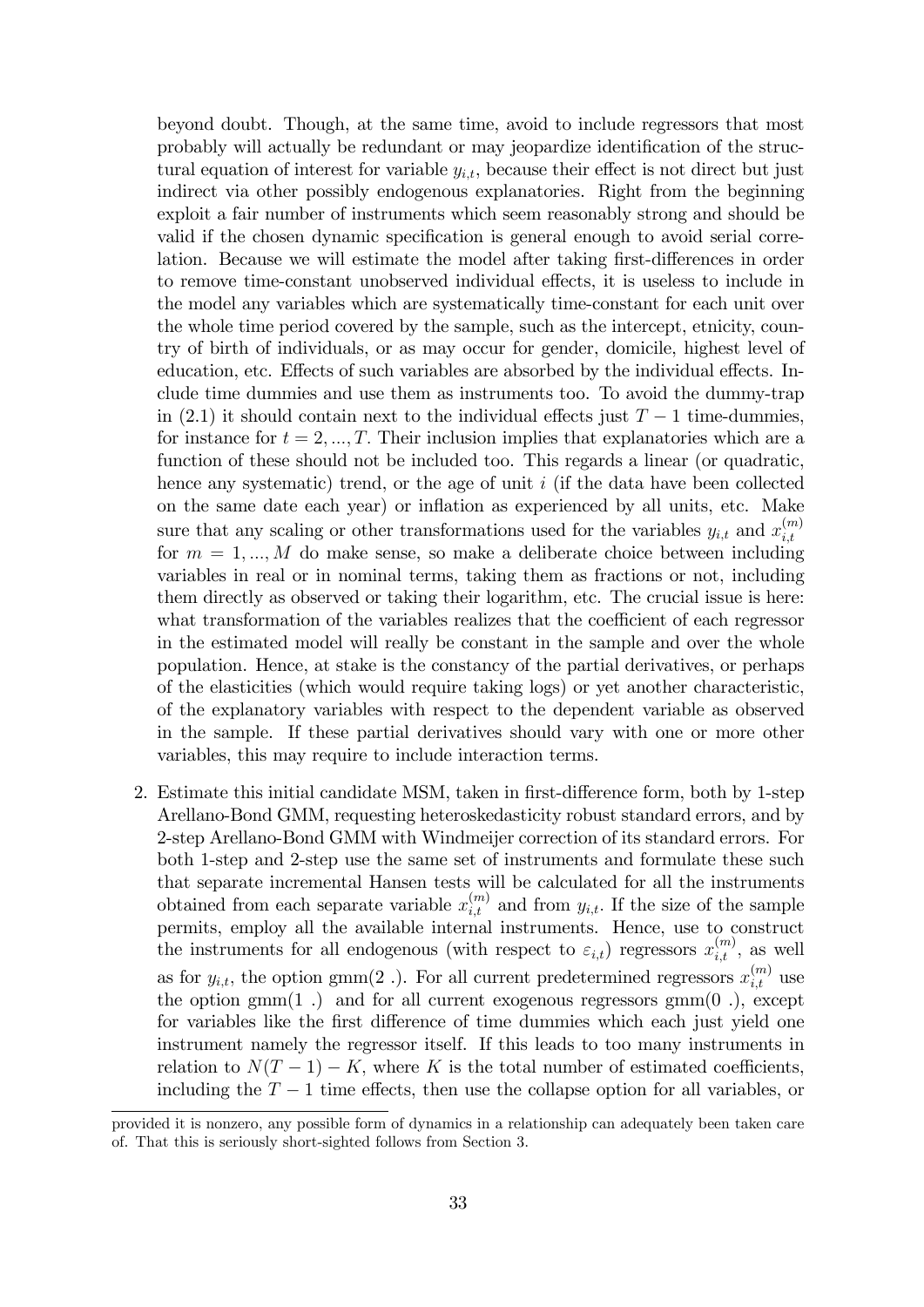beyond doubt. Though, at the same time, avoid to include regressors that most probably will actually be redundant or may jeopardize identification of the structural equation of interest for variable $y_{i,t}$, because their effect is not direct but just indirect via other possibly endogenous explanatories. Right from the beginning exploit a fair number of instruments which seem reasonably strong and should be valid if the chosen dynamic specification is general enough to avoid serial correlation. Because we will estimate the model after taking first-differences in order to remove time-constant unobserved individual effects, it is useless to include in the model any variables which are systematically time-constant for each unit over the whole time period covered by the sample, such as the intercept, etnicity, country of birth of individuals, or as may occur for gender, domicile, highest level of education, etc. Effects of such variables are absorbed by the individual effects. Include time dummies and use them as instruments too. To avoid the dummy-trap in (2.1) it should contain next to the individual effects just $T-1$ time-dummies, for instance for $t = 2, ..., T$. Their inclusion implies that explanatories which are a function of these should not be included too. This regards a linear (or quadratic, hence any systematic) trend, or the age of unit $i$ (if the data have been collected on the same date each year) or inflation as experienced by all units, etc. Make sure that any scaling or other transformations used for the variables $y_{i,t}$ and $x_{i,t}^{(m)}$ for $m = 1, ..., M$ do make sense, so make a deliberate choice between including variables in real or in nominal terms, taking them as fractions or not, including them directly as observed or taking their logarithm, etc. The crucial issue is here: what transformation of the variables realizes that the coefficient of each regressor in the estimated model will really be constant in the sample and over the whole population. Hence, at stake is the constancy of the partial derivatives, or perhaps of the elasticities (which would require taking logs) or yet another characteristic, of the explanatory variables with respect to the dependent variable as observed in the sample. If these partial derivatives should vary with one or more other variables, this may require to include interaction terms.

2. Estimate this initial candidate MSM, taken in first-difference form, both by 1-step Arellano-Bond GMM, requesting heteroskedasticity robust standard errors, and by 2-step Arellano-Bond GMM with Windmeijer correction of its standard errors. For both 1-step and 2-step use the same set of instruments and formulate these such that separate incremental Hansen tests will be calculated for all the instruments obtained from each separate variable $x_{i,t}^{(m)}$ and from $y_{i,t}$. If the size of the sample permits, employ all the available internal instruments. Hence, use to construct the instruments for all endogenous (with respect to $\varepsilon_{i,t}$) regressors $x_{i,t}^{(m)}$, as well as for $y_{i,t}$, the option gmm(2 .). For all current predetermined regressors $x_{i,t}^{(m)}$ use the option gmm(1 .) and for all current exogenous regressors gmm(0 .), except for variables like the first difference of time dummies which each just yield one instrument namely the regressor itself. If this leads to too many instruments in relation to $N(T-1) - K$, where $K$ is the total number of estimated coefficients, including the $T-1$ time effects, then use the collapse option for all variables, or

provided it is nonzero, any possible form of dynamics in a relationship can adequately been taken care of. That this is seriously short-sighted follows from Section 3.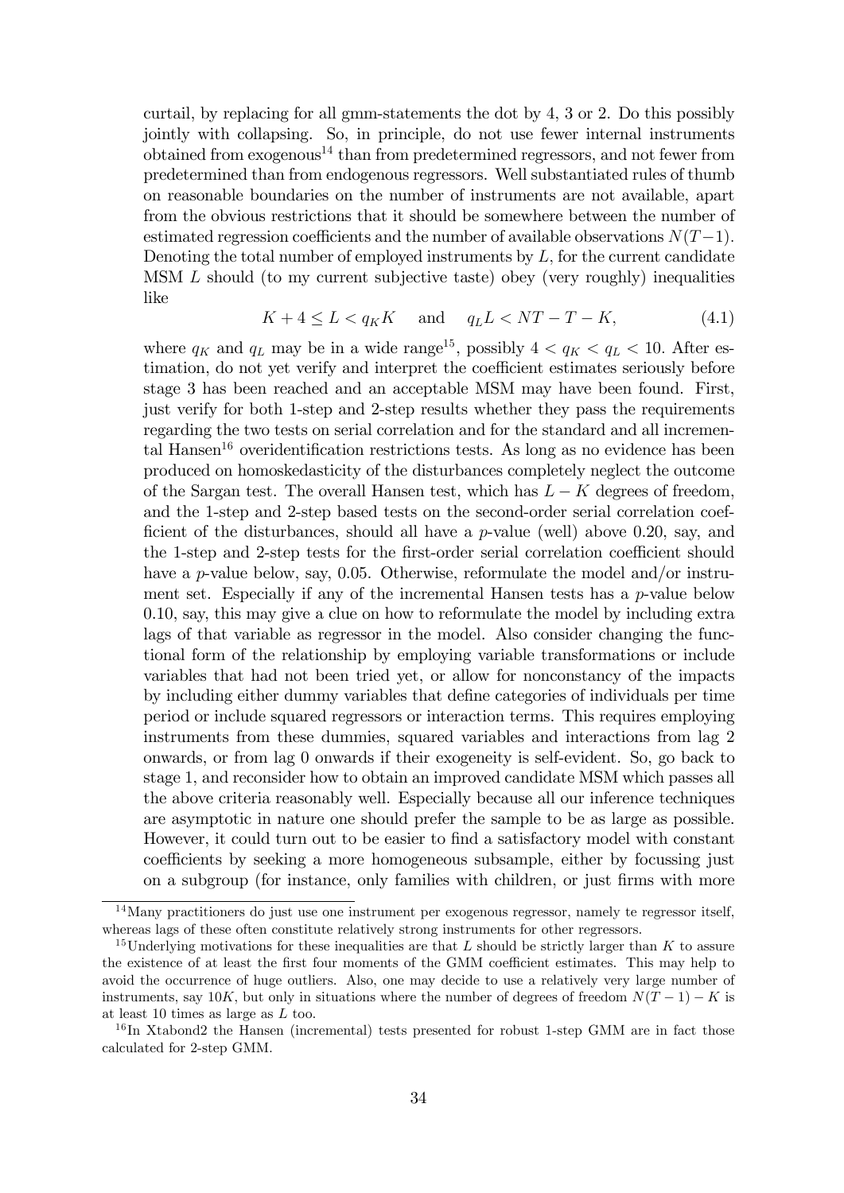curtail, by replacing for all gmm-statements the dot by 4, 3 or 2. Do this possibly jointly with collapsing. So, in principle, do not use fewer internal instruments obtained from exogenous[14] than from predetermined regressors, and not fewer from predetermined than from endogenous regressors. Well substantiated rules of thumb on reasonable boundaries on the number of instruments are not available, apart from the obvious restrictions that it should be somewhere between the number of estimated regression coefficients and the number of available observations $N(T-1)$. Denoting the total number of employed instruments by $L$, for the current candidate MSM $L$ should (to my current subjective taste) obey (very roughly) inequalities like

$$K + 4 \leq L < q_K K \quad \text{and} \quad q_L L < NT - T - K, \tag{4.1}$$

where $q_K$ and $q_L$ may be in a wide range[15], possibly $4 < q_K < q_L < 10$. After estimation, do not yet verify and interpret the coefficient estimates seriously before stage 3 has been reached and an acceptable MSM may have been found. First, just verify for both 1-step and 2-step results whether they pass the requirements regarding the two tests on serial correlation and for the standard and all incremental Hansen[16] overidentification restrictions tests. As long as no evidence has been produced on homoskedasticity of the disturbances completely neglect the outcome of the Sargan test. The overall Hansen test, which has $L - K$ degrees of freedom, and the 1-step and 2-step based tests on the second-order serial correlation coefficient of the disturbances, should all have a $p$-value (well) above 0.20, say, and the 1-step and 2-step tests for the first-order serial correlation coefficient should have a $p$-value below, say, 0.05. Otherwise, reformulate the model and/or instrument set. Especially if any of the incremental Hansen tests has a $p$-value below 0.10, say, this may give a clue on how to reformulate the model by including extra lags of that variable as regressor in the model. Also consider changing the functional form of the relationship by employing variable transformations or include variables that had not been tried yet, or allow for nonconstancy of the impacts by including either dummy variables that define categories of individuals per time period or include squared regressors or interaction terms. This requires employing instruments from these dummies, squared variables and interactions from lag 2 onwards, or from lag 0 onwards if their exogeneity is self-evident. So, go back to stage 1, and reconsider how to obtain an improved candidate MSM which passes all the above criteria reasonably well. Especially because all our inference techniques are asymptotic in nature one should prefer the sample to be as large as possible. However, it could turn out to be easier to find a satisfactory model with constant coefficients by seeking a more homogeneous subsample, either by focussing just on a subgroup (for instance, only families with children, or just firms with more

---

[14] Many practitioners do just use one instrument per exogenous regressor, namely te regressor itself, whereas lags of these often constitute relatively strong instruments for other regressors.

[15] Underlying motivations for these inequalities are that $L$ should be strictly larger than $K$ to assure the existence of at least the first four moments of the GMM coefficient estimates. This may help to avoid the occurrence of huge outliers. Also, one may decide to use a relatively very large number of instruments, say $10K$, but only in situations where the number of degrees of freedom $N(T-1) - K$ is at least 10 times as large as $L$ too.

[16] In Xtabond2 the Hansen (incremental) tests presented for robust 1-step GMM are in fact those calculated for 2-step GMM.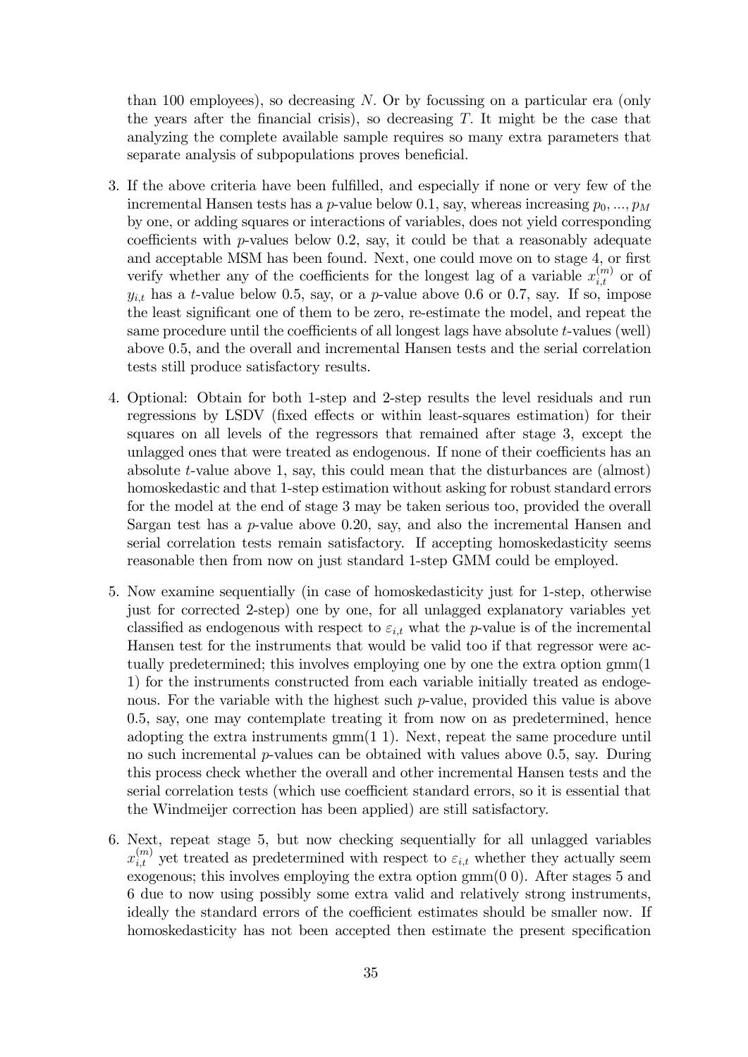than 100 employees), so decreasing $N$. Or by focussing on a particular era (only the years after the financial crisis), so decreasing $T$. It might be the case that analyzing the complete available sample requires so many extra parameters that separate analysis of subpopulations proves beneficial.

3. If the above criteria have been fulfilled, and especially if none or very few of the incremental Hansen tests has a $p$-value below 0.1, say, whereas increasing $p_0, ..., p_M$ by one, or adding squares or interactions of variables, does not yield corresponding coefficients with $p$-values below 0.2, say, it could be that a reasonably adequate and acceptable MSM has been found. Next, one could move on to stage 4, or first verify whether any of the coefficients for the longest lag of a variable $x_{i,t}^{(m)}$ or of $y_{i,t}$ has a $t$-value below 0.5, say, or a $p$-value above 0.6 or 0.7, say. If so, impose the least significant one of them to be zero, re-estimate the model, and repeat the same procedure until the coefficients of all longest lags have absolute $t$-values (well) above 0.5, and the overall and incremental Hansen tests and the serial correlation tests still produce satisfactory results.

4. Optional: Obtain for both 1-step and 2-step results the level residuals and run regressions by LSDV (fixed effects or within least-squares estimation) for their squares on all levels of the regressors that remained after stage 3, except the unlagged ones that were treated as endogenous. If none of their coefficients has an absolute $t$-value above 1, say, this could mean that the disturbances are (almost) homoskedastic and that 1-step estimation without asking for robust standard errors for the model at the end of stage 3 may be taken serious too, provided the overall Sargan test has a $p$-value above 0.20, say, and also the incremental Hansen and serial correlation tests remain satisfactory. If accepting homoskedasticity seems reasonable then from now on just standard 1-step GMM could be employed.

5. Now examine sequentially (in case of homoskedasticity just for 1-step, otherwise just for corrected 2-step) one by one, for all unlagged explanatory variables yet classified as endogenous with respect to $\varepsilon_{i,t}$ what the $p$-value is of the incremental Hansen test for the instruments that would be valid too if that regressor were actually predetermined; this involves employing one by one the extra option gmm(1 1) for the instruments constructed from each variable initially treated as endogenous. For the variable with the highest such $p$-value, provided this value is above 0.5, say, one may contemplate treating it from now on as predetermined, hence adopting the extra instruments gmm(1 1). Next, repeat the same procedure until no such incremental $p$-values can be obtained with values above 0.5, say. During this process check whether the overall and other incremental Hansen tests and the serial correlation tests (which use coefficient standard errors, so it is essential that the Windmeijer correction has been applied) are still satisfactory.

6. Next, repeat stage 5, but now checking sequentially for all unlagged variables $x_{i,t}^{(m)}$ yet treated as predetermined with respect to $\varepsilon_{i,t}$ whether they actually seem exogenous; this involves employing the extra option gmm(0 0). After stages 5 and 6 due to now using possibly some extra valid and relatively strong instruments, ideally the standard errors of the coefficient estimates should be smaller now. If homoskedasticity has not been accepted then estimate the present specification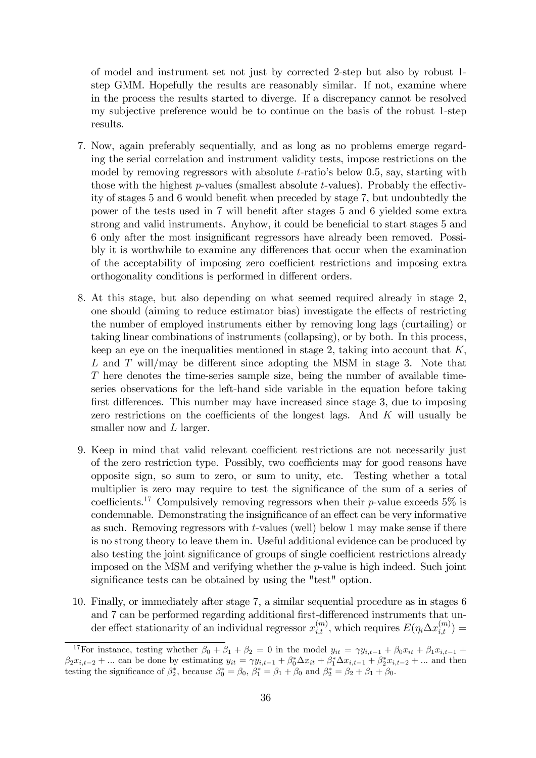of model and instrument set not just by corrected 2-step but also by robust 1-step GMM. Hopefully the results are reasonably similar. If not, examine where in the process the results started to diverge. If a discrepancy cannot be resolved my subjective preference would be to continue on the basis of the robust 1-step results.

7. Now, again preferably sequentially, and as long as no problems emerge regarding the serial correlation and instrument validity tests, impose restrictions on the model by removing regressors with absolute $t$-ratio's below 0.5, say, starting with those with the highest $p$-values (smallest absolute $t$-values). Probably the effectivity of stages 5 and 6 would benefit when preceded by stage 7, but undoubtedly the power of the tests used in 7 will benefit after stages 5 and 6 yielded some extra strong and valid instruments. Anyhow, it could be beneficial to start stages 5 and 6 only after the most insignificant regressors have already been removed. Possibly it is worthwhile to examine any differences that occur when the examination of the acceptability of imposing zero coefficient restrictions and imposing extra orthogonality conditions is performed in different orders.

8. At this stage, but also depending on what seemed required already in stage 2, one should (aiming to reduce estimator bias) investigate the effects of restricting the number of employed instruments either by removing long lags (curtailing) or taking linear combinations of instruments (collapsing), or by both. In this process, keep an eye on the inequalities mentioned in stage 2, taking into account that $K$, $L$ and $T$ will/may be different since adopting the MSM in stage 3. Note that $T$ here denotes the time-series sample size, being the number of available time-series observations for the left-hand side variable in the equation before taking first differences. This number may have increased since stage 3, due to imposing zero restrictions on the coefficients of the longest lags. And $K$ will usually be smaller now and $L$ larger.

9. Keep in mind that valid relevant coefficient restrictions are not necessarily just of the zero restriction type. Possibly, two coefficients may for good reasons have opposite sign, so sum to zero, or sum to unity, etc. Testing whether a total multiplier is zero may require to test the significance of the sum of a series of coefficients.[17] Compulsively removing regressors when their $p$-value exceeds 5% is condemnable. Demonstrating the insignificance of an effect can be very informative as such. Removing regressors with $t$-values (well) below 1 may make sense if there is no strong theory to leave them in. Useful additional evidence can be produced by also testing the joint significance of groups of single coefficient restrictions already imposed on the MSM and verifying whether the $p$-value is high indeed. Such joint significance tests can be obtained by using the "test" option.

10. Finally, or immediately after stage 7, a similar sequential procedure as in stages 6 and 7 can be performed regarding additional first-differenced instruments that under effect stationarity of an individual regressor $x_{i,t}^{(m)}$, which requires $E(\eta_i \Delta x_{i,t}^{(m)}) =$

[17] For instance, testing whether $\beta_0 + \beta_1 + \beta_2 = 0$ in the model $y_{it} = \gamma y_{i,t-1} + \beta_0 x_{it} + \beta_1 x_{i,t-1} + \beta_2 x_{i,t-2} + ...$ can be done by estimating $y_{it} = \gamma y_{i,t-1} + \beta_0^* \Delta x_{it} + \beta_1^* \Delta x_{i,t-1} + \beta_2^* x_{i,t-2} + ...$ and then testing the significance of $\beta_2^*$, because $\beta_0^* = \beta_0$, $\beta_1^* = \beta_1 + \beta_0$ and $\beta_2^* = \beta_2 + \beta_1 + \beta_0$.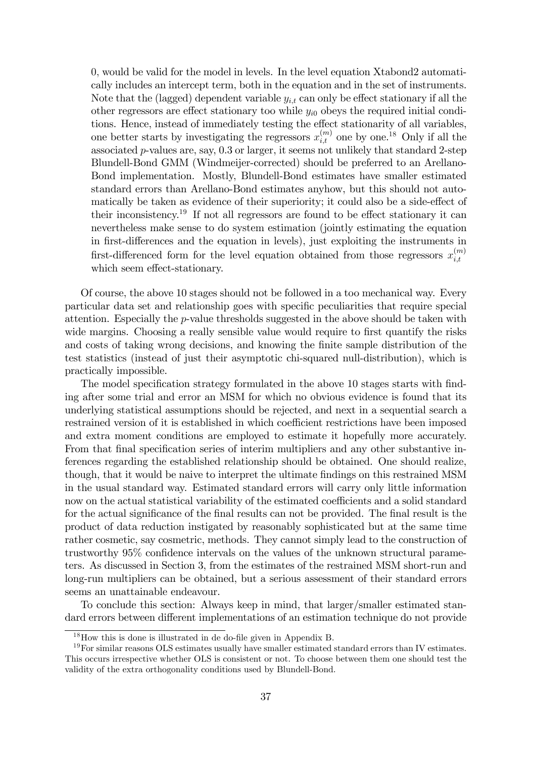0, would be valid for the model in levels. In the level equation Xtabond2 automatically includes an intercept term, both in the equation and in the set of instruments. Note that the (lagged) dependent variable $y_{i,t}$ can only be effect stationary if all the other regressors are effect stationary too while $y_{i0}$ obeys the required initial conditions. Hence, instead of immediately testing the effect stationarity of all variables, one better starts by investigating the regressors $x_{i,t}^{(m)}$ one by one.[18] Only if all the associated $p$-values are, say, 0.3 or larger, it seems not unlikely that standard 2-step Blundell-Bond GMM (Windmeijer-corrected) should be preferred to an Arellano-Bond implementation. Mostly, Blundell-Bond estimates have smaller estimated standard errors than Arellano-Bond estimates anyhow, but this should not automatically be taken as evidence of their superiority; it could also be a side-effect of their inconsistency.[19] If not all regressors are found to be effect stationary it can nevertheless make sense to do system estimation (jointly estimating the equation in first-differences and the equation in levels), just exploiting the instruments in first-differenced form for the level equation obtained from those regressors $x_{i,t}^{(m)}$ which seem effect-stationary.

Of course, the above 10 stages should not be followed in a too mechanical way. Every particular data set and relationship goes with specific peculiarities that require special attention. Especially the $p$-value thresholds suggested in the above should be taken with wide margins. Choosing a really sensible value would require to first quantify the risks and costs of taking wrong decisions, and knowing the finite sample distribution of the test statistics (instead of just their asymptotic chi-squared null-distribution), which is practically impossible.

The model specification strategy formulated in the above 10 stages starts with finding after some trial and error an MSM for which no obvious evidence is found that its underlying statistical assumptions should be rejected, and next in a sequential search a restrained version of it is established in which coefficient restrictions have been imposed and extra moment conditions are employed to estimate it hopefully more accurately. From that final specification series of interim multipliers and any other substantive inferences regarding the established relationship should be obtained. One should realize, though, that it would be naive to interpret the ultimate findings on this restrained MSM in the usual standard way. Estimated standard errors will carry only little information now on the actual statistical variability of the estimated coefficients and a solid standard for the actual significance of the final results can not be provided. The final result is the product of data reduction instigated by reasonably sophisticated but at the same time rather cosmetic, say cosmetric, methods. They cannot simply lead to the construction of trustworthy 95% confidence intervals on the values of the unknown structural parameters. As discussed in Section 3, from the estimates of the restrained MSM short-run and long-run multipliers can be obtained, but a serious assessment of their standard errors seems an unattainable endeavour.

To conclude this section: Always keep in mind, that larger/smaller estimated standard errors between different implementations of an estimation technique do not provide

[18] How this is done is illustrated in de do-file given in Appendix B.

[19] For similar reasons OLS estimates usually have smaller estimated standard errors than IV estimates. This occurs irrespective whether OLS is consistent or not. To choose between them one should test the validity of the extra orthogonality conditions used by Blundell-Bond.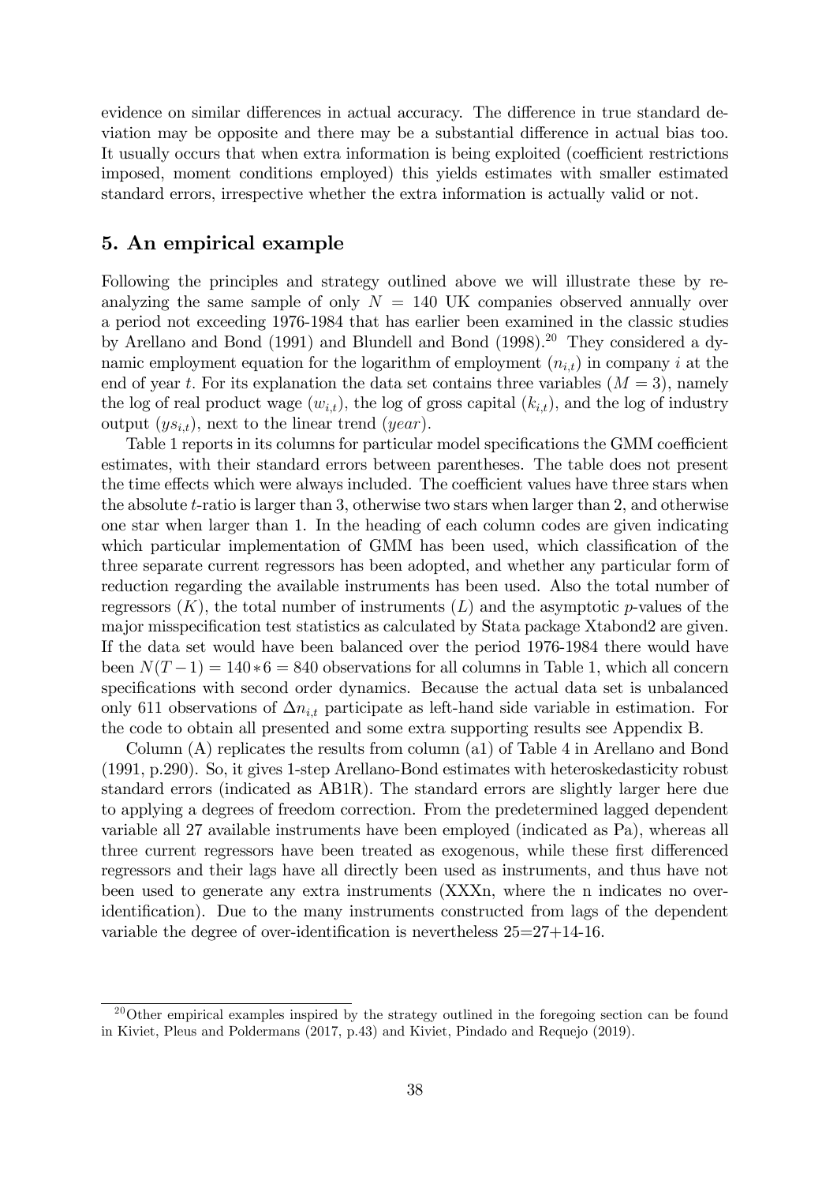evidence on similar differences in actual accuracy. The difference in true standard deviation may be opposite and there may be a substantial difference in actual bias too. It usually occurs that when extra information is being exploited (coefficient restrictions imposed, moment conditions employed) this yields estimates with smaller estimated standard errors, irrespective whether the extra information is actually valid or not.

## 5. An empirical example

Following the principles and strategy outlined above we will illustrate these by reanalyzing the same sample of only $N = 140$ UK companies observed annually over a period not exceeding 1976-1984 that has earlier been examined in the classic studies by Arellano and Bond (1991) and Blundell and Bond (1998).[20] They considered a dynamic employment equation for the logarithm of employment ($n_{i,t}$) in company $i$ at the end of year $t$. For its explanation the data set contains three variables ($M = 3$), namely the log of real product wage ($w_{i,t}$), the log of gross capital ($k_{i,t}$), and the log of industry output ($ys_{i,t}$), next to the linear trend ($year$).

Table 1 reports in its columns for particular model specifications the GMM coefficient estimates, with their standard errors between parentheses. The table does not present the time effects which were always included. The coefficient values have three stars when the absolute $t$-ratio is larger than 3, otherwise two stars when larger than 2, and otherwise one star when larger than 1. In the heading of each column codes are given indicating which particular implementation of GMM has been used, which classification of the three separate current regressors has been adopted, and whether any particular form of reduction regarding the available instruments has been used. Also the total number of regressors ($K$), the total number of instruments ($L$) and the asymptotic $p$-values of the major misspecification test statistics as calculated by Stata package Xtabond2 are given. If the data set would have been balanced over the period 1976-1984 there would have been $N(T-1) = 140 * 6 = 840$ observations for all columns in Table 1, which all concern specifications with second order dynamics. Because the actual data set is unbalanced only 611 observations of $\Delta n_{i,t}$ participate as left-hand side variable in estimation. For the code to obtain all presented and some extra supporting results see Appendix B.

Column (A) replicates the results from column (a1) of Table 4 in Arellano and Bond (1991, p.290). So, it gives 1-step Arellano-Bond estimates with heteroskedasticity robust standard errors (indicated as AB1R). The standard errors are slightly larger here due to applying a degrees of freedom correction. From the predetermined lagged dependent variable all 27 available instruments have been employed (indicated as Pa), whereas all three current regressors have been treated as exogenous, while these first differenced regressors and their lags have all directly been used as instruments, and thus have not been used to generate any extra instruments (XXXn, where the n indicates no overidentification). Due to the many instruments constructed from lags of the dependent variable the degree of over-identification is nevertheless 25=27+14-16.

[20] Other empirical examples inspired by the strategy outlined in the foregoing section can be found in Kiviet, Pleus and Poldermans (2017, p.43) and Kiviet, Pindado and Requejo (2019).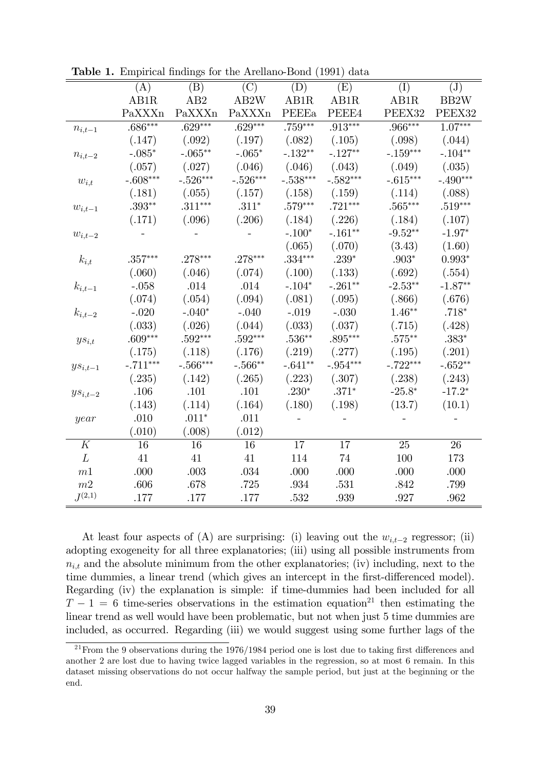**Table 1.** Empirical findings for the Arellano-Bond (1991) data

| | (A) | (B) | (C) | (D) | (E) | (I) | (J) |
|---|---|---|---|---|---|---|---|
| | AB1R | AB2 | AB2W | AB1R | AB1R | AB1R | BB2W |
| | PaXXXn | PaXXXn | PaXXXn | PEEEa | PEEE4 | PEEX32 | PEEX32 |
| $n_{i,t-1}$ | .686*** | .629*** | .629*** | .759*** | .913*** | .966*** | 1.07*** |
| | (.147) | (.092) | (.197) | (.082) | (.105) | (.098) | (.044) |
| $n_{i,t-2}$ | -.085* | -.065** | -.065* | -.132** | -.127** | -.159*** | -.104** |
| | (.057) | (.027) | (.046) | (.046) | (.043) | (.049) | (.035) |
| $w_{i,t}$ | -.608*** | -.526*** | -.526*** | -.538*** | -.582*** | -.615*** | -.490*** |
| | (.181) | (.055) | (.157) | (.158) | (.159) | (.114) | (.088) |
| $w_{i,t-1}$ | .393** | .311*** | .311* | .579*** | .721*** | .565*** | .519*** |
| | (.171) | (.096) | (.206) | (.184) | (.226) | (.184) | (.107) |
| $w_{i,t-2}$ | - | - | - | -.100* | -.161** | -9.52** | -1.97* |
| | | | | (.065) | (.070) | (3.43) | (1.60) |
| $k_{i,t}$ | .357*** | .278*** | .278*** | .334*** | .239* | .903* | 0.993* |
| | (.060) | (.046) | (.074) | (.100) | (.133) | (.692) | (.554) |
| $k_{i,t-1}$ | -.058 | .014 | .014 | -.104* | -.261** | -2.53** | -1.87** |
| | (.074) | (.054) | (.094) | (.081) | (.095) | (.866) | (.676) |
| $k_{i,t-2}$ | -.020 | -.040* | -.040 | -.019 | -.030 | 1.46** | .718* |
| | (.033) | (.026) | (.044) | (.033) | (.037) | (.715) | (.428) |
| $ys_{i,t}$ | .609*** | .592*** | .592*** | .536** | .895*** | .575** | .383* |
| | (.175) | (.118) | (.176) | (.219) | (.277) | (.195) | (.201) |
| $ys_{i,t-1}$ | -.711*** | -.566*** | -.566** | -.641** | -.954*** | -.722*** | -.652** |
| | (.235) | (.142) | (.265) | (.223) | (.307) | (.238) | (.243) |
| $ys_{i,t-2}$ | .106 | .101 | .101 | .230* | .371* | -25.8* | -17.2* |
| | (.143) | (.114) | (.164) | (.180) | (.198) | (13.7) | (10.1) |
| $year$ | .010 | .011* | .011 | - | - | - | - |
| | (.010) | (.008) | (.012) | | | | |
| $K$ | 16 | 16 | 16 | 17 | 17 | 25 | 26 |
| $L$ | 41 | 41 | 41 | 114 | 74 | 100 | 173 |
| $m1$ | .000 | .003 | .034 | .000 | .000 | .000 | .000 |
| $m2$ | .606 | .678 | .725 | .934 | .531 | .842 | .799 |
| $J^{(2,1)}$ | .177 | .177 | .177 | .532 | .939 | .927 | .962 |

At least four aspects of (A) are surprising: (i) leaving out the $w_{i,t-2}$ regressor; (ii) adopting exogeneity for all three explanatories; (iii) using all possible instruments from $n_{i,t}$ and the absolute minimum from the other explanatories; (iv) including, next to the time dummies, a linear trend (which gives an intercept in the first-differenced model). Regarding (iv) the explanation is simple: if time-dummies had been included for all $T-1=6$ time-series observations in the estimation equation[21] then estimating the linear trend as well would have been problematic, but not when just 5 time dummies are included, as occurred. Regarding (iii) we would suggest using some further lags of the

[21] From the 9 observations during the 1976/1984 period one is lost due to taking first differences and another 2 are lost due to having twice lagged variables in the regression, so at most 6 remain. In this dataset missing observations do not occur halfway the sample period, but just at the beginning or the end.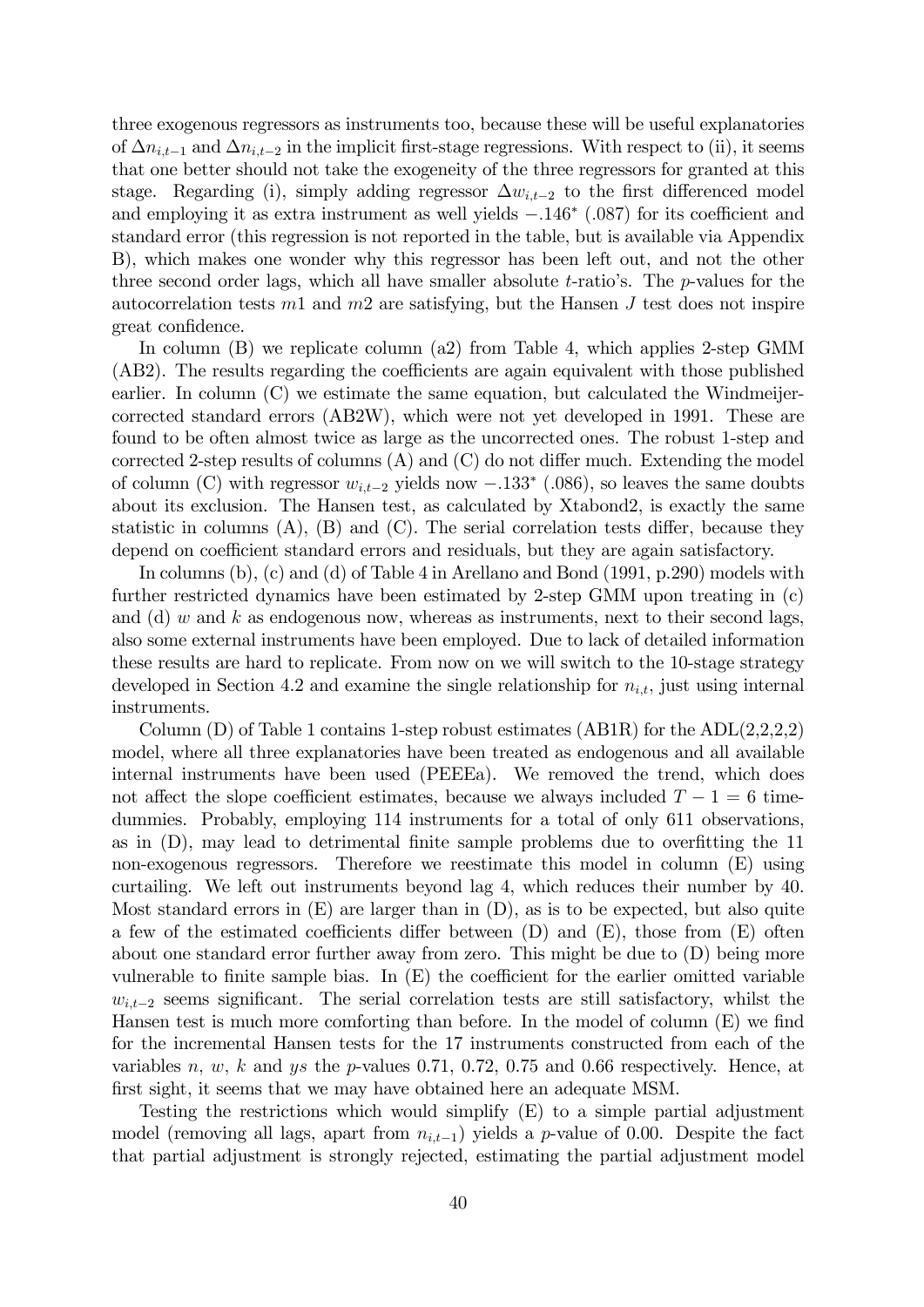three exogenous regressors as instruments too, because these will be useful explanatories of $\Delta n_{i,t-1}$ and $\Delta n_{i,t-2}$ in the implicit first-stage regressions. With respect to (ii), it seems that one better should not take the exogeneity of the three regressors for granted at this stage. Regarding (i), simply adding regressor $\Delta w_{i,t-2}$ to the first differenced model and employing it as extra instrument as well yields $-.146^{*}$ (.087) for its coefficient and standard error (this regression is not reported in the table, but is available via Appendix B), which makes one wonder why this regressor has been left out, and not the other three second order lags, which all have smaller absolute $t$-ratio's. The $p$-values for the autocorrelation tests $m1$ and $m2$ are satisfying, but the Hansen $J$ test does not inspire great confidence.

In column (B) we replicate column (a2) from Table 4, which applies 2-step GMM (AB2). The results regarding the coefficients are again equivalent with those published earlier. In column (C) we estimate the same equation, but calculated the Windmeijer-corrected standard errors (AB2W), which were not yet developed in 1991. These are found to be often almost twice as large as the uncorrected ones. The robust 1-step and corrected 2-step results of columns (A) and (C) do not differ much. Extending the model of column (C) with regressor $w_{i,t-2}$ yields now $-.133^{*}$ (.086), so leaves the same doubts about its exclusion. The Hansen test, as calculated by Xtabond2, is exactly the same statistic in columns (A), (B) and (C). The serial correlation tests differ, because they depend on coefficient standard errors and residuals, but they are again satisfactory.

In columns (b), (c) and (d) of Table 4 in Arellano and Bond (1991, p.290) models with further restricted dynamics have been estimated by 2-step GMM upon treating in (c) and (d) $w$ and $k$ as endogenous now, whereas as instruments, next to their second lags, also some external instruments have been employed. Due to lack of detailed information these results are hard to replicate. From now on we will switch to the 10-stage strategy developed in Section 4.2 and examine the single relationship for $n_{i,t}$, just using internal instruments.

Column (D) of Table 1 contains 1-step robust estimates (AB1R) for the ADL(2,2,2,2) model, where all three explanatories have been treated as endogenous and all available internal instruments have been used (PEEEa). We removed the trend, which does not affect the slope coefficient estimates, because we always included $T-1=6$ time-dummies. Probably, employing 114 instruments for a total of only 611 observations, as in (D), may lead to detrimental finite sample problems due to overfitting the 11 non-exogenous regressors. Therefore we reestimate this model in column (E) using curtailing. We left out instruments beyond lag 4, which reduces their number by 40. Most standard errors in (E) are larger than in (D), as is to be expected, but also quite a few of the estimated coefficients differ between (D) and (E), those from (E) often about one standard error further away from zero. This might be due to (D) being more vulnerable to finite sample bias. In (E) the coefficient for the earlier omitted variable $w_{i,t-2}$ seems significant. The serial correlation tests are still satisfactory, whilst the Hansen test is much more comforting than before. In the model of column (E) we find for the incremental Hansen tests for the 17 instruments constructed from each of the variables $n$, $w$, $k$ and $ys$ the $p$-values 0.71, 0.72, 0.75 and 0.66 respectively. Hence, at first sight, it seems that we may have obtained here an adequate MSM.

Testing the restrictions which would simplify (E) to a simple partial adjustment model (removing all lags, apart from $n_{i,t-1}$) yields a $p$-value of 0.00. Despite the fact that partial adjustment is strongly rejected, estimating the partial adjustment model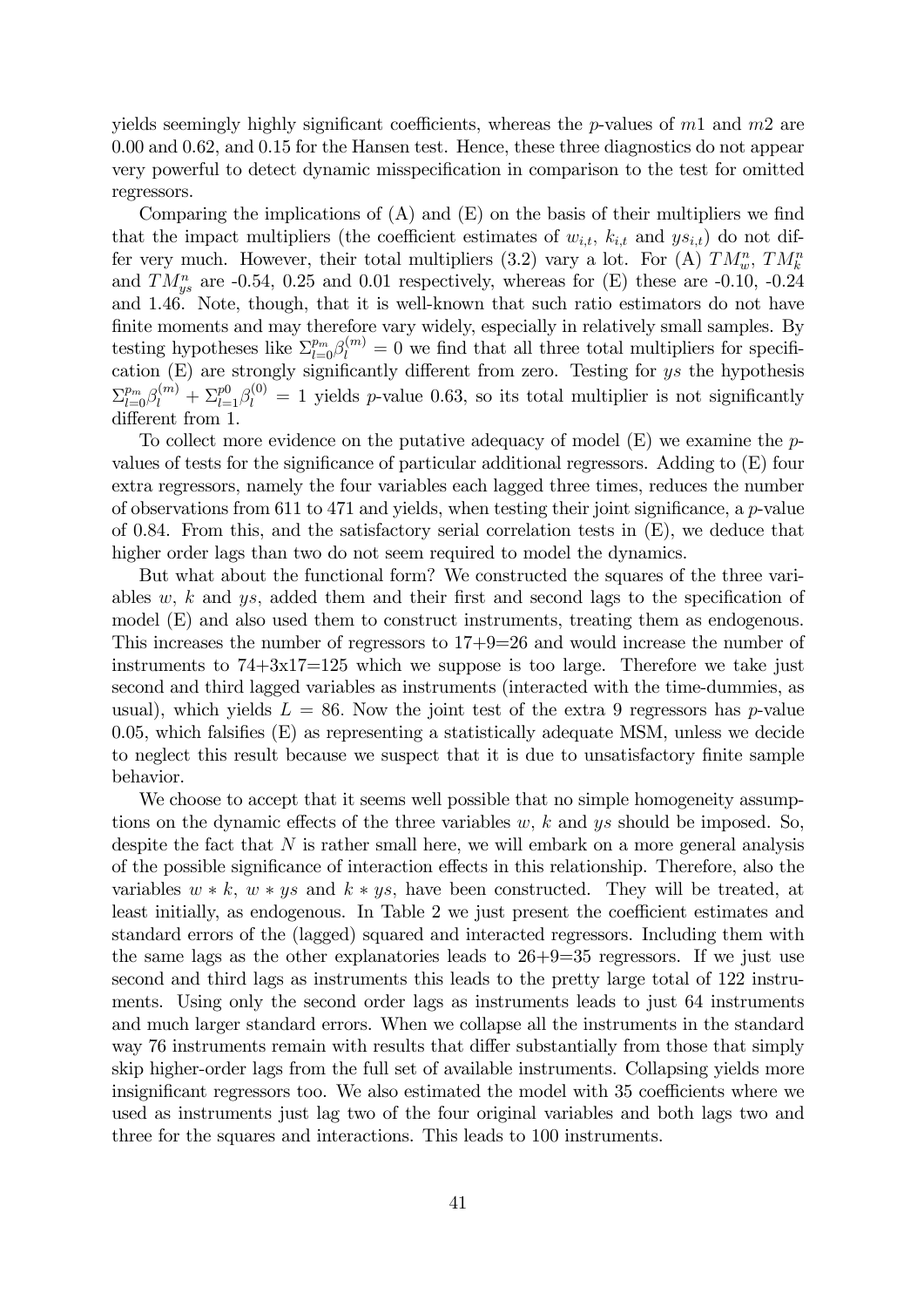yields seemingly highly significant coefficients, whereas the $p$-values of $m1$ and $m2$ are 0.00 and 0.62, and 0.15 for the Hansen test. Hence, these three diagnostics do not appear very powerful to detect dynamic misspecification in comparison to the test for omitted regressors.

Comparing the implications of (A) and (E) on the basis of their multipliers we find that the impact multipliers (the coefficient estimates of $w_{i,t}$, $k_{i,t}$ and $ys_{i,t}$) do not differ very much. However, their total multipliers (3.2) vary a lot. For (A) $TM_w^n$, $TM_k^n$ and $TM_{ys}^n$ are -0.54, 0.25 and 0.01 respectively, whereas for (E) these are -0.10, -0.24 and 1.46. Note, though, that it is well-known that such ratio estimators do not have finite moments and may therefore vary widely, especially in relatively small samples. By testing hypotheses like $\Sigma_{l=0}^{p_m}\beta_l^{(m)} = 0$ we find that all three total multipliers for specification (E) are strongly significantly different from zero. Testing for $ys$ the hypothesis $\Sigma_{l=0}^{p_m}\beta_l^{(m)} + \Sigma_{l=1}^{p0}\beta_l^{(0)} = 1$ yields $p$-value 0.63, so its total multiplier is not significantly different from 1.

To collect more evidence on the putative adequacy of model (E) we examine the $p$-values of tests for the significance of particular additional regressors. Adding to (E) four extra regressors, namely the four variables each lagged three times, reduces the number of observations from 611 to 471 and yields, when testing their joint significance, a $p$-value of 0.84. From this, and the satisfactory serial correlation tests in (E), we deduce that higher order lags than two do not seem required to model the dynamics.

But what about the functional form? We constructed the squares of the three variables $w$, $k$ and $ys$, added them and their first and second lags to the specification of model (E) and also used them to construct instruments, treating them as endogenous. This increases the number of regressors to 17+9=26 and would increase the number of instruments to 74+3x17=125 which we suppose is too large. Therefore we take just second and third lagged variables as instruments (interacted with the time-dummies, as usual), which yields $L = 86$. Now the joint test of the extra 9 regressors has $p$-value 0.05, which falsifies (E) as representing a statistically adequate MSM, unless we decide to neglect this result because we suspect that it is due to unsatisfactory finite sample behavior.

We choose to accept that it seems well possible that no simple homogeneity assumptions on the dynamic effects of the three variables $w$, $k$ and $ys$ should be imposed. So, despite the fact that $N$ is rather small here, we will embark on a more general analysis of the possible significance of interaction effects in this relationship. Therefore, also the variables $w * k$, $w * ys$ and $k * ys$, have been constructed. They will be treated, at least initially, as endogenous. In Table 2 we just present the coefficient estimates and standard errors of the (lagged) squared and interacted regressors. Including them with the same lags as the other explanatories leads to 26+9=35 regressors. If we just use second and third lags as instruments this leads to the pretty large total of 122 instruments. Using only the second order lags as instruments leads to just 64 instruments and much larger standard errors. When we collapse all the instruments in the standard way 76 instruments remain with results that differ substantially from those that simply skip higher-order lags from the full set of available instruments. Collapsing yields more insignificant regressors too. We also estimated the model with 35 coefficients where we used as instruments just lag two of the four original variables and both lags two and three for the squares and interactions. This leads to 100 instruments.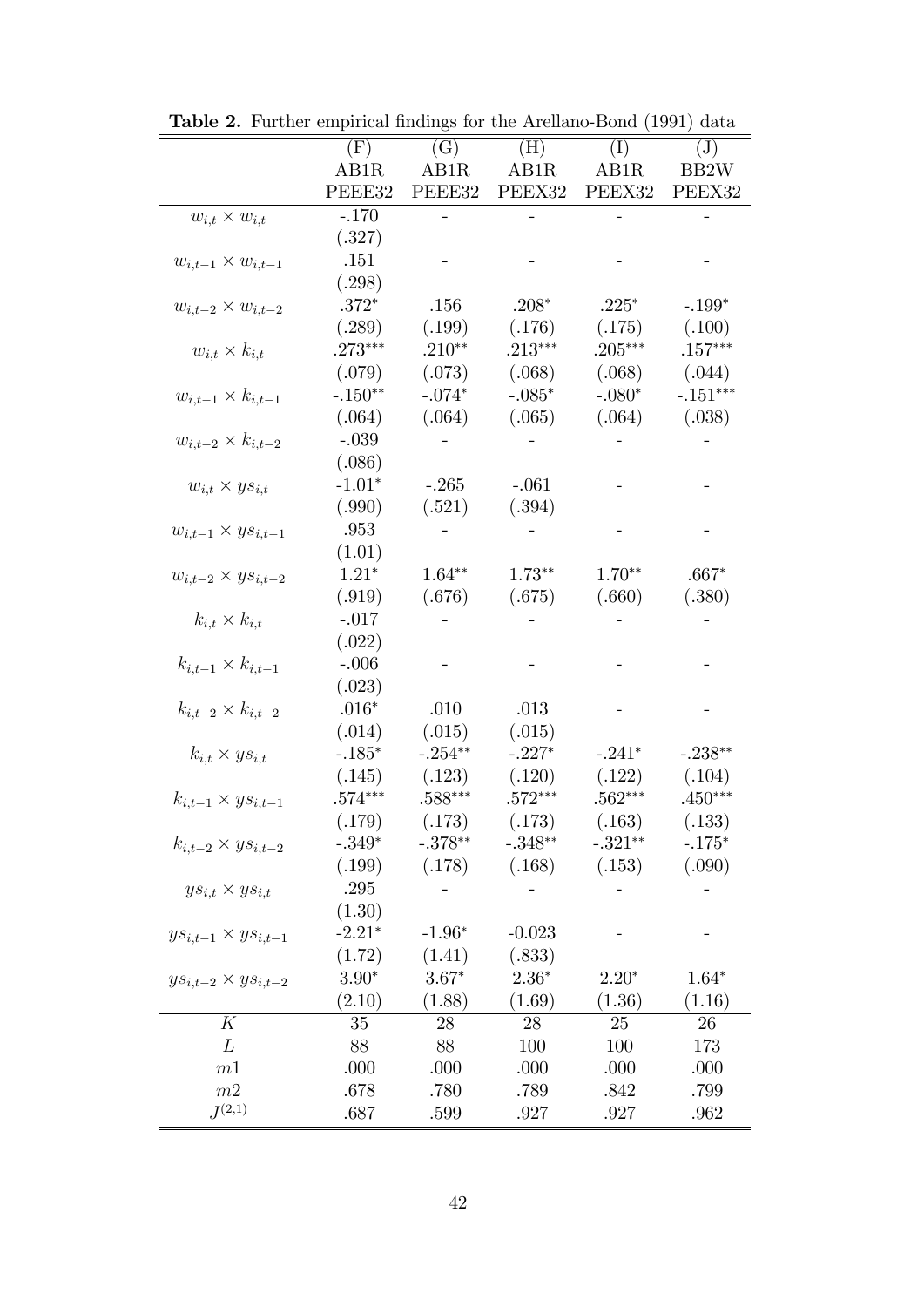**Table 2.** Further empirical findings for the Arellano-Bond (1991) data

| | (F) | (G) | (H) | (I) | (J) |
|---|---|---|---|---|---|
| | AB1R | AB1R | AB1R | AB1R | BB2W |
| | PEEE32 | PEEE32 | PEEX32 | PEEX32 | PEEX32 |
| $w_{i,t} \times w_{i,t}$ | -.170 | - | - | - | - |
| | (.327) | | | | |
| $w_{i,t-1} \times w_{i,t-1}$ | .151 | - | - | - | - |
| | (.298) | | | | |
| $w_{i,t-2} \times w_{i,t-2}$ | .372$^{*}$ | .156 | .208$^{*}$ | .225$^{*}$ | -.199$^{*}$ |
| | (.289) | (.199) | (.176) | (.175) | (.100) |
| $w_{i,t} \times k_{i,t}$ | .273$^{***}$ | .210$^{**}$ | .213$^{***}$ | .205$^{***}$ | .157$^{***}$ |
| | (.079) | (.073) | (.068) | (.068) | (.044) |
| $w_{i,t-1} \times k_{i,t-1}$ | -.150$^{**}$ | -.074$^{*}$ | -.085$^{*}$ | -.080$^{*}$ | -.151$^{***}$ |
| | (.064) | (.064) | (.065) | (.064) | (.038) |
| $w_{i,t-2} \times k_{i,t-2}$ | -.039 | - | - | - | - |
| | (.086) | | | | |
| $w_{i,t} \times ys_{i,t}$ | -1.01$^{*}$ | -.265 | -.061 | - | - |
| | (.990) | (.521) | (.394) | | |
| $w_{i,t-1} \times ys_{i,t-1}$ | .953 | - | - | - | - |
| | (1.01) | | | | |
| $w_{i,t-2} \times ys_{i,t-2}$ | 1.21$^{*}$ | 1.64$^{**}$ | 1.73$^{**}$ | 1.70$^{**}$ | .667$^{*}$ |
| | (.919) | (.676) | (.675) | (.660) | (.380) |
| $k_{i,t} \times k_{i,t}$ | -.017 | - | - | - | - |
| | (.022) | | | | |
| $k_{i,t-1} \times k_{i,t-1}$ | -.006 | - | - | - | - |
| | (.023) | | | | |
| $k_{i,t-2} \times k_{i,t-2}$ | .016$^{*}$ | .010 | .013 | - | - |
| | (.014) | (.015) | (.015) | | |
| $k_{i,t} \times ys_{i,t}$ | -.185$^{*}$ | -.254$^{**}$ | -.227$^{*}$ | -.241$^{*}$ | -.238$^{**}$ |
| | (.145) | (.123) | (.120) | (.122) | (.104) |
| $k_{i,t-1} \times ys_{i,t-1}$ | .574$^{***}$ | .588$^{***}$ | .572$^{***}$ | .562$^{***}$ | .450$^{***}$ |
| | (.179) | (.173) | (.173) | (.163) | (.133) |
| $k_{i,t-2} \times ys_{i,t-2}$ | -.349$^{*}$ | -.378$^{**}$ | -.348$^{**}$ | -.321$^{**}$ | -.175$^{*}$ |
| | (.199) | (.178) | (.168) | (.153) | (.090) |
| $ys_{i,t} \times ys_{i,t}$ | .295 | - | - | - | - |
| | (1.30) | | | | |
| $ys_{i,t-1} \times ys_{i,t-1}$ | -2.21$^{*}$ | -1.96$^{*}$ | -0.023 | - | - |
| | (1.72) | (1.41) | (.833) | | |
| $ys_{i,t-2} \times ys_{i,t-2}$ | 3.90$^{*}$ | 3.67$^{*}$ | 2.36$^{*}$ | 2.20$^{*}$ | 1.64$^{*}$ |
| | (2.10) | (1.88) | (1.69) | (1.36) | (1.16) |
| $K$ | 35 | 28 | 28 | 25 | 26 |
| $L$ | 88 | 88 | 100 | 100 | 173 |
| $m1$ | .000 | .000 | .000 | .000 | .000 |
| $m2$ | .678 | .780 | .789 | .842 | .799 |
| $J^{(2,1)}$ | .687 | .599 | .927 | .927 | .962 |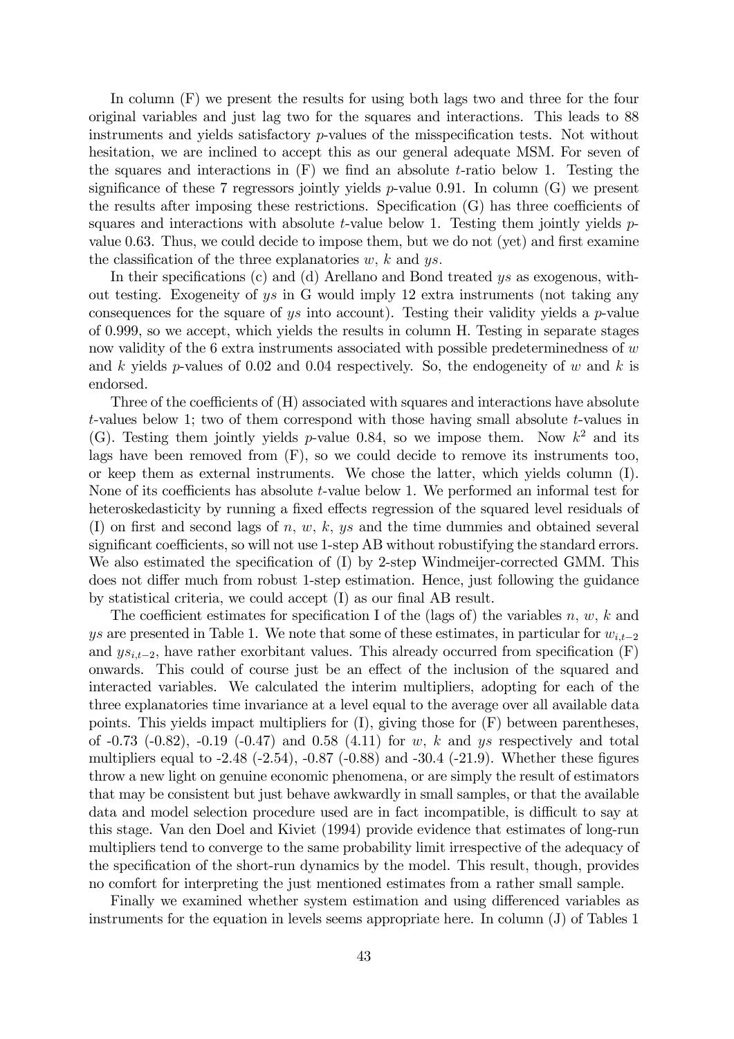In column (F) we present the results for using both lags two and three for the four original variables and just lag two for the squares and interactions. This leads to 88 instruments and yields satisfactory $p$-values of the misspecification tests. Not without hesitation, we are inclined to accept this as our general adequate MSM. For seven of the squares and interactions in (F) we find an absolute $t$-ratio below 1. Testing the significance of these 7 regressors jointly yields $p$-value 0.91. In column (G) we present the results after imposing these restrictions. Specification (G) has three coefficients of squares and interactions with absolute $t$-value below 1. Testing them jointly yields $p$-value 0.63. Thus, we could decide to impose them, but we do not (yet) and first examine the classification of the three explanatories $w$, $k$ and $ys$.

In their specifications (c) and (d) Arellano and Bond treated $ys$ as exogenous, without testing. Exogeneity of $ys$ in G would imply 12 extra instruments (not taking any consequences for the square of $ys$ into account). Testing their validity yields a $p$-value of 0.999, so we accept, which yields the results in column H. Testing in separate stages now validity of the 6 extra instruments associated with possible predeterminedness of $w$ and $k$ yields $p$-values of 0.02 and 0.04 respectively. So, the endogeneity of $w$ and $k$ is endorsed.

Three of the coefficients of (H) associated with squares and interactions have absolute $t$-values below 1; two of them correspond with those having small absolute $t$-values in (G). Testing them jointly yields $p$-value 0.84, so we impose them. Now $k^2$ and its lags have been removed from (F), so we could decide to remove its instruments too, or keep them as external instruments. We chose the latter, which yields column (I). None of its coefficients has absolute $t$-value below 1. We performed an informal test for heteroskedasticity by running a fixed effects regression of the squared level residuals of (I) on first and second lags of $n$, $w$, $k$, $ys$ and the time dummies and obtained several significant coefficients, so will not use 1-step AB without robustifying the standard errors. We also estimated the specification of (I) by 2-step Windmeijer-corrected GMM. This does not differ much from robust 1-step estimation. Hence, just following the guidance by statistical criteria, we could accept (I) as our final AB result.

The coefficient estimates for specification I of the (lags of) the variables $n$, $w$, $k$ and $ys$ are presented in Table 1. We note that some of these estimates, in particular for $w_{i,t-2}$ and $ys_{i,t-2}$, have rather exorbitant values. This already occurred from specification (F) onwards. This could of course just be an effect of the inclusion of the squared and interacted variables. We calculated the interim multipliers, adopting for each of the three explanatories time invariance at a level equal to the average over all available data points. This yields impact multipliers for (I), giving those for (F) between parentheses, of -0.73 (-0.82), -0.19 (-0.47) and 0.58 (4.11) for $w$, $k$ and $ys$ respectively and total multipliers equal to -2.48 (-2.54), -0.87 (-0.88) and -30.4 (-21.9). Whether these figures throw a new light on genuine economic phenomena, or are simply the result of estimators that may be consistent but just behave awkwardly in small samples, or that the available data and model selection procedure used are in fact incompatible, is difficult to say at this stage. Van den Doel and Kiviet (1994) provide evidence that estimates of long-run multipliers tend to converge to the same probability limit irrespective of the adequacy of the specification of the short-run dynamics by the model. This result, though, provides no comfort for interpreting the just mentioned estimates from a rather small sample.

Finally we examined whether system estimation and using differenced variables as instruments for the equation in levels seems appropriate here. In column (J) of Tables 1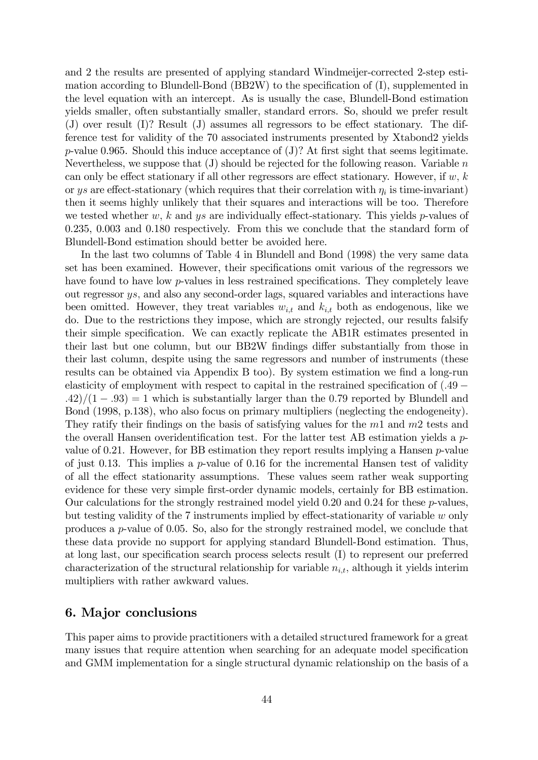and 2 the results are presented of applying standard Windmeijer-corrected 2-step estimation according to Blundell-Bond (BB2W) to the specification of (I), supplemented in the level equation with an intercept. As is usually the case, Blundell-Bond estimation yields smaller, often substantially smaller, standard errors. So, should we prefer result (J) over result (I)? Result (J) assumes all regressors to be effect stationary. The difference test for validity of the 70 associated instruments presented by Xtabond2 yields $p$-value 0.965. Should this induce acceptance of (J)? At first sight that seems legitimate. Nevertheless, we suppose that (J) should be rejected for the following reason. Variable $n$ can only be effect stationary if all other regressors are effect stationary. However, if $w$, $k$ or $ys$ are effect-stationary (which requires that their correlation with $\eta_i$ is time-invariant) then it seems highly unlikely that their squares and interactions will be too. Therefore we tested whether $w$, $k$ and $ys$ are individually effect-stationary. This yields $p$-values of 0.235, 0.003 and 0.180 respectively. From this we conclude that the standard form of Blundell-Bond estimation should better be avoided here.

In the last two columns of Table 4 in Blundell and Bond (1998) the very same data set has been examined. However, their specifications omit various of the regressors we have found to have low $p$-values in less restrained specifications. They completely leave out regressor $ys$, and also any second-order lags, squared variables and interactions have been omitted. However, they treat variables $w_{i,t}$ and $k_{i,t}$ both as endogenous, like we do. Due to the restrictions they impose, which are strongly rejected, our results falsify their simple specification. We can exactly replicate the AB1R estimates presented in their last but one column, but our BB2W findings differ substantially from those in their last column, despite using the same regressors and number of instruments (these results can be obtained via Appendix B too). By system estimation we find a long-run elasticity of employment with respect to capital in the restrained specification of $(.49 - .42)/(1 - .93) = 1$ which is substantially larger than the 0.79 reported by Blundell and Bond (1998, p.138), who also focus on primary multipliers (neglecting the endogeneity). They ratify their findings on the basis of satisfying values for the $m1$ and $m2$ tests and the overall Hansen overidentification test. For the latter test AB estimation yields a $p$-value of 0.21. However, for BB estimation they report results implying a Hansen $p$-value of just 0.13. This implies a $p$-value of 0.16 for the incremental Hansen test of validity of all the effect stationarity assumptions. These values seem rather weak supporting evidence for these very simple first-order dynamic models, certainly for BB estimation. Our calculations for the strongly restrained model yield 0.20 and 0.24 for these $p$-values, but testing validity of the 7 instruments implied by effect-stationarity of variable $w$ only produces a $p$-value of 0.05. So, also for the strongly restrained model, we conclude that these data provide no support for applying standard Blundell-Bond estimation. Thus, at long last, our specification search process selects result (I) to represent our preferred characterization of the structural relationship for variable $n_{i,t}$, although it yields interim multipliers with rather awkward values.

## 6. Major conclusions

This paper aims to provide practitioners with a detailed structured framework for a great many issues that require attention when searching for an adequate model specification and GMM implementation for a single structural dynamic relationship on the basis of a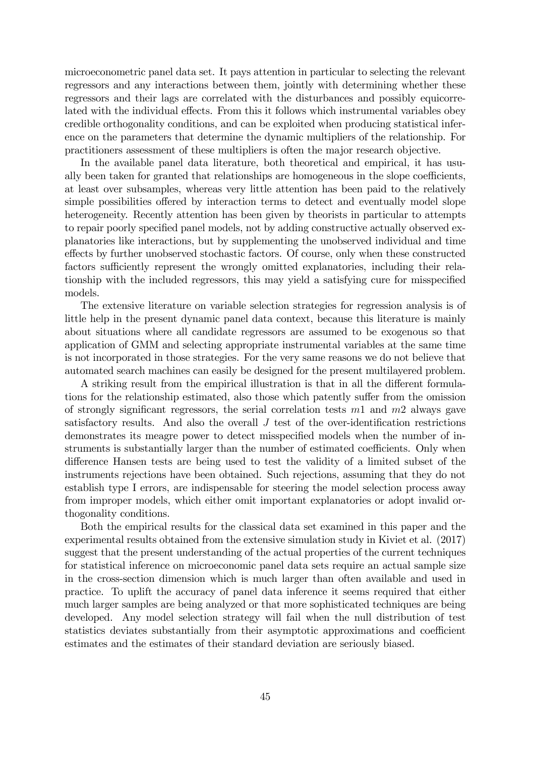microeconometric panel data set. It pays attention in particular to selecting the relevant regressors and any interactions between them, jointly with determining whether these regressors and their lags are correlated with the disturbances and possibly equicorrelated with the individual effects. From this it follows which instrumental variables obey credible orthogonality conditions, and can be exploited when producing statistical inference on the parameters that determine the dynamic multipliers of the relationship. For practitioners assessment of these multipliers is often the major research objective.

In the available panel data literature, both theoretical and empirical, it has usually been taken for granted that relationships are homogeneous in the slope coefficients, at least over subsamples, whereas very little attention has been paid to the relatively simple possibilities offered by interaction terms to detect and eventually model slope heterogeneity. Recently attention has been given by theorists in particular to attempts to repair poorly specified panel models, not by adding constructive actually observed explanatories like interactions, but by supplementing the unobserved individual and time effects by further unobserved stochastic factors. Of course, only when these constructed factors sufficiently represent the wrongly omitted explanatories, including their relationship with the included regressors, this may yield a satisfying cure for misspecified models.

The extensive literature on variable selection strategies for regression analysis is of little help in the present dynamic panel data context, because this literature is mainly about situations where all candidate regressors are assumed to be exogenous so that application of GMM and selecting appropriate instrumental variables at the same time is not incorporated in those strategies. For the very same reasons we do not believe that automated search machines can easily be designed for the present multilayered problem.

A striking result from the empirical illustration is that in all the different formulations for the relationship estimated, also those which patently suffer from the omission of strongly significant regressors, the serial correlation tests $m1$ and $m2$ always gave satisfactory results. And also the overall $J$ test of the over-identification restrictions demonstrates its meagre power to detect misspecified models when the number of instruments is substantially larger than the number of estimated coefficients. Only when difference Hansen tests are being used to test the validity of a limited subset of the instruments rejections have been obtained. Such rejections, assuming that they do not establish type I errors, are indispensable for steering the model selection process away from improper models, which either omit important explanatories or adopt invalid orthogonality conditions.

Both the empirical results for the classical data set examined in this paper and the experimental results obtained from the extensive simulation study in Kiviet et al. (2017) suggest that the present understanding of the actual properties of the current techniques for statistical inference on microeconomic panel data sets require an actual sample size in the cross-section dimension which is much larger than often available and used in practice. To uplift the accuracy of panel data inference it seems required that either much larger samples are being analyzed or that more sophisticated techniques are being developed. Any model selection strategy will fail when the null distribution of test statistics deviates substantially from their asymptotic approximations and coefficient estimates and the estimates of their standard deviation are seriously biased.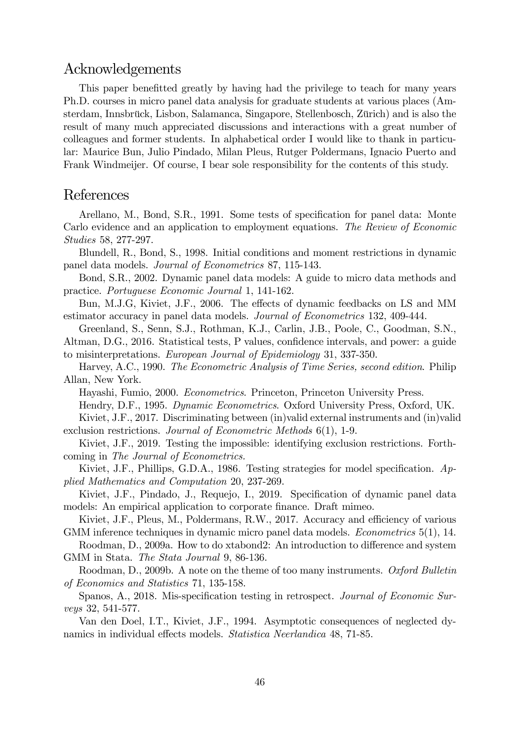## Acknowledgements

This paper benefitted greatly by having had the privilege to teach for many years Ph.D. courses in micro panel data analysis for graduate students at various places (Amsterdam, Innsbrück, Lisbon, Salamanca, Singapore, Stellenbosch, Zürich) and is also the result of many much appreciated discussions and interactions with a great number of colleagues and former students. In alphabetical order I would like to thank in particular: Maurice Bun, Julio Pindado, Milan Pleus, Rutger Poldermans, Ignacio Puerto and Frank Windmeijer. Of course, I bear sole responsibility for the contents of this study.

## References

Arellano, M., Bond, S.R., 1991. Some tests of specification for panel data: Monte Carlo evidence and an application to employment equations. *The Review of Economic Studies* 58, 277-297.

Blundell, R., Bond, S., 1998. Initial conditions and moment restrictions in dynamic panel data models. *Journal of Econometrics* 87, 115-143.

Bond, S.R., 2002. Dynamic panel data models: A guide to micro data methods and practice. *Portuguese Economic Journal* 1, 141-162.

Bun, M.J.G, Kiviet, J.F., 2006. The effects of dynamic feedbacks on LS and MM estimator accuracy in panel data models. *Journal of Econometrics* 132, 409-444.

Greenland, S., Senn, S.J., Rothman, K.J., Carlin, J.B., Poole, C., Goodman, S.N., Altman, D.G., 2016. Statistical tests, P values, confidence intervals, and power: a guide to misinterpretations. *European Journal of Epidemiology* 31, 337-350.

Harvey, A.C., 1990. *The Econometric Analysis of Time Series, second edition*. Philip Allan, New York.

Hayashi, Fumio, 2000. *Econometrics*. Princeton, Princeton University Press.

Hendry, D.F., 1995. *Dynamic Econometrics*. Oxford University Press, Oxford, UK.

Kiviet, J.F., 2017. Discriminating between (in)valid external instruments and (in)valid exclusion restrictions. *Journal of Econometric Methods* 6(1), 1-9.

Kiviet, J.F., 2019. Testing the impossible: identifying exclusion restrictions. Forthcoming in *The Journal of Econometrics.*

Kiviet, J.F., Phillips, G.D.A., 1986. Testing strategies for model specification. *Applied Mathematics and Computation* 20, 237-269.

Kiviet, J.F., Pindado, J., Requejo, I., 2019. Specification of dynamic panel data models: An empirical application to corporate finance. Draft mimeo.

Kiviet, J.F., Pleus, M., Poldermans, R.W., 2017. Accuracy and efficiency of various GMM inference techniques in dynamic micro panel data models. *Econometrics* 5(1), 14.

Roodman, D., 2009a. How to do xtabond2: An introduction to difference and system GMM in Stata. *The Stata Journal* 9, 86-136.

Roodman, D., 2009b. A note on the theme of too many instruments. *Oxford Bulletin of Economics and Statistics* 71, 135-158.

Spanos, A., 2018. Mis-specification testing in retrospect. *Journal of Economic Surveys* 32, 541-577.

Van den Doel, I.T., Kiviet, J.F., 1994. Asymptotic consequences of neglected dynamics in individual effects models. *Statistica Neerlandica* 48, 71-85.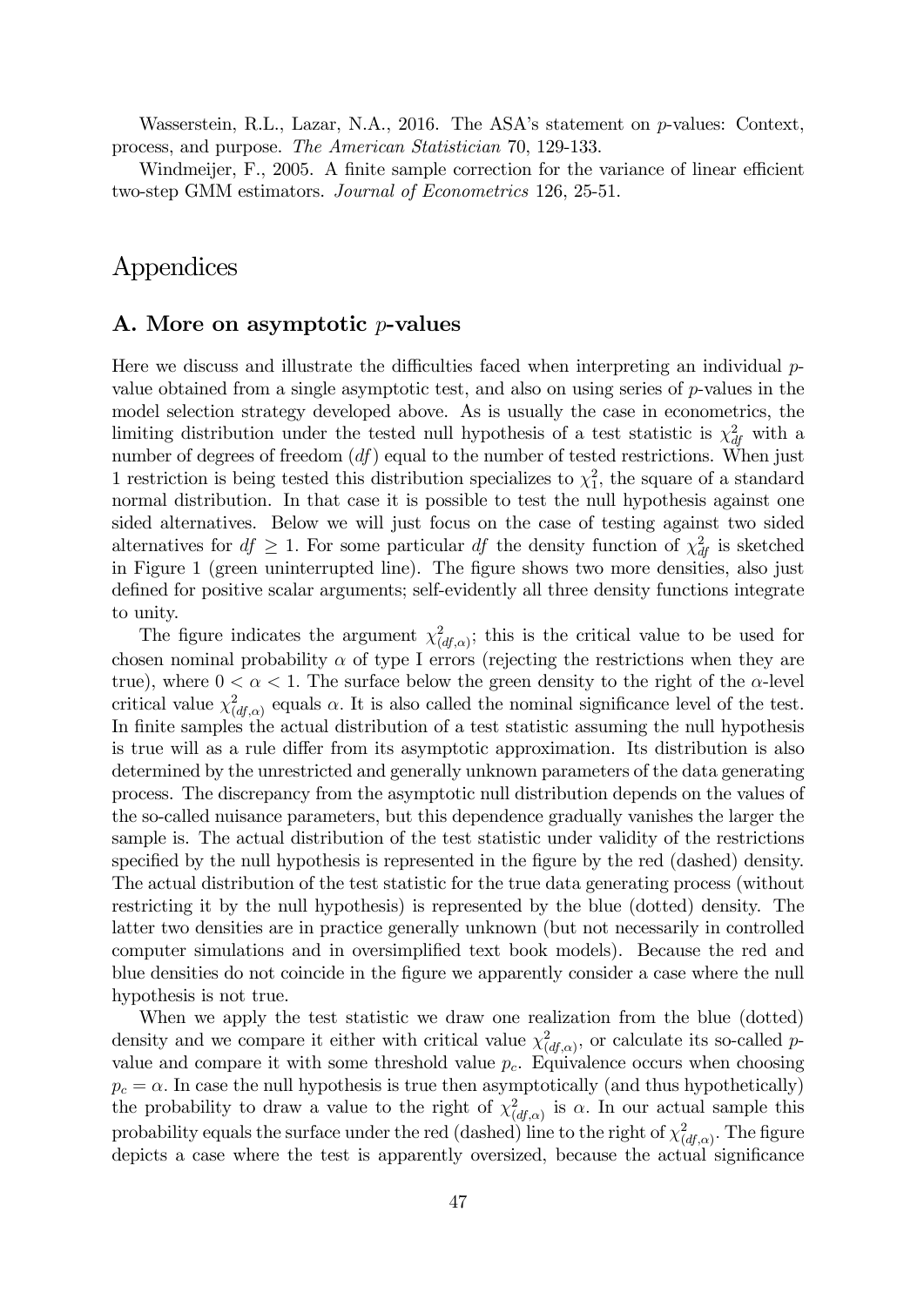Wasserstein, R.L., Lazar, N.A., 2016. The ASA's statement on $p$-values: Context, process, and purpose. *The American Statistician* 70, 129-133.

Windmeijer, F., 2005. A finite sample correction for the variance of linear efficient two-step GMM estimators. *Journal of Econometrics* 126, 25-51.

# Appendices

## A. More on asymptotic $p$-values

Here we discuss and illustrate the difficulties faced when interpreting an individual $p$-value obtained from a single asymptotic test, and also on using series of $p$-values in the model selection strategy developed above. As is usually the case in econometrics, the limiting distribution under the tested null hypothesis of a test statistic is $\chi^2_{df}$ with a number of degrees of freedom ($df$) equal to the number of tested restrictions. When just 1 restriction is being tested this distribution specializes to $\chi^2_1$, the square of a standard normal distribution. In that case it is possible to test the null hypothesis against one sided alternatives. Below we will just focus on the case of testing against two sided alternatives for $df \geq 1$. For some particular $df$ the density function of $\chi^2_{df}$ is sketched in Figure 1 (green uninterrupted line). The figure shows two more densities, also just defined for positive scalar arguments; self-evidently all three density functions integrate to unity.

The figure indicates the argument $\chi^2_{(df,\alpha)}$; this is the critical value to be used for chosen nominal probability $\alpha$ of type I errors (rejecting the restrictions when they are true), where $0 < \alpha < 1$. The surface below the green density to the right of the $\alpha$-level critical value $\chi^2_{(df,\alpha)}$ equals $\alpha$. It is also called the nominal significance level of the test. In finite samples the actual distribution of a test statistic assuming the null hypothesis is true will as a rule differ from its asymptotic approximation. Its distribution is also determined by the unrestricted and generally unknown parameters of the data generating process. The discrepancy from the asymptotic null distribution depends on the values of the so-called nuisance parameters, but this dependence gradually vanishes the larger the sample is. The actual distribution of the test statistic under validity of the restrictions specified by the null hypothesis is represented in the figure by the red (dashed) density. The actual distribution of the test statistic for the true data generating process (without restricting it by the null hypothesis) is represented by the blue (dotted) density. The latter two densities are in practice generally unknown (but not necessarily in controlled computer simulations and in oversimplified text book models). Because the red and blue densities do not coincide in the figure we apparently consider a case where the null hypothesis is not true.

When we apply the test statistic we draw one realization from the blue (dotted) density and we compare it either with critical value $\chi^2_{(df,\alpha)}$, or calculate its so-called $p$-value and compare it with some threshold value $p_c$. Equivalence occurs when choosing $p_c = \alpha$. In case the null hypothesis is true then asymptotically (and thus hypothetically) the probability to draw a value to the right of $\chi^2_{(df,\alpha)}$ is $\alpha$. In our actual sample this probability equals the surface under the red (dashed) line to the right of $\chi^2_{(df,\alpha)}$. The figure depicts a case where the test is apparently oversized, because the actual significance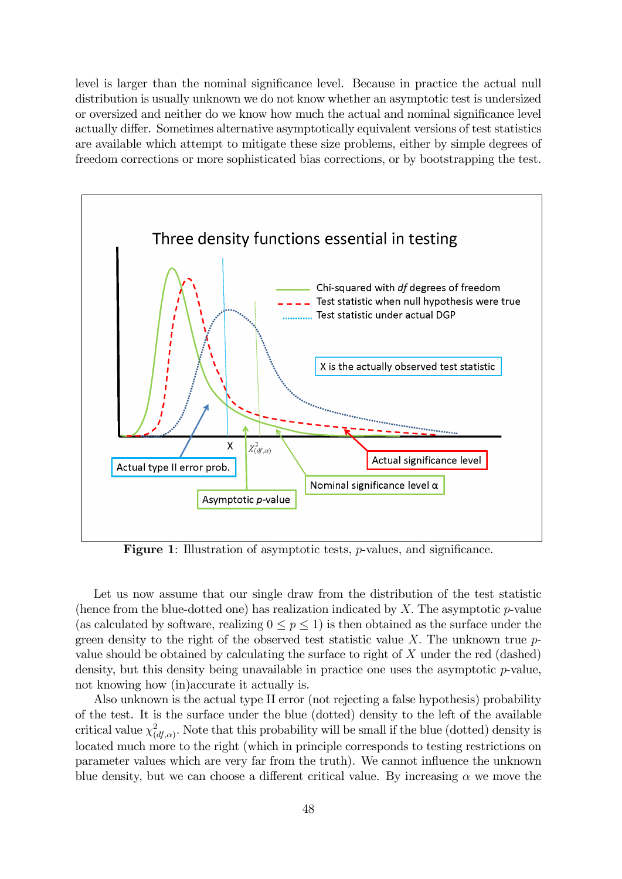level is larger than the nominal significance level. Because in practice the actual null distribution is usually unknown we do not know whether an asymptotic test is undersized or oversized and neither do we know how much the actual and nominal significance level actually differ. Sometimes alternative asymptotically equivalent versions of test statistics are available which attempt to mitigate these size problems, either by simple degrees of freedom corrections or more sophisticated bias corrections, or by bootstrapping the test.

**Figure 1**: Illustration of asymptotic tests, $p$-values, and significance.

Let us now assume that our single draw from the distribution of the test statistic (hence from the blue-dotted one) has realization indicated by $X$. The asymptotic $p$-value (as calculated by software, realizing $0 \leq p \leq 1$) is then obtained as the surface under the green density to the right of the observed test statistic value $X$. The unknown true $p$-value should be obtained by calculating the surface to right of $X$ under the red (dashed) density, but this density being unavailable in practice one uses the asymptotic $p$-value, not knowing how (in)accurate it actually is.

Also unknown is the actual type II error (not rejecting a false hypothesis) probability of the test. It is the surface under the blue (dotted) density to the left of the available critical value $\chi^2_{(df,\alpha)}$. Note that this probability will be small if the blue (dotted) density is located much more to the right (which in principle corresponds to testing restrictions on parameter values which are very far from the truth). We cannot influence the unknown blue density, but we can choose a different critical value. By increasing $\alpha$ we move the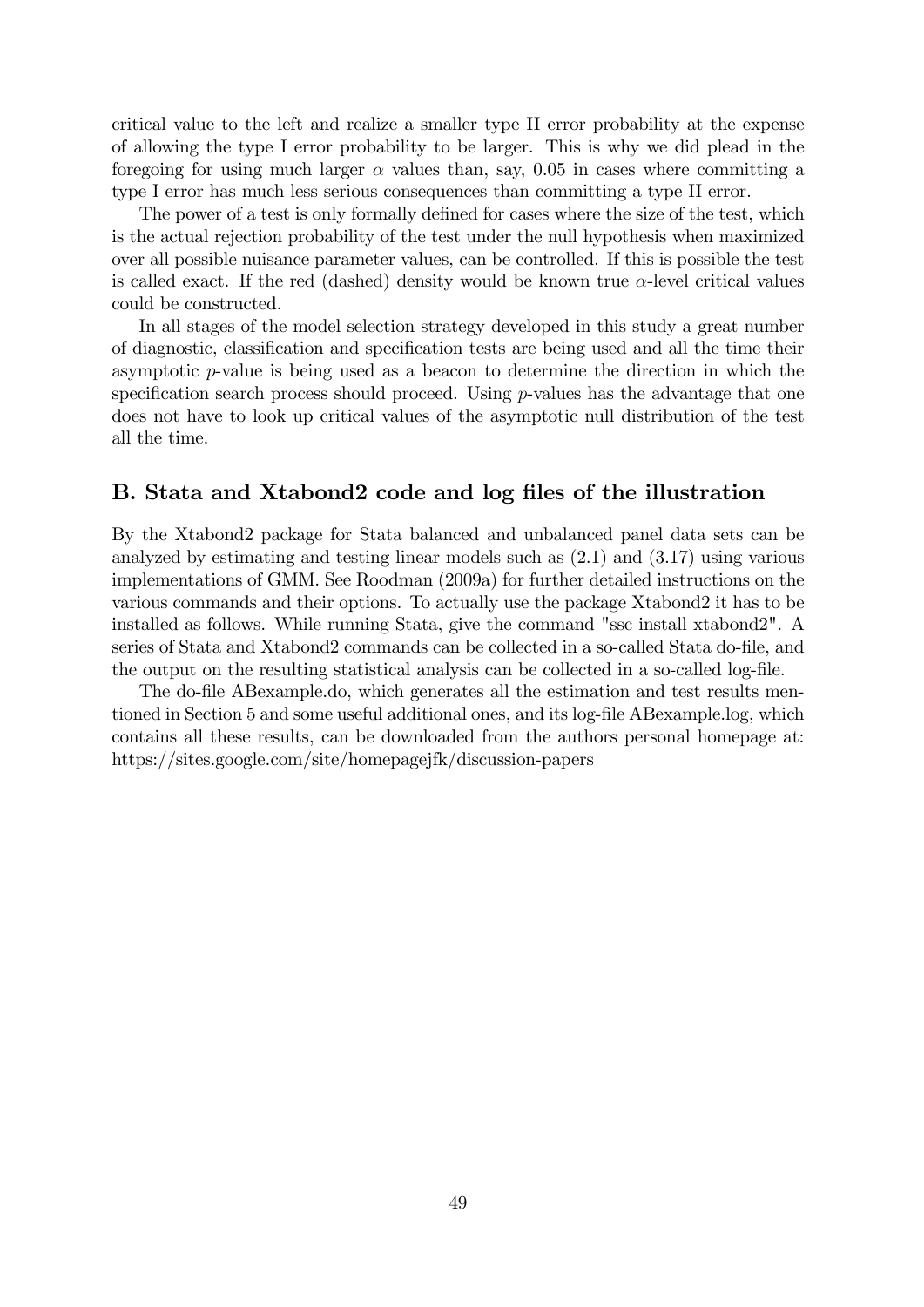critical value to the left and realize a smaller type II error probability at the expense of allowing the type I error probability to be larger. This is why we did plead in the foregoing for using much larger $\alpha$ values than, say, 0.05 in cases where committing a type I error has much less serious consequences than committing a type II error.

The power of a test is only formally defined for cases where the size of the test, which is the actual rejection probability of the test under the null hypothesis when maximized over all possible nuisance parameter values, can be controlled. If this is possible the test is called exact. If the red (dashed) density would be known true $\alpha$-level critical values could be constructed.

In all stages of the model selection strategy developed in this study a great number of diagnostic, classification and specification tests are being used and all the time their asymptotic $p$-value is being used as a beacon to determine the direction in which the specification search process should proceed. Using $p$-values has the advantage that one does not have to look up critical values of the asymptotic null distribution of the test all the time.

## B. Stata and Xtabond2 code and log files of the illustration

By the Xtabond2 package for Stata balanced and unbalanced panel data sets can be analyzed by estimating and testing linear models such as (2.1) and (3.17) using various implementations of GMM. See Roodman (2009a) for further detailed instructions on the various commands and their options. To actually use the package Xtabond2 it has to be installed as follows. While running Stata, give the command "ssc install xtabond2". A series of Stata and Xtabond2 commands can be collected in a so-called Stata do-file, and the output on the resulting statistical analysis can be collected in a so-called log-file.

The do-file ABexample.do, which generates all the estimation and test results mentioned in Section 5 and some useful additional ones, and its log-file ABexample.log, which contains all these results, can be downloaded from the authors personal homepage at: https://sites.google.com/site/homepagejfk/discussion-papers